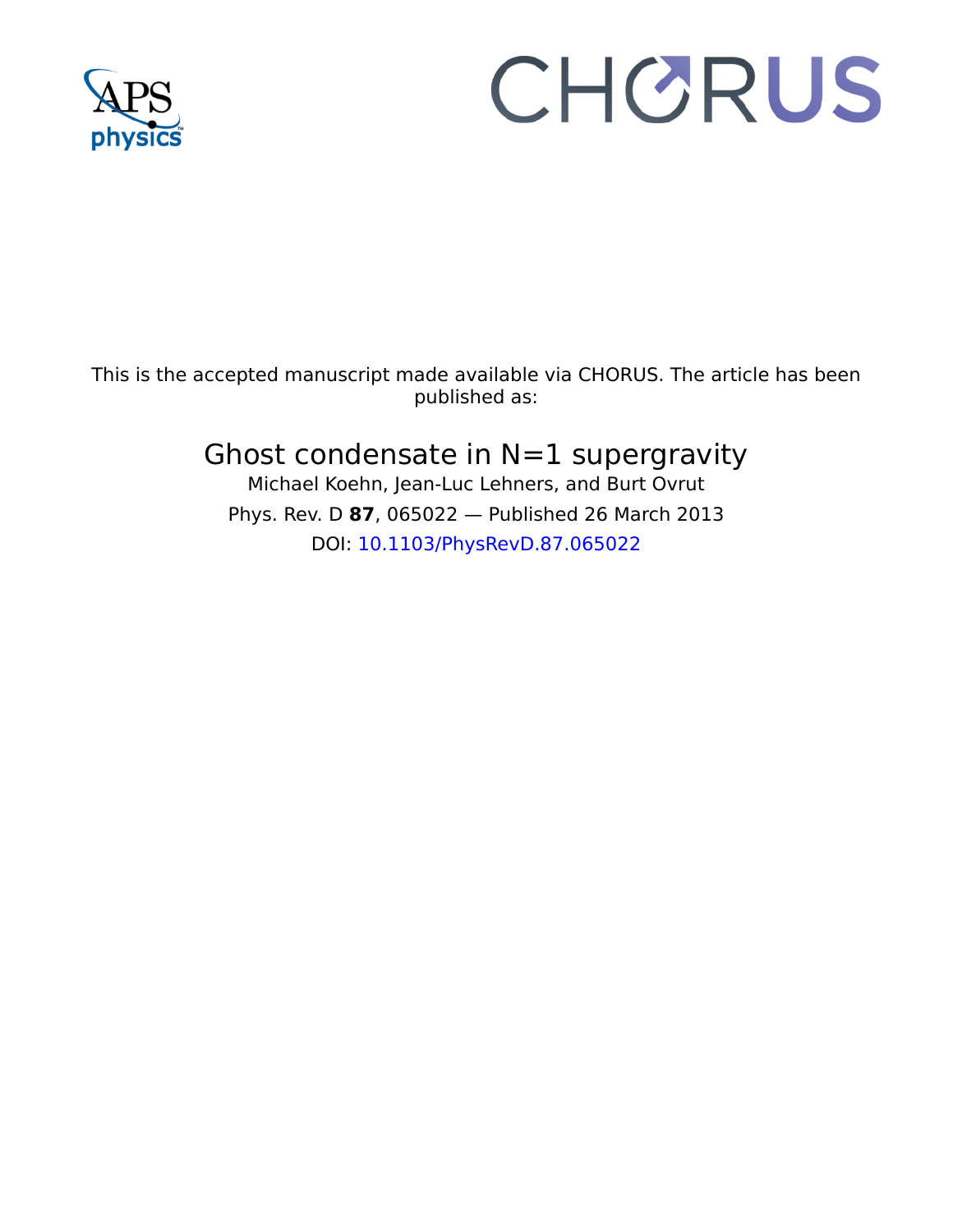This is the accepted manuscript made available via CHORUS. The article has been published as:

# Ghost condensate in N=1 supergravity

Michael Koehn, Jean-Luc Lehners, and Burt Ovrut

Phys. Rev. D **87**, 065022 — Published 26 March 2013

DOI: 10.1103/PhysRevD.87.065022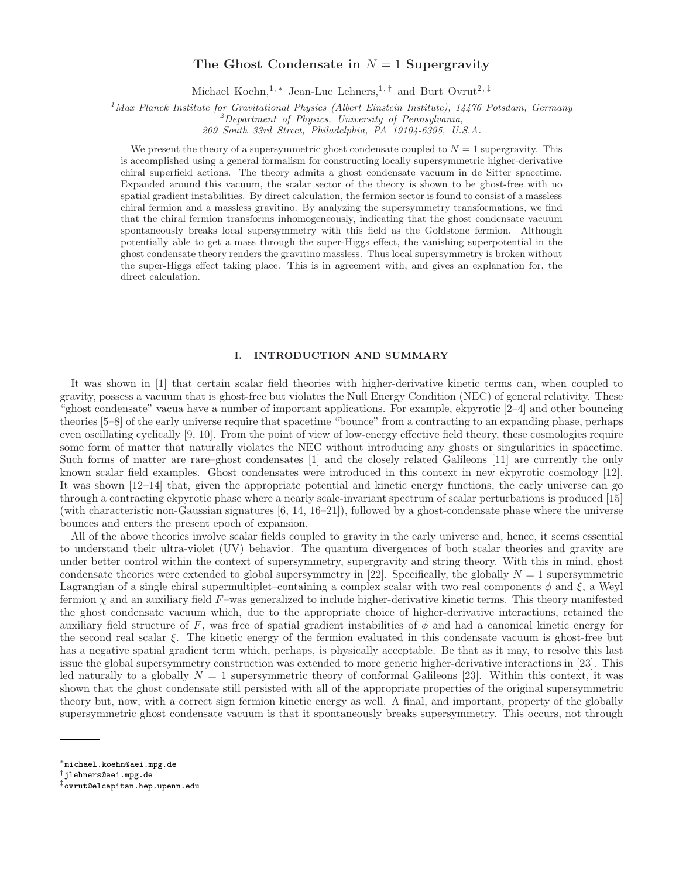# The Ghost Condensate in $N = 1$ Supergravity

Michael Koehn,[1,*] Jean-Luc Lehners,[1,†] and Burt Ovrut[2,‡]

[1]*Max Planck Institute for Gravitational Physics (Albert Einstein Institute), 14476 Potsdam, Germany*
[2]*Department of Physics, University of Pennsylvania, 209 South 33rd Street, Philadelphia, PA 19104-6395, U.S.A.*

We present the theory of a supersymmetric ghost condensate coupled to $N = 1$ supergravity. This is accomplished using a general formalism for constructing locally supersymmetric higher-derivative chiral superfield actions. The theory admits a ghost condensate vacuum in de Sitter spacetime. Expanded around this vacuum, the scalar sector of the theory is shown to be ghost-free with no spatial gradient instabilities. By direct calculation, the fermion sector is found to consist of a massless chiral fermion and a massless gravitino. By analyzing the supersymmetry transformations, we find that the chiral fermion transforms inhomogeneously, indicating that the ghost condensate vacuum spontaneously breaks local supersymmetry with this field as the Goldstone fermion. Although potentially able to get a mass through the super-Higgs effect, the vanishing superpotential in the ghost condensate theory renders the gravitino massless. Thus local supersymmetry is broken without the super-Higgs effect taking place. This is in agreement with, and gives an explanation for, the direct calculation.

## I. INTRODUCTION AND SUMMARY

It was shown in [1] that certain scalar field theories with higher-derivative kinetic terms can, when coupled to gravity, possess a vacuum that is ghost-free but violates the Null Energy Condition (NEC) of general relativity. These "ghost condensate" vacua have a number of important applications. For example, ekpyrotic [2–4] and other bouncing theories [5–8] of the early universe require that spacetime "bounce" from a contracting to an expanding phase, perhaps even oscillating cyclically [9, 10]. From the point of view of low-energy effective field theory, these cosmologies require some form of matter that naturally violates the NEC without introducing any ghosts or singularities in spacetime. Such forms of matter are rare–ghost condensates [1] and the closely related Galileons [11] are currently the only known scalar field examples. Ghost condensates were introduced in this context in new ekpyrotic cosmology [12]. It was shown [12–14] that, given the appropriate potential and kinetic energy functions, the early universe can go through a contracting ekpyrotic phase where a nearly scale-invariant spectrum of scalar perturbations is produced [15] (with characteristic non-Gaussian signatures [6, 14, 16–21]), followed by a ghost-condensate phase where the universe bounces and enters the present epoch of expansion.

All of the above theories involve scalar fields coupled to gravity in the early universe and, hence, it seems essential to understand their ultra-violet (UV) behavior. The quantum divergences of both scalar theories and gravity are under better control within the context of supersymmetry, supergravity and string theory. With this in mind, ghost condensate theories were extended to global supersymmetry in [22]. Specifically, the globally $N = 1$ supersymmetric Lagrangian of a single chiral supermultiplet–containing a complex scalar with two real components $\phi$ and $\xi$, a Weyl fermion $\chi$ and an auxiliary field $F$–was generalized to include higher-derivative kinetic terms. This theory manifested the ghost condensate vacuum which, due to the appropriate choice of higher-derivative interactions, retained the auxiliary field structure of $F$, was free of spatial gradient instabilities of $\phi$ and had a canonical kinetic energy for the second real scalar $\xi$. The kinetic energy of the fermion evaluated in this condensate vacuum is ghost-free but has a negative spatial gradient term which, perhaps, is physically acceptable. Be that as it may, to resolve this last issue the global supersymmetry construction was extended to more generic higher-derivative interactions in [23]. This led naturally to a globally $N = 1$ supersymmetric theory of conformal Galileons [23]. Within this context, it was shown that the ghost condensate still persisted with all of the appropriate properties of the original supersymmetric theory but, now, with a correct sign fermion kinetic energy as well. A final, and important, property of the globally supersymmetric ghost condensate vacuum is that it spontaneously breaks supersymmetry. This occurs, not through

---

*michael.koehn@aei.mpg.de
†jlehners@aei.mpg.de
‡ovrut@elcapitan.hep.upenn.edu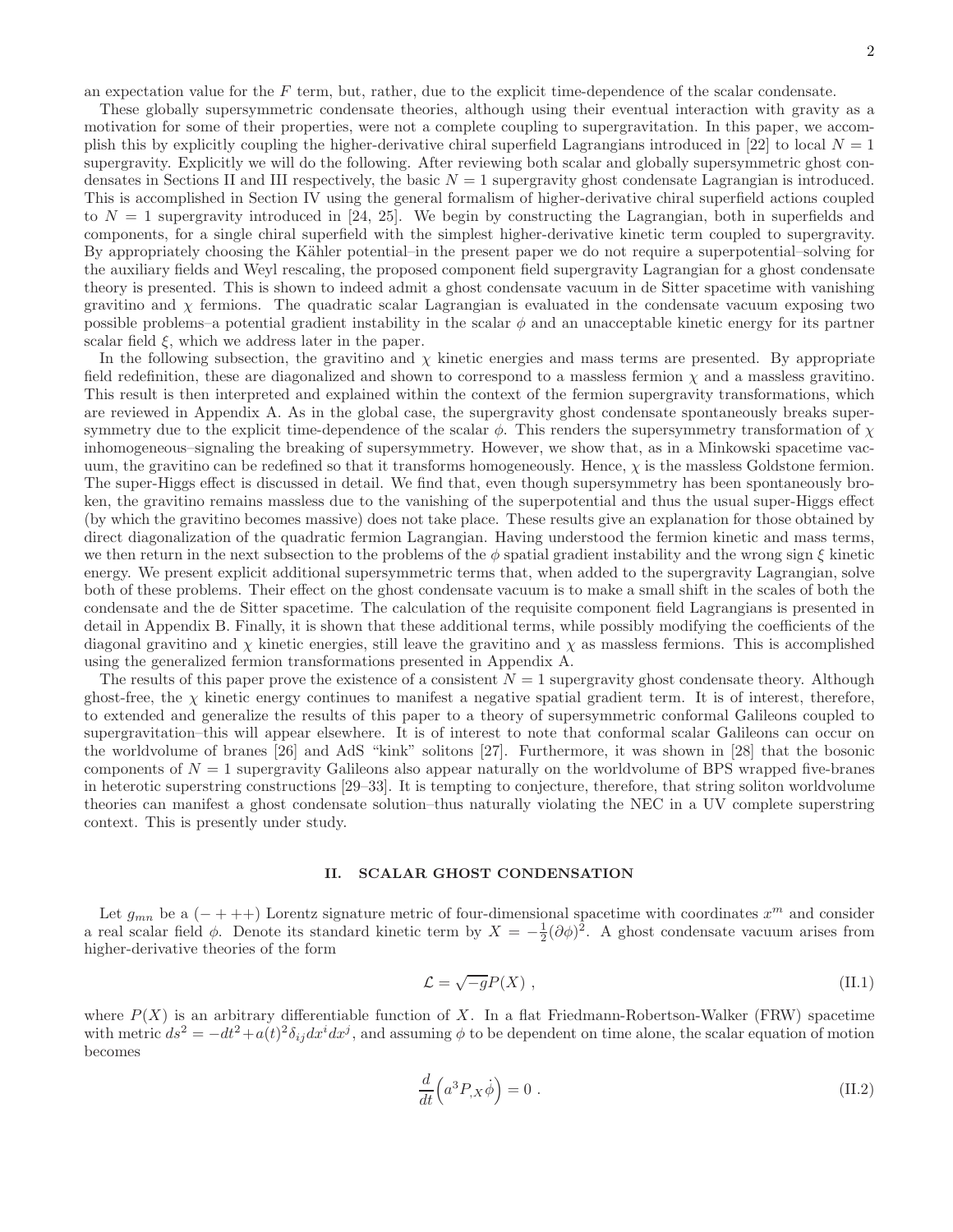an expectation value for the $F$ term, but, rather, due to the explicit time-dependence of the scalar condensate.

These globally supersymmetric condensate theories, although using their eventual interaction with gravity as a motivation for some of their properties, were not a complete coupling to supergravitation. In this paper, we accomplish this by explicitly coupling the higher-derivative chiral superfield Lagrangians introduced in [22] to local $N = 1$ supergravity. Explicitly we will do the following. After reviewing both scalar and globally supersymmetric ghost condensates in Sections II and III respectively, the basic $N = 1$ supergravity ghost condensate Lagrangian is introduced. This is accomplished in Section IV using the general formalism of higher-derivative chiral superfield actions coupled to $N = 1$ supergravity introduced in [24, 25]. We begin by constructing the Lagrangian, both in superfields and components, for a single chiral superfield with the simplest higher-derivative kinetic term coupled to supergravity. By appropriately choosing the Kähler potential–in the present paper we do not require a superpotential–solving for the auxiliary fields and Weyl rescaling, the proposed component field supergravity Lagrangian for a ghost condensate theory is presented. This is shown to indeed admit a ghost condensate vacuum in de Sitter spacetime with vanishing gravitino and $\chi$ fermions. The quadratic scalar Lagrangian is evaluated in the condensate vacuum exposing two possible problems–a potential gradient instability in the scalar $\phi$ and an unacceptable kinetic energy for its partner scalar field $\xi$, which we address later in the paper.

In the following subsection, the gravitino and $\chi$ kinetic energies and mass terms are presented. By appropriate field redefinition, these are diagonalized and shown to correspond to a massless fermion $\chi$ and a massless gravitino. This result is then interpreted and explained within the context of the fermion supergravity transformations, which are reviewed in Appendix A. As in the global case, the supergravity ghost condensate spontaneously breaks supersymmetry due to the explicit time-dependence of the scalar $\phi$. This renders the supersymmetry transformation of $\chi$ inhomogeneous–signaling the breaking of supersymmetry. However, we show that, as in a Minkowski spacetime vacuum, the gravitino can be redefined so that it transforms homogeneously. Hence, $\chi$ is the massless Goldstone fermion. The super-Higgs effect is discussed in detail. We find that, even though supersymmetry has been spontaneously broken, the gravitino remains massless due to the vanishing of the superpotential and thus the usual super-Higgs effect (by which the gravitino becomes massive) does not take place. These results give an explanation for those obtained by direct diagonalization of the quadratic fermion Lagrangian. Having understood the fermion kinetic and mass terms, we then return in the next subsection to the problems of the $\phi$ spatial gradient instability and the wrong sign $\xi$ kinetic energy. We present explicit additional supersymmetric terms that, when added to the supergravity Lagrangian, solve both of these problems. Their effect on the ghost condensate vacuum is to make a small shift in the scales of both the condensate and the de Sitter spacetime. The calculation of the requisite component field Lagrangians is presented in detail in Appendix B. Finally, it is shown that these additional terms, while possibly modifying the coefficients of the diagonal gravitino and $\chi$ kinetic energies, still leave the gravitino and $\chi$ as massless fermions. This is accomplished using the generalized fermion transformations presented in Appendix A.

The results of this paper prove the existence of a consistent $N = 1$ supergravity ghost condensate theory. Although ghost-free, the $\chi$ kinetic energy continues to manifest a negative spatial gradient term. It is of interest, therefore, to extended and generalize the results of this paper to a theory of supersymmetric conformal Galileons coupled to supergravitation–this will appear elsewhere. It is of interest to note that conformal scalar Galileons can occur on the worldvolume of branes [26] and AdS "kink" solitons [27]. Furthermore, it was shown in [28] that the bosonic components of $N = 1$ supergravity Galileons also appear naturally on the worldvolume of BPS wrapped five-branes in heterotic superstring constructions [29–33]. It is tempting to conjecture, therefore, that string soliton worldvolume theories can manifest a ghost condensate solution–thus naturally violating the NEC in a UV complete superstring context. This is presently under study.

## II. SCALAR GHOST CONDENSATION

Let $g_{mn}$ be a $(-+++)$ Lorentz signature metric of four-dimensional spacetime with coordinates $x^m$ and consider a real scalar field $\phi$. Denote its standard kinetic term by $X = -\frac{1}{2}(\partial\phi)^2$. A ghost condensate vacuum arises from higher-derivative theories of the form

$$\mathcal{L} = \sqrt{-g}P(X) \; , \tag{II.1}$$

where $P(X)$ is an arbitrary differentiable function of $X$. In a flat Friedmann-Robertson-Walker (FRW) spacetime with metric $ds^2 = -dt^2 + a(t)^2\delta_{ij}dx^i dx^j$, and assuming $\phi$ to be dependent on time alone, the scalar equation of motion becomes

$$\frac{d}{dt}\Big(a^3 P_{,X}\dot{\phi}\Big) = 0 \; . \tag{II.2}$$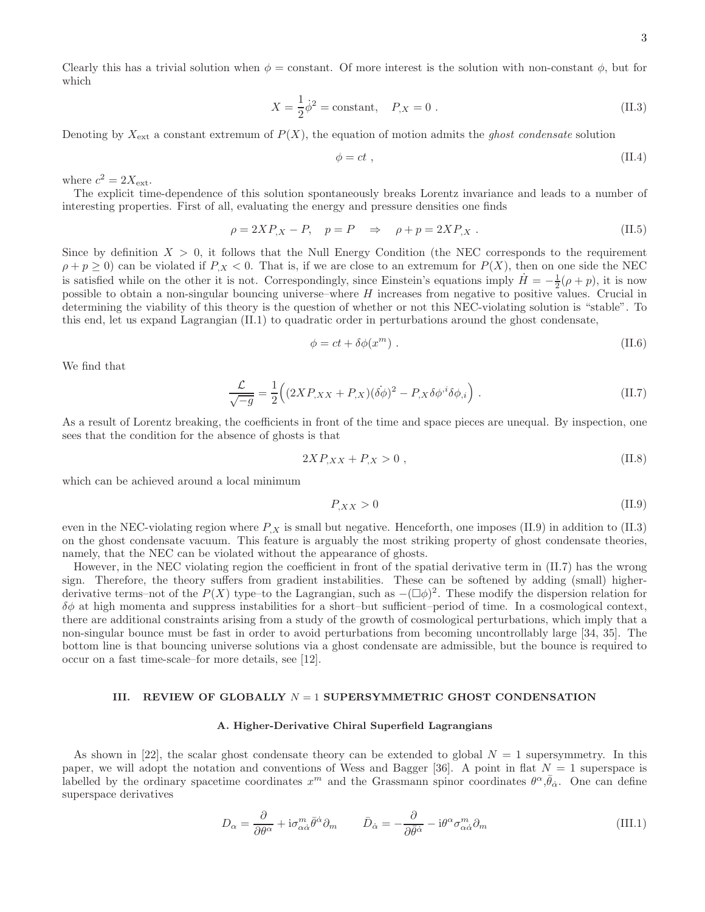Clearly this has a trivial solution when $\phi =$ constant. Of more interest is the solution with non-constant $\phi$, but for which

$$X = \frac{1}{2}\dot{\phi}^2 = \text{constant}, \quad P_{,X} = 0 \ . \tag{II.3}$$

Denoting by $X_{\text{ext}}$ a constant extremum of $P(X)$, the equation of motion admits the *ghost condensate* solution

$$\phi = ct \ , \tag{II.4}$$

where $c^2 = 2X_{\text{ext}}$.

The explicit time-dependence of this solution spontaneously breaks Lorentz invariance and leads to a number of interesting properties. First of all, evaluating the energy and pressure densities one finds

$$\rho = 2XP_{,X} - P, \quad p = P \quad \Rightarrow \quad \rho + p = 2XP_{,X} \ . \tag{II.5}$$

Since by definition $X > 0$, it follows that the Null Energy Condition (the NEC corresponds to the requirement $\rho + p \geq 0$) can be violated if $P_{,X} < 0$. That is, if we are close to an extremum for $P(X)$, then on one side the NEC is satisfied while on the other it is not. Correspondingly, since Einstein's equations imply $\dot{H} = -\frac{1}{2}(\rho + p)$, it is now possible to obtain a non-singular bouncing universe–where $H$ increases from negative to positive values. Crucial in determining the viability of this theory is the question of whether or not this NEC-violating solution is "stable". To this end, let us expand Lagrangian (II.1) to quadratic order in perturbations around the ghost condensate,

$$\phi = ct + \delta\phi(x^m) \ . \tag{II.6}$$

We find that

$$\frac{\mathcal{L}}{\sqrt{-g}} = \frac{1}{2}\Big( (2XP_{,XX} + P_{,X})(\dot{\delta\phi})^2 - P_{,X}\delta\phi^{,i}\delta\phi_{,i} \Big) \ . \tag{II.7}$$

As a result of Lorentz breaking, the coefficients in front of the time and space pieces are unequal. By inspection, one sees that the condition for the absence of ghosts is that

$$2XP_{,XX} + P_{,X} > 0 \ , \tag{II.8}$$

which can be achieved around a local minimum

$$P_{,XX} > 0 \tag{II.9}$$

even in the NEC-violating region where $P_{,X}$ is small but negative. Henceforth, one imposes (II.9) in addition to (II.3) on the ghost condensate vacuum. This feature is arguably the most striking property of ghost condensate theories, namely, that the NEC can be violated without the appearance of ghosts.

However, in the NEC violating region the coefficient in front of the spatial derivative term in (II.7) has the wrong sign. Therefore, the theory suffers from gradient instabilities. These can be softened by adding (small) higher-derivative terms–not of the $P(X)$ type–to the Lagrangian, such as $-(\Box\phi)^2$. These modify the dispersion relation for $\delta\phi$ at high momenta and suppress instabilities for a short–but sufficient–period of time. In a cosmological context, there are additional constraints arising from a study of the growth of cosmological perturbations, which imply that a non-singular bounce must be fast in order to avoid perturbations from becoming uncontrollably large [34, 35]. The bottom line is that bouncing universe solutions via a ghost condensate are admissible, but the bounce is required to occur on a fast time-scale–for more details, see [12].

## III. REVIEW OF GLOBALLY $N = 1$ SUPERSYMMETRIC GHOST CONDENSATION

### A. Higher-Derivative Chiral Superfield Lagrangians

As shown in [22], the scalar ghost condensate theory can be extended to global $N = 1$ supersymmetry. In this paper, we will adopt the notation and conventions of Wess and Bagger [36]. A point in flat $N = 1$ superspace is labelled by the ordinary spacetime coordinates $x^m$ and the Grassmann spinor coordinates $\theta^\alpha, \bar{\theta}_{\dot{\alpha}}$. One can define superspace derivatives

$$D_\alpha = \frac{\partial}{\partial\theta^\alpha} + \mathrm{i}\sigma^m_{\alpha\dot{\alpha}}\bar{\theta}^{\dot{\alpha}}\partial_m \qquad \bar{D}_{\dot{\alpha}} = -\frac{\partial}{\partial\bar{\theta}^{\dot{\alpha}}} - \mathrm{i}\theta^\alpha\sigma^m_{\alpha\dot{\alpha}}\partial_m \tag{III.1}$$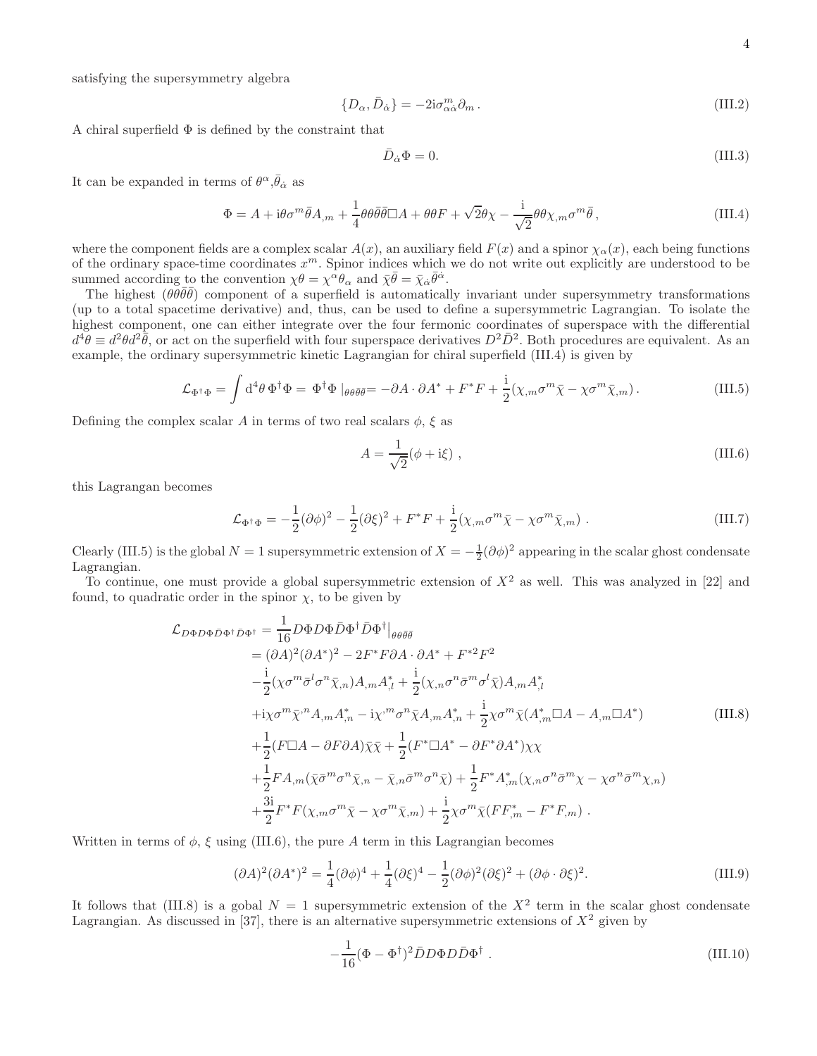satisfying the supersymmetry algebra

$$\{D_\alpha, \bar{D}_{\dot{\alpha}}\} = -2\mathrm{i}\sigma^m_{\alpha\dot{\alpha}}\partial_m \,. \tag{III.2}$$

A chiral superfield $\Phi$ is defined by the constraint that

$$\bar{D}_{\dot{\alpha}}\Phi = 0. \tag{III.3}$$

It can be expanded in terms of $\theta^\alpha$,$\bar{\theta}_{\dot{\alpha}}$ as

$$\Phi = A + \mathrm{i}\theta\sigma^m\bar{\theta}A_{,m} + \frac{1}{4}\theta\theta\bar{\theta}\bar{\theta}\Box A + \theta\theta F + \sqrt{2}\theta\chi - \frac{\mathrm{i}}{\sqrt{2}}\theta\theta\chi_{,m}\sigma^m\bar{\theta}\,, \tag{III.4}$$

where the component fields are a complex scalar $A(x)$, an auxiliary field $F(x)$ and a spinor $\chi_\alpha(x)$, each being functions of the ordinary space-time coordinates $x^m$. Spinor indices which we do not write out explicitly are understood to be summed according to the convention $\chi\theta = \chi^\alpha\theta_\alpha$ and $\bar{\chi}\bar{\theta} = \bar{\chi}_{\dot{\alpha}}\bar{\theta}^{\dot{\alpha}}$.

The highest ($\theta\theta\bar{\theta}\bar{\theta}$) component of a superfield is automatically invariant under supersymmetry transformations (up to a total spacetime derivative) and, thus, can be used to define a supersymmetric Lagrangian. To isolate the highest component, one can either integrate over the four fermonic coordinates of superspace with the differential $d^4\theta \equiv d^2\theta d^2\bar{\theta}$, or act on the superfield with four superspace derivatives $D^2\bar{D}^2$. Both procedures are equivalent. As an example, the ordinary supersymmetric kinetic Lagrangian for chiral superfield (III.4) is given by

$$\mathcal{L}_{\Phi^\dagger\Phi} = \int \mathrm{d}^4\theta\, \Phi^\dagger\Phi = \Phi^\dagger\Phi\,|_{\theta\theta\bar{\theta}\bar{\theta}} = -\partial A\cdot\partial A^* + F^*F + \frac{\mathrm{i}}{2}(\chi_{,m}\sigma^m\bar{\chi} - \chi\sigma^m\bar{\chi}_{,m})\,. \tag{III.5}$$

Defining the complex scalar $A$ in terms of two real scalars $\phi$, $\xi$ as

$$A = \frac{1}{\sqrt{2}}(\phi + \mathrm{i}\xi)\;, \tag{III.6}$$

this Lagrangan becomes

$$\mathcal{L}_{\Phi^\dagger\Phi} = -\frac{1}{2}(\partial\phi)^2 - \frac{1}{2}(\partial\xi)^2 + F^*F + \frac{\mathrm{i}}{2}(\chi_{,m}\sigma^m\bar{\chi} - \chi\sigma^m\bar{\chi}_{,m})\;. \tag{III.7}$$

Clearly (III.5) is the global $N = 1$ supersymmetric extension of $X = -\frac{1}{2}(\partial\phi)^2$ appearing in the scalar ghost condensate Lagrangian.

To continue, one must provide a global supersymmetric extension of $X^2$ as well. This was analyzed in [22] and found, to quadratic order in the spinor $\chi$, to be given by

$$\begin{aligned}
\mathcal{L}_{D\Phi D\Phi\bar{D}\Phi^\dagger\bar{D}\Phi^\dagger} &= \frac{1}{16}D\Phi D\Phi\bar{D}\Phi^\dagger\bar{D}\Phi^\dagger\big|_{\theta\theta\bar{\theta}\bar{\theta}} \\
&= (\partial A)^2(\partial A^*)^2 - 2F^*F\partial A\cdot\partial A^* + F^{*2}F^2 \\
&\quad -\frac{\mathrm{i}}{2}(\chi\sigma^m\bar{\sigma}^l\sigma^n\bar{\chi}_{,n})A_{,m}A^*_{,l} + \frac{\mathrm{i}}{2}(\chi_{,n}\sigma^n\bar{\sigma}^m\sigma^l\bar{\chi})A_{,m}A^*_{,l} \\
&\quad +\mathrm{i}\chi\sigma^m\bar{\chi}^{,n}A_{,m}A^*_{,n} - \mathrm{i}\chi^{,m}\sigma^n\bar{\chi}A_{,m}A^*_{,n} + \frac{\mathrm{i}}{2}\chi\sigma^m\bar{\chi}(A^*_{,m}\Box A - A_{,m}\Box A^*) \\
&\quad +\frac{1}{2}(F\Box A - \partial F\partial A)\bar{\chi}\bar{\chi} + \frac{1}{2}(F^*\Box A^* - \partial F^*\partial A^*)\chi\chi \\
&\quad +\frac{1}{2}FA_{,m}(\bar{\chi}\bar{\sigma}^m\sigma^n\bar{\chi}_{,n} - \bar{\chi}_{,n}\bar{\sigma}^m\sigma^n\bar{\chi}) + \frac{1}{2}F^*A^*_{,m}(\chi_{,n}\sigma^n\bar{\sigma}^m\chi - \chi\sigma^n\bar{\sigma}^m\chi_{,n}) \\
&\quad +\frac{3\mathrm{i}}{2}F^*F(\chi_{,m}\sigma^m\bar{\chi} - \chi\sigma^m\bar{\chi}_{,m}) + \frac{\mathrm{i}}{2}\chi\sigma^m\bar{\chi}(FF^*_{,m} - F^*F_{,m})\;.
\end{aligned} \tag{III.8}$$

Written in terms of $\phi$, $\xi$ using (III.6), the pure $A$ term in this Lagrangian becomes

$$(\partial A)^2(\partial A^*)^2 = \frac{1}{4}(\partial\phi)^4 + \frac{1}{4}(\partial\xi)^4 - \frac{1}{2}(\partial\phi)^2(\partial\xi)^2 + (\partial\phi\cdot\partial\xi)^2. \tag{III.9}$$

It follows that (III.8) is a gobal $N = 1$ supersymmetric extension of the $X^2$ term in the scalar ghost condensate Lagrangian. As discussed in [37], there is an alternative supersymmetric extensions of $X^2$ given by

$$-\frac{1}{16}(\Phi - \Phi^\dagger)^2\bar{D}D\Phi D\bar{D}\Phi^\dagger\;. \tag{III.10}$$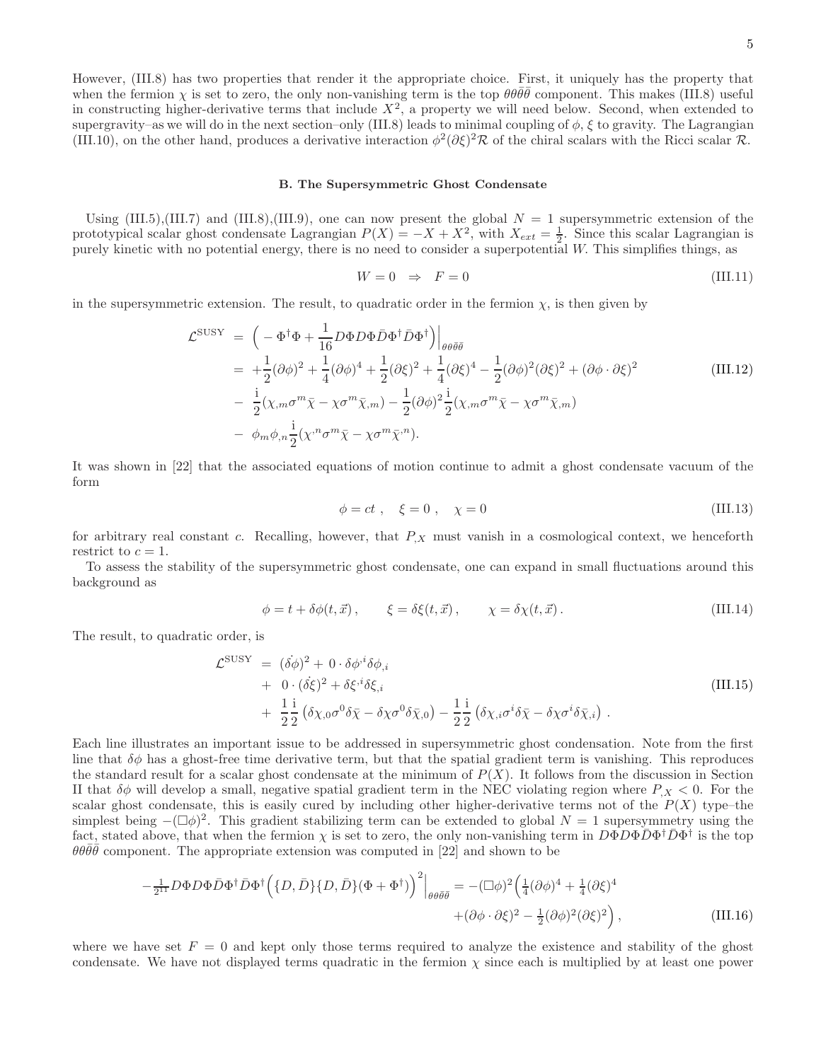However, (III.8) has two properties that render it the appropriate choice. First, it uniquely has the property that when the fermion $\chi$ is set to zero, the only non-vanishing term is the top $\theta\theta\bar{\theta}\bar{\theta}$ component. This makes (III.8) useful in constructing higher-derivative terms that include $X^2$, a property we will need below. Second, when extended to supergravity–as we will do in the next section–only (III.8) leads to minimal coupling of $\phi, \xi$ to gravity. The Lagrangian (III.10), on the other hand, produces a derivative interaction $\phi^2(\partial\xi)^2\mathcal{R}$ of the chiral scalars with the Ricci scalar $\mathcal{R}$.

### B. The Supersymmetric Ghost Condensate

Using (III.5),(III.7) and (III.8),(III.9), one can now present the global $N = 1$ supersymmetric extension of the prototypical scalar ghost condensate Lagrangian $P(X) = -X + X^2$, with $X_{ext} = \frac{1}{2}$. Since this scalar Lagrangian is purely kinetic with no potential energy, there is no need to consider a superpotential $W$. This simplifies things, as

$$W = 0 \;\; \Rightarrow \;\; F = 0 \tag{III.11}$$

in the supersymmetric extension. The result, to quadratic order in the fermion $\chi$, is then given by

$$\begin{aligned}
\mathcal{L}^{\rm SUSY} \;&=\; \Big( -\Phi^\dagger\Phi + \frac{1}{16} D\Phi D\Phi \bar{D}\Phi^\dagger \bar{D}\Phi^\dagger \Big)\Big|_{\theta\theta\bar{\theta}\bar{\theta}} \\
&=\; +\frac{1}{2}(\partial\phi)^2 + \frac{1}{4}(\partial\phi)^4 + \frac{1}{2}(\partial\xi)^2 + \frac{1}{4}(\partial\xi)^4 - \frac{1}{2}(\partial\phi)^2(\partial\xi)^2 + (\partial\phi\cdot\partial\xi)^2 \\
&-\; \frac{\mathrm{i}}{2}(\chi_{,m}\sigma^m\bar{\chi} - \chi\sigma^m\bar{\chi}_{,m}) - \frac{1}{2}(\partial\phi)^2\frac{\mathrm{i}}{2}(\chi_{,m}\sigma^m\bar{\chi} - \chi\sigma^m\bar{\chi}_{,m}) \\
&-\; \phi_m\phi_{,n}\frac{\mathrm{i}}{2}(\chi^{,n}\sigma^m\bar{\chi} - \chi\sigma^m\bar{\chi}^{,n}).
\end{aligned} \tag{III.12}$$

It was shown in [22] that the associated equations of motion continue to admit a ghost condensate vacuum of the form

$$\phi = ct\,, \quad \xi = 0\,, \quad \chi = 0 \tag{III.13}$$

for arbitrary real constant $c$. Recalling, however, that $P_{,X}$ must vanish in a cosmological context, we henceforth restrict to $c = 1$.

To assess the stability of the supersymmetric ghost condensate, one can expand in small fluctuations around this background as

$$\phi = t + \delta\phi(t,\vec{x})\,, \qquad \xi = \delta\xi(t,\vec{x})\,, \qquad \chi = \delta\chi(t,\vec{x})\,. \tag{III.14}$$

The result, to quadratic order, is

$$\begin{aligned}
\mathcal{L}^{\rm SUSY} \;&=\; (\dot{\delta\phi})^2 + 0\cdot\delta\phi^{,i}\delta\phi_{,i} \\
&+\; 0\cdot(\dot{\delta\xi})^2 + \delta\xi^{,i}\delta\xi_{,i} \\
&+\; \frac{1}{2}\frac{\mathrm{i}}{2}\left(\delta\chi_{,0}\sigma^0\delta\bar{\chi} - \delta\chi\sigma^0\delta\bar{\chi}_{,0}\right) - \frac{1}{2}\frac{\mathrm{i}}{2}\left(\delta\chi_{,i}\sigma^i\delta\bar{\chi} - \delta\chi\sigma^i\delta\bar{\chi}_{,i}\right)\,.
\end{aligned} \tag{III.15}$$

Each line illustrates an important issue to be addressed in supersymmetric ghost condensation. Note from the first line that $\delta\phi$ has a ghost-free time derivative term, but that the spatial gradient term is vanishing. This reproduces the standard result for a scalar ghost condensate at the minimum of $P(X)$. It follows from the discussion in Section II that $\delta\phi$ will develop a small, negative spatial gradient term in the NEC violating region where $P_{,X} < 0$. For the scalar ghost condensate, this is easily cured by including other higher-derivative terms not of the $P(X)$ type–the simplest being $-(\Box\phi)^2$. This gradient stabilizing term can be extended to global $N = 1$ supersymmetry using the fact, stated above, that when the fermion $\chi$ is set to zero, the only non-vanishing term in $D\Phi D\Phi\bar{D}\Phi^\dagger\bar{D}\Phi^\dagger$ is the top $\theta\theta\bar{\theta}\bar{\theta}$ component. The appropriate extension was computed in [22] and shown to be

$$-\tfrac{1}{2^{11}} D\Phi D\Phi \bar{D}\Phi^\dagger \bar{D}\Phi^\dagger \Big(\{D,\bar{D}\}\{D,\bar{D}\}(\Phi+\Phi^\dagger)\Big)^2\Big|_{\theta\theta\bar{\theta}\bar{\theta}} = -(\Box\phi)^2\Big(\tfrac{1}{4}(\partial\phi)^4 + \tfrac{1}{4}(\partial\xi)^4 + (\partial\phi\cdot\partial\xi)^2 - \tfrac{1}{2}(\partial\phi)^2(\partial\xi)^2\Big)\,, \tag{III.16}$$

where we have set $F = 0$ and kept only those terms required to analyze the existence and stability of the ghost condensate. We have not displayed terms quadratic in the fermion $\chi$ since each is multiplied by at least one power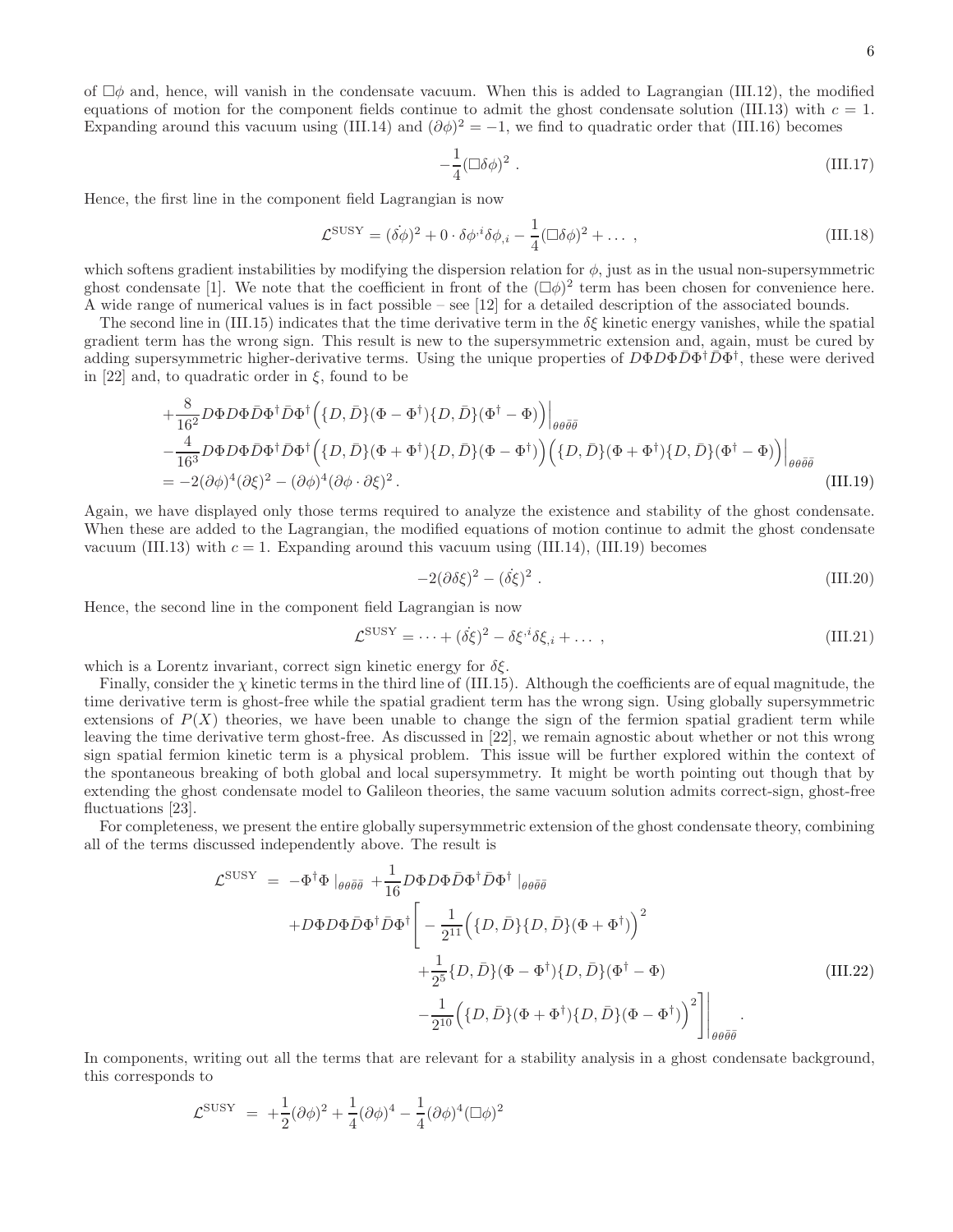of $\Box\phi$ and, hence, will vanish in the condensate vacuum. When this is added to Lagrangian (III.12), the modified equations of motion for the component fields continue to admit the ghost condensate solution (III.13) with $c = 1$. Expanding around this vacuum using (III.14) and $(\partial\phi)^2 = -1$, we find to quadratic order that (III.16) becomes

$$-\frac{1}{4}(\Box\delta\phi)^2 \ . \tag{III.17}$$

Hence, the first line in the component field Lagrangian is now

$$\mathcal{L}^{\rm SUSY} = (\dot{\delta\phi})^2 + 0 \cdot \delta\phi^{,i}\delta\phi_{,i} - \frac{1}{4}(\Box\delta\phi)^2 + \dots \ , \tag{III.18}$$

which softens gradient instabilities by modifying the dispersion relation for $\phi$, just as in the usual non-supersymmetric ghost condensate [1]. We note that the coefficient in front of the $(\Box\phi)^2$ term has been chosen for convenience here. A wide range of numerical values is in fact possible – see [12] for a detailed description of the associated bounds.

The second line in (III.15) indicates that the time derivative term in the $\delta\xi$ kinetic energy vanishes, while the spatial gradient term has the wrong sign. This result is new to the supersymmetric extension and, again, must be cured by adding supersymmetric higher-derivative terms. Using the unique properties of $D\Phi D\Phi\bar{D}\Phi^\dagger\bar{D}\Phi^\dagger$, these were derived in [22] and, to quadratic order in $\xi$, found to be

$$\begin{aligned}
&+\frac{8}{16^2}D\Phi D\Phi\bar{D}\Phi^\dagger\bar{D}\Phi^\dagger\Big(\{D,\bar{D}\}(\Phi-\Phi^\dagger)\{D,\bar{D}\}(\Phi^\dagger-\Phi)\Big)\Big|_{\theta\theta\bar{\theta}\bar{\theta}} \\
&-\frac{4}{16^3}D\Phi D\Phi\bar{D}\Phi^\dagger\bar{D}\Phi^\dagger\Big(\{D,\bar{D}\}(\Phi+\Phi^\dagger)\{D,\bar{D}\}(\Phi-\Phi^\dagger)\Big)\Big(\{D,\bar{D}\}(\Phi+\Phi^\dagger)\{D,\bar{D}\}(\Phi^\dagger-\Phi)\Big)\Big|_{\theta\theta\bar{\theta}\bar{\theta}} \\
&= -2(\partial\phi)^4(\partial\xi)^2 - (\partial\phi)^4(\partial\phi\cdot\partial\xi)^2 \,.
\end{aligned} \tag{III.19}$$

Again, we have displayed only those terms required to analyze the existence and stability of the ghost condensate. When these are added to the Lagrangian, the modified equations of motion continue to admit the ghost condensate vacuum (III.13) with $c = 1$. Expanding around this vacuum using (III.14), (III.19) becomes

$$-2(\partial\delta\xi)^2 - (\dot{\delta\xi})^2 \ . \tag{III.20}$$

Hence, the second line in the component field Lagrangian is now

$$\mathcal{L}^{\rm SUSY} = \dots + (\dot{\delta\xi})^2 - \delta\xi^{,i}\delta\xi_{,i} + \dots \ , \tag{III.21}$$

which is a Lorentz invariant, correct sign kinetic energy for $\delta\xi$.

Finally, consider the $\chi$ kinetic terms in the third line of (III.15). Although the coefficients are of equal magnitude, the time derivative term is ghost-free while the spatial gradient term has the wrong sign. Using globally supersymmetric extensions of $P(X)$ theories, we have been unable to change the sign of the fermion spatial gradient term while leaving the time derivative term ghost-free. As discussed in [22], we remain agnostic about whether or not this wrong sign spatial fermion kinetic term is a physical problem. This issue will be further explored within the context of the spontaneous breaking of both global and local supersymmetry. It might be worth pointing out though that by extending the ghost condensate model to Galileon theories, the same vacuum solution admits correct-sign, ghost-free fluctuations [23].

For completeness, we present the entire globally supersymmetric extension of the ghost condensate theory, combining all of the terms discussed independently above. The result is

$$\begin{aligned}
\mathcal{L}^{\rm SUSY} \ = \ & -\Phi^\dagger\Phi\ |_{\theta\theta\bar{\theta}\bar{\theta}} + \frac{1}{16}D\Phi D\Phi\bar{D}\Phi^\dagger\bar{D}\Phi^\dagger\ |_{\theta\theta\bar{\theta}\bar{\theta}} \\
& + D\Phi D\Phi\bar{D}\Phi^\dagger\bar{D}\Phi^\dagger\bigg[-\frac{1}{2^{11}}\Big(\{D,\bar{D}\}\{D,\bar{D}\}(\Phi+\Phi^\dagger)\Big)^2 \\
& \qquad + \frac{1}{2^5}\{D,\bar{D}\}(\Phi-\Phi^\dagger)\{D,\bar{D}\}(\Phi^\dagger-\Phi) \\
& \qquad - \frac{1}{2^{10}}\Big(\{D,\bar{D}\}(\Phi+\Phi^\dagger)\{D,\bar{D}\}(\Phi-\Phi^\dagger)\Big)^2\bigg]\bigg|_{\theta\theta\bar{\theta}\bar{\theta}} \ .
\end{aligned} \tag{III.22}$$

In components, writing out all the terms that are relevant for a stability analysis in a ghost condensate background, this corresponds to

$$\mathcal{L}^{\rm SUSY} \ = \ +\frac{1}{2}(\partial\phi)^2 + \frac{1}{4}(\partial\phi)^4 - \frac{1}{4}(\partial\phi)^4(\Box\phi)^2$$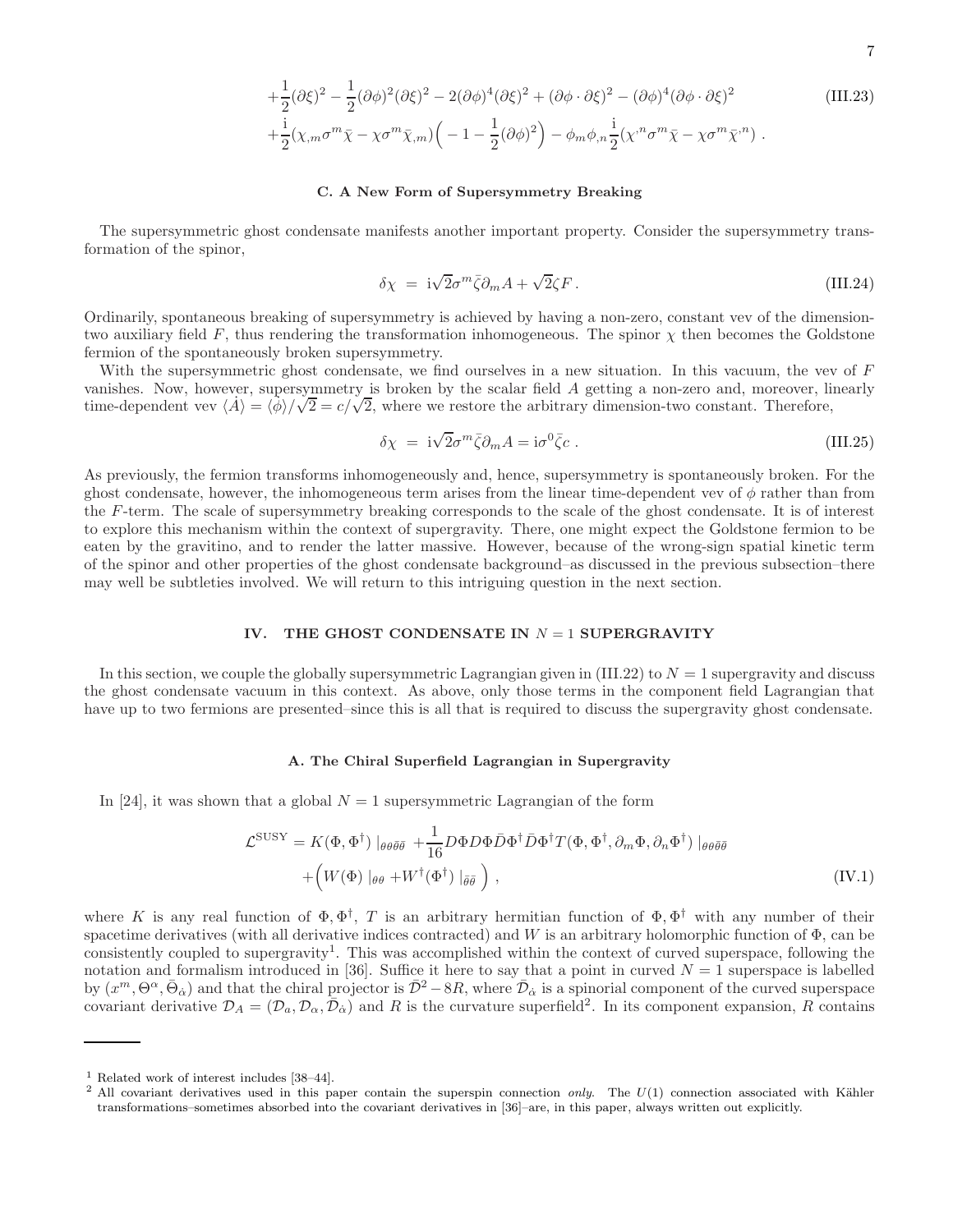$$
+\frac{1}{2}(\partial\xi)^2 - \frac{1}{2}(\partial\phi)^2(\partial\xi)^2 - 2(\partial\phi)^4(\partial\xi)^2 + (\partial\phi\cdot\partial\xi)^2 - (\partial\phi)^4(\partial\phi\cdot\partial\xi)^2
$$

$$
+\frac{\mathrm{i}}{2}(\chi_{,m}\sigma^m\bar{\chi} - \chi\sigma^m\bar{\chi}_{,m})\Big(-1 - \frac{1}{2}(\partial\phi)^2\Big) - \phi_m\phi_{,n}\frac{\mathrm{i}}{2}(\chi^{,n}\sigma^m\bar{\chi} - \chi\sigma^m\bar{\chi}^{,n})\,. \tag{III.23}
$$

### C. A New Form of Supersymmetry Breaking

The supersymmetric ghost condensate manifests another important property. Consider the supersymmetry transformation of the spinor,

$$
\delta\chi \;=\; \mathrm{i}\sqrt{2}\sigma^m\bar{\zeta}\partial_m A + \sqrt{2}\zeta F\,. \tag{III.24}
$$

Ordinarily, spontaneous breaking of supersymmetry is achieved by having a non-zero, constant vev of the dimension-two auxiliary field $F$, thus rendering the transformation inhomogeneous. The spinor $\chi$ then becomes the Goldstone fermion of the spontaneously broken supersymmetry.

With the supersymmetric ghost condensate, we find ourselves in a new situation. In this vacuum, the vev of $F$ vanishes. Now, however, supersymmetry is broken by the scalar field $A$ getting a non-zero and, moreover, linearly time-dependent vev $\langle\dot{A}\rangle = \langle\dot{\phi}\rangle/\sqrt{2} = c/\sqrt{2}$, where we restore the arbitrary dimension-two constant. Therefore,

$$
\delta\chi \;=\; \mathrm{i}\sqrt{2}\sigma^m\bar{\zeta}\partial_m A = \mathrm{i}\sigma^0\bar{\zeta}c\,. \tag{III.25}
$$

As previously, the fermion transforms inhomogeneously and, hence, supersymmetry is spontaneously broken. For the ghost condensate, however, the inhomogeneous term arises from the linear time-dependent vev of $\phi$ rather than from the $F$-term. The scale of supersymmetry breaking corresponds to the scale of the ghost condensate. It is of interest to explore this mechanism within the context of supergravity. There, one might expect the Goldstone fermion to be eaten by the gravitino, and to render the latter massive. However, because of the wrong-sign spatial kinetic term of the spinor and other properties of the ghost condensate background–as discussed in the previous subsection–there may well be subtleties involved. We will return to this intriguing question in the next section.

## IV. THE GHOST CONDENSATE IN $N = 1$ SUPERGRAVITY

In this section, we couple the globally supersymmetric Lagrangian given in (III.22) to $N = 1$ supergravity and discuss the ghost condensate vacuum in this context. As above, only those terms in the component field Lagrangian that have up to two fermions are presented–since this is all that is required to discuss the supergravity ghost condensate.

### A. The Chiral Superfield Lagrangian in Supergravity

In [24], it was shown that a global $N = 1$ supersymmetric Lagrangian of the form

$$
\mathcal{L}^{\mathrm{SUSY}} = K(\Phi,\Phi^\dagger)\mid_{\theta\theta\bar{\theta}\bar{\theta}} + \frac{1}{16}D\Phi D\Phi\bar{D}\Phi^\dagger\bar{D}\Phi^\dagger T(\Phi,\Phi^\dagger,\partial_m\Phi,\partial_n\Phi^\dagger)\mid_{\theta\theta\bar{\theta}\bar{\theta}}
$$

$$
+\Big(W(\Phi)\mid_{\theta\theta} + W^\dagger(\Phi^\dagger)\mid_{\bar{\theta}\bar{\theta}}\Big)\,, \tag{IV.1}
$$

where $K$ is any real function of $\Phi,\Phi^\dagger$, $T$ is an arbitrary hermitian function of $\Phi,\Phi^\dagger$ with any number of their spacetime derivatives (with all derivative indices contracted) and $W$ is an arbitrary holomorphic function of $\Phi$, can be consistently coupled to supergravity[1]. This was accomplished within the context of curved superspace, following the notation and formalism introduced in [36]. Suffice it here to say that a point in curved $N = 1$ superspace is labelled by $(x^m, \Theta^\alpha, \bar{\Theta}_{\dot{\alpha}})$ and that the chiral projector is $\bar{\mathcal{D}}^2 - 8R$, where $\bar{\mathcal{D}}_{\dot{\alpha}}$ is a spinorial component of the curved superspace covariant derivative $\mathcal{D}_A = (\mathcal{D}_a, \mathcal{D}_\alpha, \bar{\mathcal{D}}_{\dot{\alpha}})$ and $R$ is the curvature superfield[2]. In its component expansion, $R$ contains

---

[1] Related work of interest includes [38–44].

[2] All covariant derivatives used in this paper contain the superspin connection *only*. The $U(1)$ connection associated with Kähler transformations–sometimes absorbed into the covariant derivatives in [36]–are, in this paper, always written out explicitly.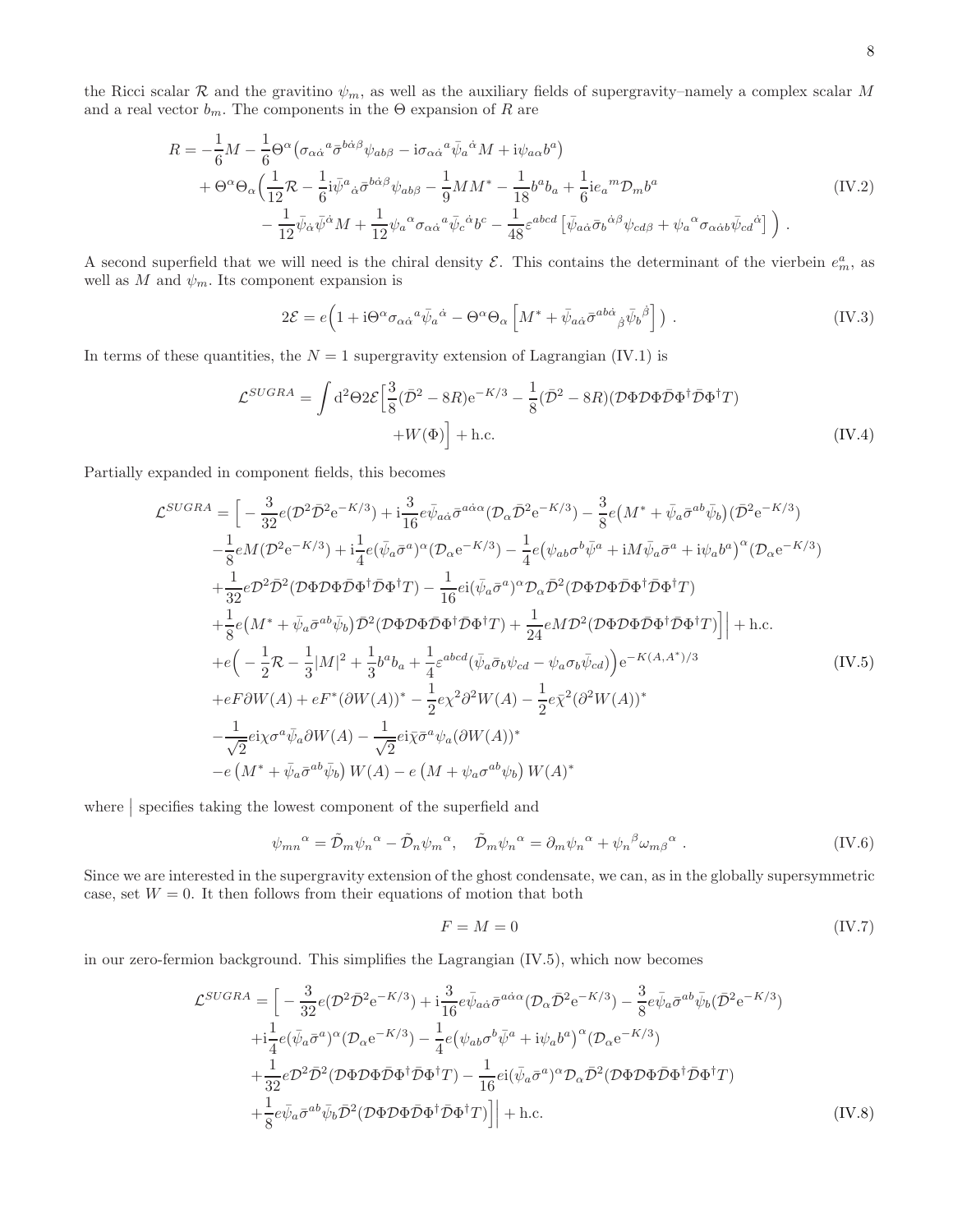the Ricci scalar $\mathcal{R}$ and the gravitino $\psi_m$, as well as the auxiliary fields of supergravity–namely a complex scalar $M$ and a real vector $b_m$. The components in the $\Theta$ expansion of $R$ are

$$
\begin{aligned}
R = &-\frac{1}{6}M - \frac{1}{6}\Theta^\alpha\left(\sigma_{\alpha\dot\alpha}{}^a\bar\sigma^{b\dot\alpha\beta}\psi_{ab\beta} - \mathrm{i}\sigma_{\alpha\dot\alpha}{}^a\bar\psi_a{}^{\dot\alpha}M + \mathrm{i}\psi_{a\alpha}b^a\right) \\
&+ \Theta^\alpha\Theta_\alpha\Big(\frac{1}{12}\mathcal{R} - \frac{1}{6}\mathrm{i}\bar\psi^a{}_{\dot\alpha}\bar\sigma^{b\dot\alpha\beta}\psi_{ab\beta} - \frac{1}{9}MM^* - \frac{1}{18}b^a b_a + \frac{1}{6}\mathrm{i}e_a{}^m\mathcal{D}_m b^a \\
&\qquad - \frac{1}{12}\bar\psi_{\dot\alpha}\bar\psi^{\dot\alpha}M + \frac{1}{12}\psi_a{}^\alpha\sigma_{\alpha\dot\alpha}{}^a\bar\psi_c{}^{\dot\alpha}b^c - \frac{1}{48}\varepsilon^{abcd}\left[\bar\psi_{a\dot\alpha}\bar\sigma_b{}^{\dot\alpha\beta}\psi_{cd\beta} + \psi_a{}^\alpha\sigma_{\alpha\dot\alpha b}\bar\psi_{cd}{}^{\dot\alpha}\right]\Big)\ .
\end{aligned}
\tag{IV.2}
$$

A second superfield that we will need is the chiral density $\mathcal{E}$. This contains the determinant of the vierbein $e_m^a$, as well as $M$ and $\psi_m$. Its component expansion is

$$
2\mathcal{E} = e\Big(1 + \mathrm{i}\Theta^\alpha\sigma_{\alpha\dot\alpha}{}^a\bar\psi_a{}^{\dot\alpha} - \Theta^\alpha\Theta_\alpha\left[M^* + \bar\psi_{a\dot\alpha}\bar\sigma^{ab\dot\alpha}{}_{\dot\beta}\bar\psi_b{}^{\dot\beta}\right]\Big)\ . \tag{IV.3}
$$

In terms of these quantities, the $N = 1$ supergravity extension of Lagrangian (IV.1) is

$$
\begin{aligned}
\mathcal{L}^{SUGRA} = \int \mathrm{d}^2\Theta 2\mathcal{E}\Big[&\frac{3}{8}(\bar{\mathcal{D}}^2 - 8R)\mathrm{e}^{-K/3} - \frac{1}{8}(\bar{\mathcal{D}}^2 - 8R)(\mathcal{D}\Phi\mathcal{D}\Phi\bar{\mathcal{D}}\Phi^\dagger\bar{\mathcal{D}}\Phi^\dagger T) \\
&+ W(\Phi)\Big] + \text{h.c.}
\end{aligned}
\tag{IV.4}
$$

Partially expanded in component fields, this becomes

$$
\begin{aligned}
\mathcal{L}^{SUGRA} = \Big[&-\frac{3}{32}e(\mathcal{D}^2\bar{\mathcal{D}}^2\mathrm{e}^{-K/3}) + \mathrm{i}\frac{3}{16}e\bar\psi_{a\dot\alpha}\bar\sigma^{a\dot\alpha\alpha}(\mathcal{D}_\alpha\bar{\mathcal{D}}^2\mathrm{e}^{-K/3}) - \frac{3}{8}e\big(M^* + \bar\psi_a\bar\sigma^{ab}\bar\psi_b\big)(\bar{\mathcal{D}}^2\mathrm{e}^{-K/3}) \\
&- \frac{1}{8}eM(\mathcal{D}^2\mathrm{e}^{-K/3}) + \mathrm{i}\frac{1}{4}e(\bar\psi_a\bar\sigma^a)^\alpha(\mathcal{D}_\alpha\mathrm{e}^{-K/3}) - \frac{1}{4}e\big(\psi_{ab}\sigma^b\bar\psi^a + \mathrm{i}M\bar\psi_a\bar\sigma^a + \mathrm{i}\psi_a b^a\big)^\alpha(\mathcal{D}_\alpha\mathrm{e}^{-K/3}) \\
&+ \frac{1}{32}e\mathcal{D}^2\bar{\mathcal{D}}^2(\mathcal{D}\Phi\mathcal{D}\Phi\bar{\mathcal{D}}\Phi^\dagger\bar{\mathcal{D}}\Phi^\dagger T) - \frac{1}{16}e\mathrm{i}(\bar\psi_a\bar\sigma^a)^\alpha\mathcal{D}_\alpha\bar{\mathcal{D}}^2(\mathcal{D}\Phi\mathcal{D}\Phi\bar{\mathcal{D}}\Phi^\dagger\bar{\mathcal{D}}\Phi^\dagger T) \\
&+ \frac{1}{8}e\big(M^* + \bar\psi_a\bar\sigma^{ab}\bar\psi_b\big)\bar{\mathcal{D}}^2(\mathcal{D}\Phi\mathcal{D}\Phi\bar{\mathcal{D}}\Phi^\dagger\bar{\mathcal{D}}\Phi^\dagger T) + \frac{1}{24}eM\mathcal{D}^2(\mathcal{D}\Phi\mathcal{D}\Phi\bar{\mathcal{D}}\Phi^\dagger\bar{\mathcal{D}}\Phi^\dagger T)\Big]\Big| + \text{h.c.} \\
&+ e\Big(-\frac{1}{2}\mathcal{R} - \frac{1}{3}|M|^2 + \frac{1}{3}b^a b_a + \frac{1}{4}\varepsilon^{abcd}(\bar\psi_a\bar\sigma_b\psi_{cd} - \psi_a\sigma_b\bar\psi_{cd})\Big)\mathrm{e}^{-K(A,A^*)/3} \\
&+ eF\partial W(A) + eF^*(\partial W(A))^* - \frac{1}{2}e\chi^2\partial^2 W(A) - \frac{1}{2}e\bar\chi^2(\partial^2 W(A))^* \\
&- \frac{1}{\sqrt{2}}e\mathrm{i}\chi\sigma^a\bar\psi_a\partial W(A) - \frac{1}{\sqrt{2}}e\mathrm{i}\bar\chi\bar\sigma^a\psi_a(\partial W(A))^* \\
&- e\left(M^* + \bar\psi_a\bar\sigma^{ab}\bar\psi_b\right)W(A) - e\left(M + \psi_a\sigma^{ab}\psi_b\right)W(A)^*
\end{aligned}
\tag{IV.5}
$$

where $\big|$ specifies taking the lowest component of the superfield and

$$
\psi_{mn}{}^\alpha = \tilde{\mathcal{D}}_m\psi_n{}^\alpha - \tilde{\mathcal{D}}_n\psi_m{}^\alpha, \quad \tilde{\mathcal{D}}_m\psi_n{}^\alpha = \partial_m\psi_n{}^\alpha + \psi_n{}^\beta\omega_{m\beta}{}^\alpha\ . \tag{IV.6}
$$

Since we are interested in the supergravity extension of the ghost condensate, we can, as in the globally supersymmetric case, set $W = 0$. It then follows from their equations of motion that both

$$
F = M = 0 \tag{IV.7}
$$

in our zero-fermion background. This simplifies the Lagrangian (IV.5), which now becomes

$$
\begin{aligned}
\mathcal{L}^{SUGRA} = \Big[&-\frac{3}{32}e(\mathcal{D}^2\bar{\mathcal{D}}^2\mathrm{e}^{-K/3}) + \mathrm{i}\frac{3}{16}e\bar\psi_{a\dot\alpha}\bar\sigma^{a\dot\alpha\alpha}(\mathcal{D}_\alpha\bar{\mathcal{D}}^2\mathrm{e}^{-K/3}) - \frac{3}{8}e\bar\psi_a\bar\sigma^{ab}\bar\psi_b(\bar{\mathcal{D}}^2\mathrm{e}^{-K/3}) \\
&+ \mathrm{i}\frac{1}{4}e(\bar\psi_a\bar\sigma^a)^\alpha(\mathcal{D}_\alpha\mathrm{e}^{-K/3}) - \frac{1}{4}e\big(\psi_{ab}\sigma^b\bar\psi^a + \mathrm{i}\psi_a b^a\big)^\alpha(\mathcal{D}_\alpha\mathrm{e}^{-K/3}) \\
&+ \frac{1}{32}e\mathcal{D}^2\bar{\mathcal{D}}^2(\mathcal{D}\Phi\mathcal{D}\Phi\bar{\mathcal{D}}\Phi^\dagger\bar{\mathcal{D}}\Phi^\dagger T) - \frac{1}{16}e\mathrm{i}(\bar\psi_a\bar\sigma^a)^\alpha\mathcal{D}_\alpha\bar{\mathcal{D}}^2(\mathcal{D}\Phi\mathcal{D}\Phi\bar{\mathcal{D}}\Phi^\dagger\bar{\mathcal{D}}\Phi^\dagger T) \\
&+ \frac{1}{8}e\bar\psi_a\bar\sigma^{ab}\bar\psi_b\bar{\mathcal{D}}^2(\mathcal{D}\Phi\mathcal{D}\Phi\bar{\mathcal{D}}\Phi^\dagger\bar{\mathcal{D}}\Phi^\dagger T)\Big]\Big| + \text{h.c.}
\end{aligned}
\tag{IV.8}
$$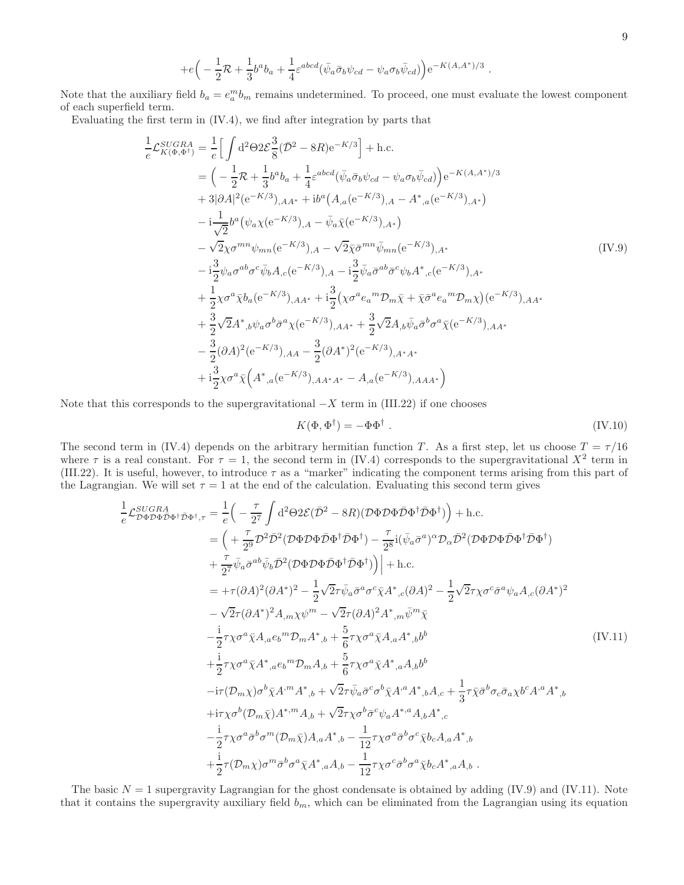$$+e\Big(-\frac{1}{2}\mathcal{R}+\frac{1}{3}b^a b_a+\frac{1}{4}\varepsilon^{abcd}(\bar{\psi}_a\bar{\sigma}_b\psi_{cd}-\psi_a\sigma_b\bar{\psi}_{cd})\Big)\mathrm{e}^{-K(A,A^*)/3}\ .$$

Note that the auxiliary field $b_a = e_a^m b_m$ remains undetermined. To proceed, one must evaluate the lowest component of each superfield term.

Evaluating the first term in (IV.4), we find after integration by parts that

$$
\begin{aligned}
\frac{1}{e}\mathcal{L}^{SUGRA}_{K(\Phi,\Phi^\dagger)} &= \frac{1}{e}\Big[\int \mathrm{d}^2\Theta 2\mathcal{E}\frac{3}{8}(\bar{\mathcal{D}}^2-8R)\mathrm{e}^{-K/3}\Big]+\text{h.c.}\\
&= \Big(-\frac{1}{2}\mathcal{R}+\frac{1}{3}b^a b_a+\frac{1}{4}\varepsilon^{abcd}(\bar{\psi}_a\bar{\sigma}_b\psi_{cd}-\psi_a\sigma_b\bar{\psi}_{cd})\Big)\mathrm{e}^{-K(A,A^*)/3}\\
&+3|\partial A|^2(\mathrm{e}^{-K/3})_{,AA^*}+\mathrm{i}b^a\big(A_{,a}(\mathrm{e}^{-K/3})_{,A}-A^*{}_{,a}(\mathrm{e}^{-K/3})_{,A^*}\big)\\
&-\mathrm{i}\frac{1}{\sqrt{2}}b^a\big(\psi_a\chi(\mathrm{e}^{-K/3})_{,A}-\bar{\psi}_a\bar{\chi}(\mathrm{e}^{-K/3})_{,A^*}\big)\\
&-\sqrt{2}\chi\sigma^{mn}\psi_{mn}(\mathrm{e}^{-K/3})_{,A}-\sqrt{2}\bar{\chi}\bar{\sigma}^{mn}\bar{\psi}_{mn}(\mathrm{e}^{-K/3})_{,A^*}\\
&-\mathrm{i}\frac{3}{2}\psi_a\sigma^{ab}\sigma^c\bar{\psi}_b A_{,c}(\mathrm{e}^{-K/3})_{,A}-\mathrm{i}\frac{3}{2}\bar{\psi}_a\bar{\sigma}^{ab}\bar{\sigma}^c\psi_b A^*{}_{,c}(\mathrm{e}^{-K/3})_{,A^*}\\
&+\frac{1}{2}\chi\sigma^a\bar{\chi}b_a(\mathrm{e}^{-K/3})_{,AA^*}+\mathrm{i}\frac{3}{2}\big(\chi\sigma^a e_a{}^m\mathcal{D}_m\bar{\chi}+\bar{\chi}\bar{\sigma}^a e_a{}^m\mathcal{D}_m\chi\big)(\mathrm{e}^{-K/3})_{,AA^*}\\
&+\frac{3}{2}\sqrt{2}A^*{}_{,b}\psi_a\sigma^b\bar{\sigma}^a\chi(\mathrm{e}^{-K/3})_{,AA^*}+\frac{3}{2}\sqrt{2}A_{,b}\bar{\psi}_a\bar{\sigma}^b\sigma^a\bar{\chi}(\mathrm{e}^{-K/3})_{,AA^*}\\
&-\frac{3}{2}(\partial A)^2(\mathrm{e}^{-K/3})_{,AA}-\frac{3}{2}(\partial A^*)^2(\mathrm{e}^{-K/3})_{,A^*A^*}\\
&+\mathrm{i}\frac{3}{2}\chi\sigma^a\bar{\chi}\Big(A^*{}_{,a}(\mathrm{e}^{-K/3})_{,AA^*A^*}-A_{,a}(\mathrm{e}^{-K/3})_{,AAA^*}\Big)
\end{aligned}
\tag{IV.9}
$$

Note that this corresponds to the supergravitational $-X$ term in (III.22) if one chooses

$$K(\Phi,\Phi^\dagger) = -\Phi\Phi^\dagger\ . \tag{IV.10}$$

The second term in (IV.4) depends on the arbitrary hermitian function $T$. As a first step, let us choose $T=\tau/16$ where $\tau$ is a real constant. For $\tau=1$, the second term in (IV.4) corresponds to the supergravitational $X^2$ term in (III.22). It is useful, however, to introduce $\tau$ as a "marker" indicating the component terms arising from this part of the Lagrangian. We will set $\tau=1$ at the end of the calculation. Evaluating this second term gives

$$
\begin{aligned}
\frac{1}{e}\mathcal{L}^{SUGRA}_{\mathcal{D}\Phi\mathcal{D}\Phi\bar{\mathcal{D}}\Phi^\dagger\bar{\mathcal{D}}\Phi^\dagger,\tau} &= \frac{1}{e}\Big(-\frac{\tau}{2^7}\int \mathrm{d}^2\Theta 2\mathcal{E}(\bar{\mathcal{D}}^2-8R)(\mathcal{D}\Phi\mathcal{D}\Phi\bar{\mathcal{D}}\Phi^\dagger\bar{\mathcal{D}}\Phi^\dagger)\Big)+\text{h.c.}\\
&= \Big(+\frac{\tau}{2^9}\mathcal{D}^2\bar{\mathcal{D}}^2(\mathcal{D}\Phi\mathcal{D}\Phi\bar{\mathcal{D}}\Phi^\dagger\bar{\mathcal{D}}\Phi^\dagger)-\frac{\tau}{2^8}\mathrm{i}(\bar{\psi}_a\bar{\sigma}^a)^\alpha\mathcal{D}_\alpha\bar{\mathcal{D}}^2(\mathcal{D}\Phi\mathcal{D}\Phi\bar{\mathcal{D}}\Phi^\dagger\bar{\mathcal{D}}\Phi^\dagger)\\
&+\frac{\tau}{2^7}\bar{\psi}_a\bar{\sigma}^{ab}\bar{\psi}_b\bar{\mathcal{D}}^2(\mathcal{D}\Phi\mathcal{D}\Phi\bar{\mathcal{D}}\Phi^\dagger\bar{\mathcal{D}}\Phi^\dagger)\Big)\Big|+\text{h.c.}\\
&= +\tau(\partial A)^2(\partial A^*)^2-\frac{1}{2}\sqrt{2}\tau\bar{\psi}_a\bar{\sigma}^a\sigma^c\bar{\chi}A^*{}_{,c}(\partial A)^2-\frac{1}{2}\sqrt{2}\tau\chi\sigma^c\bar{\sigma}^a\psi_a A_{,c}(\partial A^*)^2\\
&-\sqrt{2}\tau(\partial A^*)^2A_{,m}\chi\psi^m-\sqrt{2}\tau(\partial A)^2A^*{}_{,m}\bar{\psi}^m\bar{\chi}\\
&-\frac{\mathrm{i}}{2}\tau\chi\sigma^a\bar{\chi}A_{,a}e_b{}^m\mathcal{D}_m A^*{}_{,b}+\frac{5}{6}\tau\chi\sigma^a\bar{\chi}A_{,a}A^*{}_{,b}b^b\\
&+\frac{\mathrm{i}}{2}\tau\chi\sigma^a\bar{\chi}A^*{}_{,a}e_b{}^m\mathcal{D}_m A_{,b}+\frac{5}{6}\tau\chi\sigma^a\bar{\chi}A^*{}_{,a}A_{,b}b^b\\
&-\mathrm{i}\tau(\mathcal{D}_m\chi)\sigma^b\bar{\chi}A^{,m}A^*{}_{,b}+\sqrt{2}\tau\bar{\psi}_a\bar{\sigma}^c\sigma^b\bar{\chi}A^{,a}A^*{}_{,b}A_{,c}+\frac{1}{3}\tau\bar{\chi}\bar{\sigma}^b\sigma_c\bar{\sigma}_a\chi b^c A^{,a}A^*{}_{,b}\\
&+\mathrm{i}\tau\chi\sigma^b(\mathcal{D}_m\bar{\chi})A^{*,m}A_{,b}+\sqrt{2}\tau\chi\sigma^b\bar{\sigma}^c\psi_a A^{*,a}A_{,b}A^*{}_{,c}\\
&-\frac{\mathrm{i}}{2}\tau\chi\sigma^a\bar{\sigma}^b\sigma^m(\mathcal{D}_m\bar{\chi})A_{,a}A^*{}_{,b}-\frac{1}{12}\tau\chi\sigma^a\bar{\sigma}^b\sigma^c\bar{\chi}b_c A_{,a}A^*{}_{,b}\\
&+\frac{\mathrm{i}}{2}\tau(\mathcal{D}_m\chi)\sigma^m\bar{\sigma}^b\sigma^a\bar{\chi}A^*{}_{,a}A_{,b}-\frac{1}{12}\tau\chi\sigma^c\bar{\sigma}^b\sigma^a\bar{\chi}b_c A^*{}_{,a}A_{,b}\ .
\end{aligned}
\tag{IV.11}
$$

The basic $N=1$ supergravity Lagrangian for the ghost condensate is obtained by adding (IV.9) and (IV.11). Note that it contains the supergravity auxiliary field $b_m$, which can be eliminated from the Lagrangian using its equation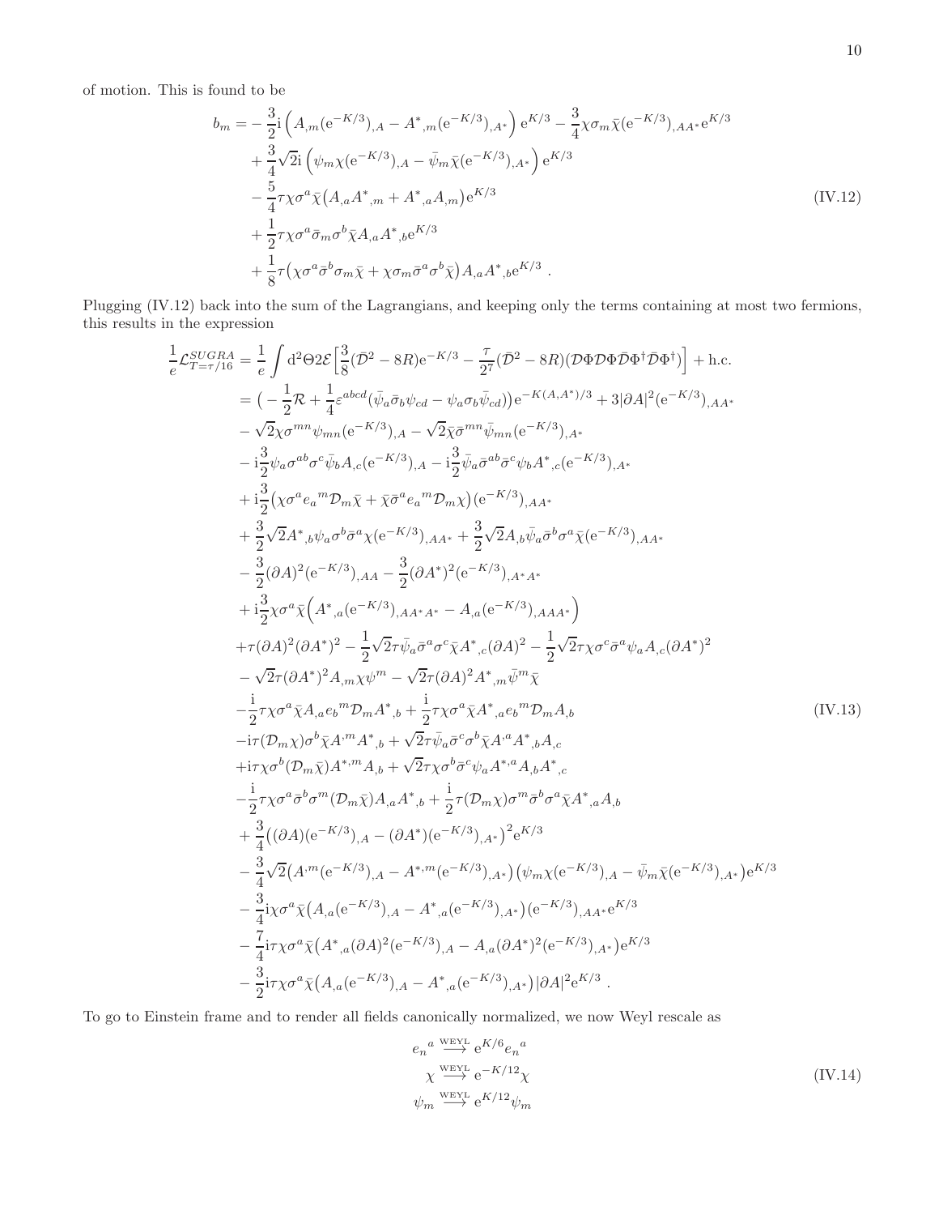of motion. This is found to be

$$
\begin{aligned}
b_m = &-\frac{3}{2}\mathrm{i}\left(A_{,m}(\mathrm{e}^{-K/3})_{,A} - A^*{}_{,m}(\mathrm{e}^{-K/3})_{,A^*}\right)\mathrm{e}^{K/3} - \frac{3}{4}\chi\sigma_m\bar{\chi}(\mathrm{e}^{-K/3})_{,AA^*}\mathrm{e}^{K/3} \\
&+ \frac{3}{4}\sqrt{2}\mathrm{i}\left(\psi_m\chi(\mathrm{e}^{-K/3})_{,A} - \bar{\psi}_m\bar{\chi}(\mathrm{e}^{-K/3})_{,A^*}\right)\mathrm{e}^{K/3} \\
&- \frac{5}{4}\tau\chi\sigma^a\bar{\chi}\big(A_{,a}A^*{}_{,m} + A^*{}_{,a}A_{,m}\big)\mathrm{e}^{K/3} \\
&+ \frac{1}{2}\tau\chi\sigma^a\bar{\sigma}_m\sigma^b\bar{\chi}A_{,a}A^*{}_{,b}\mathrm{e}^{K/3} \\
&+ \frac{1}{8}\tau\big(\chi\sigma^a\bar{\sigma}^b\sigma_m\bar{\chi} + \chi\sigma_m\bar{\sigma}^a\sigma^b\bar{\chi}\big)A_{,a}A^*{}_{,b}\mathrm{e}^{K/3}\ .
\end{aligned} \tag{IV.12}
$$

Plugging (IV.12) back into the sum of the Lagrangians, and keeping only the terms containing at most two fermions, this results in the expression

$$
\begin{aligned}
\frac{1}{e}\mathcal{L}^{SUGRA}_{T=\tau/16} = &\frac{1}{e}\int \mathrm{d}^2\Theta 2\mathcal{E}\Big[\frac{3}{8}(\bar{\mathcal{D}}^2 - 8R)\mathrm{e}^{-K/3} - \frac{\tau}{2^7}(\bar{\mathcal{D}}^2 - 8R)(\mathcal{D}\Phi\mathcal{D}\Phi\bar{\mathcal{D}}\Phi^\dagger\bar{\mathcal{D}}\Phi^\dagger)\Big] + \text{h.c.} \\
= &\big(-\frac{1}{2}\mathcal{R} + \frac{1}{4}\varepsilon^{abcd}(\bar{\psi}_a\bar{\sigma}_b\psi_{cd} - \psi_a\sigma_b\bar{\psi}_{cd})\big)\mathrm{e}^{-K(A,A^*)/3} + 3|\partial A|^2(\mathrm{e}^{-K/3})_{,AA^*} \\
&- \sqrt{2}\chi\sigma^{mn}\psi_{mn}(\mathrm{e}^{-K/3})_{,A} - \sqrt{2}\bar{\chi}\bar{\sigma}^{mn}\bar{\psi}_{mn}(\mathrm{e}^{-K/3})_{,A^*} \\
&- \mathrm{i}\frac{3}{2}\psi_a\sigma^{ab}\sigma^c\bar{\psi}_b A_{,c}(\mathrm{e}^{-K/3})_{,A} - \mathrm{i}\frac{3}{2}\bar{\psi}_a\bar{\sigma}^{ab}\bar{\sigma}^c\psi_b A^*{}_{,c}(\mathrm{e}^{-K/3})_{,A^*} \\
&+ \mathrm{i}\frac{3}{2}\big(\chi\sigma^a e_a{}^m\mathcal{D}_m\bar{\chi} + \bar{\chi}\bar{\sigma}^a e_a{}^m\mathcal{D}_m\chi\big)(\mathrm{e}^{-K/3})_{,AA^*} \\
&+ \frac{3}{2}\sqrt{2}A^*{}_{,b}\psi_a\sigma^b\bar{\sigma}^a\chi(\mathrm{e}^{-K/3})_{,AA^*} + \frac{3}{2}\sqrt{2}A_{,b}\bar{\psi}_a\bar{\sigma}^b\sigma^a\bar{\chi}(\mathrm{e}^{-K/3})_{,AA^*} \\
&- \frac{3}{2}(\partial A)^2(\mathrm{e}^{-K/3})_{,AA} - \frac{3}{2}(\partial A^*)^2(\mathrm{e}^{-K/3})_{,A^*A^*} \\
&+ \mathrm{i}\frac{3}{2}\chi\sigma^a\bar{\chi}\Big(A^*{}_{,a}(\mathrm{e}^{-K/3})_{,AA^*A^*} - A_{,a}(\mathrm{e}^{-K/3})_{,AAA^*}\Big) \\
&+ \tau(\partial A)^2(\partial A^*)^2 - \frac{1}{2}\sqrt{2}\tau\bar{\psi}_a\bar{\sigma}^a\sigma^c\bar{\chi}A^*{}_{,c}(\partial A)^2 - \frac{1}{2}\sqrt{2}\tau\chi\sigma^c\bar{\sigma}^a\psi_a A_{,c}(\partial A^*)^2 \\
&- \sqrt{2}\tau(\partial A^*)^2 A_{,m}\chi\psi^m - \sqrt{2}\tau(\partial A)^2 A^*{}_{,m}\bar{\psi}^m\bar{\chi} \\
&- \frac{\mathrm{i}}{2}\tau\chi\sigma^a\bar{\chi}A_{,a}e_b{}^m\mathcal{D}_m A^*{}_{,b} + \frac{\mathrm{i}}{2}\tau\chi\sigma^a\bar{\chi}A^*{}_{,a}e_b{}^m\mathcal{D}_m A_{,b} \\
&- \mathrm{i}\tau(\mathcal{D}_m\chi)\sigma^b\bar{\chi}A^{,m}A^*{}_{,b} + \sqrt{2}\tau\bar{\psi}_a\bar{\sigma}^c\sigma^b\bar{\chi}A^{,a}A^*{}_{,b}A_{,c} \\
&+ \mathrm{i}\tau\chi\sigma^b(\mathcal{D}_m\bar{\chi})A^{*,m}A_{,b} + \sqrt{2}\tau\chi\sigma^b\bar{\sigma}^c\psi_a A^{*,a}A_{,b}A^*{}_{,c} \\
&- \frac{\mathrm{i}}{2}\tau\chi\sigma^a\bar{\sigma}^b\sigma^m(\mathcal{D}_m\bar{\chi})A_{,a}A^*{}_{,b} + \frac{\mathrm{i}}{2}\tau(\mathcal{D}_m\chi)\sigma^m\bar{\sigma}^b\sigma^a\bar{\chi}A^*{}_{,a}A_{,b} \\
&+ \frac{3}{4}\big((\partial A)(\mathrm{e}^{-K/3})_{,A} - (\partial A^*)(\mathrm{e}^{-K/3})_{,A^*}\big)^2\mathrm{e}^{K/3} \\
&- \frac{3}{4}\sqrt{2}\big(A^{,m}(\mathrm{e}^{-K/3})_{,A} - A^{*,m}(\mathrm{e}^{-K/3})_{,A^*}\big)\big(\psi_m\chi(\mathrm{e}^{-K/3})_{,A} - \bar{\psi}_m\bar{\chi}(\mathrm{e}^{-K/3})_{,A^*}\big)\mathrm{e}^{K/3} \\
&- \frac{3}{4}\mathrm{i}\chi\sigma^a\bar{\chi}\big(A_{,a}(\mathrm{e}^{-K/3})_{,A} - A^*{}_{,a}(\mathrm{e}^{-K/3})_{,A^*}\big)(\mathrm{e}^{-K/3})_{,AA^*}\mathrm{e}^{K/3} \\
&- \frac{7}{4}\mathrm{i}\tau\chi\sigma^a\bar{\chi}\big(A^*{}_{,a}(\partial A)^2(\mathrm{e}^{-K/3})_{,A} - A_{,a}(\partial A^*)^2(\mathrm{e}^{-K/3})_{,A^*}\big)\mathrm{e}^{K/3} \\
&- \frac{3}{2}\mathrm{i}\tau\chi\sigma^a\bar{\chi}\big(A_{,a}(\mathrm{e}^{-K/3})_{,A} - A^*{}_{,a}(\mathrm{e}^{-K/3})_{,A^*}\big)|\partial A|^2\mathrm{e}^{K/3}\ .
\end{aligned} \tag{IV.13}
$$

To go to Einstein frame and to render all fields canonically normalized, we now Weyl rescale as

$$
\begin{aligned}
e_n{}^a &\overset{\text{WEYL}}{\longrightarrow} \mathrm{e}^{K/6}e_n{}^a \\
\chi &\overset{\text{WEYL}}{\longrightarrow} \mathrm{e}^{-K/12}\chi \\
\psi_m &\overset{\text{WEYL}}{\longrightarrow} \mathrm{e}^{K/12}\psi_m
\end{aligned} \tag{IV.14}
$$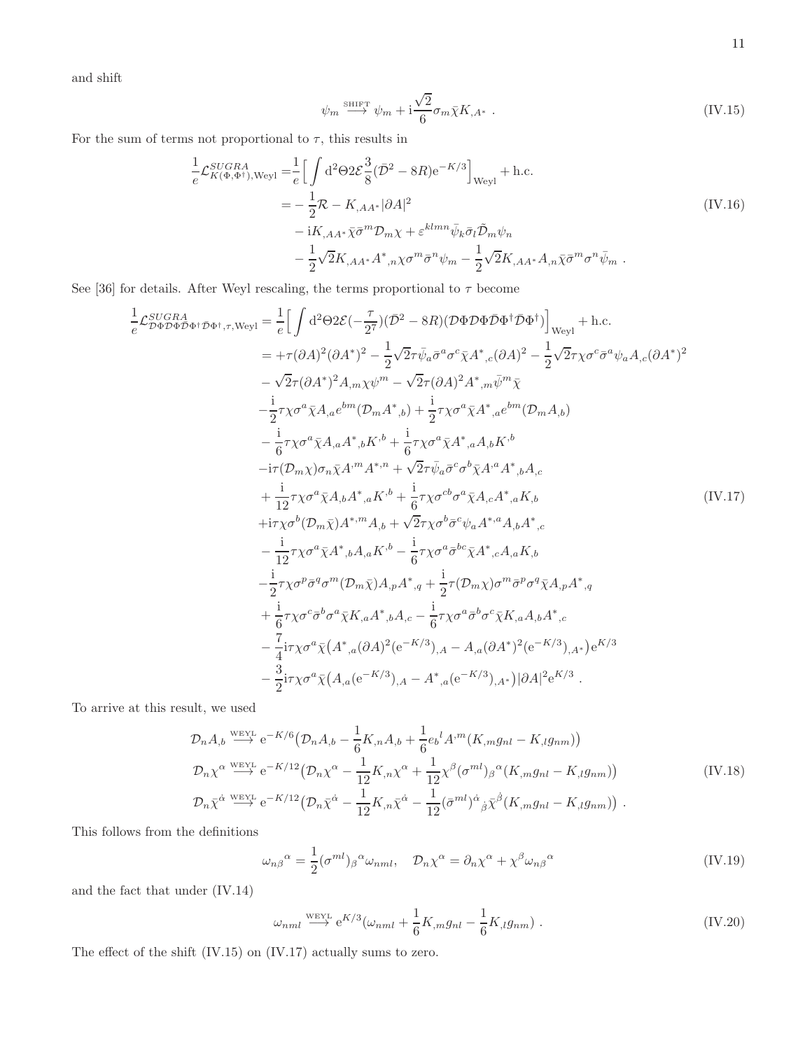and shift

$$\psi_m \stackrel{\text{SHIFT}}{\longrightarrow} \psi_m + \mathrm{i}\frac{\sqrt{2}}{6}\sigma_m\bar{\chi}K_{,A^*} \ . \tag{IV.15}$$

For the sum of terms not proportional to $\tau$, this results in

$$\begin{aligned}
\frac{1}{e}\mathcal{L}^{SUGRA}_{K(\Phi,\Phi^\dagger),\text{Weyl}} =& \frac{1}{e}\Big[\int \mathrm{d}^2\Theta 2\mathcal{E}\frac{3}{8}(\bar{\mathcal{D}}^2 - 8R)\mathrm{e}^{-K/3}\Big]_{\text{Weyl}} + \text{h.c.} \\
=& -\frac{1}{2}\mathcal{R} - K_{,AA^*}|\partial A|^2 \\
& - \mathrm{i}K_{,AA^*}\bar{\chi}\bar{\sigma}^m\mathcal{D}_m\chi + \varepsilon^{klmn}\bar{\psi}_k\bar{\sigma}_l\tilde{\mathcal{D}}_m\psi_n \\
& - \frac{1}{2}\sqrt{2}K_{,AA^*}A^*{}_{,n}\chi\sigma^m\bar{\sigma}^n\psi_m - \frac{1}{2}\sqrt{2}K_{,AA^*}A_{,n}\bar{\chi}\bar{\sigma}^m\sigma^n\bar{\psi}_m \ .
\end{aligned} \tag{IV.16}$$

See [36] for details. After Weyl rescaling, the terms proportional to $\tau$ become

$$\begin{aligned}
\frac{1}{e}\mathcal{L}^{SUGRA}_{\mathcal{D}\Phi\mathcal{D}\Phi\bar{\mathcal{D}}\Phi^\dagger\bar{\mathcal{D}}\Phi^\dagger,\tau,\text{Weyl}} =& \frac{1}{e}\Big[\int \mathrm{d}^2\Theta 2\mathcal{E}(-\frac{\tau}{2^7})(\bar{\mathcal{D}}^2 - 8R)(\mathcal{D}\Phi\mathcal{D}\Phi\bar{\mathcal{D}}\Phi^\dagger\bar{\mathcal{D}}\Phi^\dagger)\Big]_{\text{Weyl}} + \text{h.c.} \\
=& +\tau(\partial A)^2(\partial A^*)^2 - \frac{1}{2}\sqrt{2}\tau\bar{\psi}_a\bar{\sigma}^a\sigma^c\bar{\chi}A^*{}_{,c}(\partial A)^2 - \frac{1}{2}\sqrt{2}\tau\chi\sigma^c\bar{\sigma}^a\psi_a A_{,c}(\partial A^*)^2 \\
& - \sqrt{2}\tau(\partial A^*)^2 A_{,m}\chi\psi^m - \sqrt{2}\tau(\partial A)^2 A^*{}_{,m}\bar{\psi}^m\bar{\chi} \\
& - \frac{\mathrm{i}}{2}\tau\chi\sigma^a\bar{\chi}A_{,a}e^{bm}(\mathcal{D}_m A^*{}_{,b}) + \frac{\mathrm{i}}{2}\tau\chi\sigma^a\bar{\chi}A^*{}_{,a}e^{bm}(\mathcal{D}_m A_{,b}) \\
& - \frac{\mathrm{i}}{6}\tau\chi\sigma^a\bar{\chi}A_{,a}A^*{}_{,b}K^{,b} + \frac{\mathrm{i}}{6}\tau\chi\sigma^a\bar{\chi}A^*{}_{,a}A_{,b}K^{,b} \\
& - \mathrm{i}\tau(\mathcal{D}_m\chi)\sigma_n\bar{\chi}A^{,m}A^{*,n} + \sqrt{2}\tau\bar{\psi}_a\bar{\sigma}^c\sigma^b\bar{\chi}A^{,a}A^*{}_{,b}A_{,c} \\
& + \frac{\mathrm{i}}{12}\tau\chi\sigma^a\bar{\chi}A_{,b}A^*{}_{,a}K^{,b} + \frac{\mathrm{i}}{6}\tau\chi\sigma^{cb}\sigma^a\bar{\chi}A_{,c}A^*{}_{,a}K_{,b} \\
& + \mathrm{i}\tau\chi\sigma^b(\mathcal{D}_m\bar{\chi})A^{*,m}A_{,b} + \sqrt{2}\tau\chi\sigma^b\bar{\sigma}^c\psi_a A^{*,a}A_{,b}A^*{}_{,c} \\
& - \frac{\mathrm{i}}{12}\tau\chi\sigma^a\bar{\chi}A^*{}_{,b}A_{,a}K^{,b} - \frac{\mathrm{i}}{6}\tau\chi\sigma^a\bar{\sigma}^{bc}\bar{\chi}A^*{}_{,c}A_{,a}K_{,b} \\
& - \frac{\mathrm{i}}{2}\tau\chi\sigma^p\bar{\sigma}^q\sigma^m(\mathcal{D}_m\bar{\chi})A_{,p}A^*{}_{,q} + \frac{\mathrm{i}}{2}\tau(\mathcal{D}_m\chi)\sigma^m\bar{\sigma}^p\sigma^q\bar{\chi}A_{,p}A^*{}_{,q} \\
& + \frac{\mathrm{i}}{6}\tau\chi\sigma^c\bar{\sigma}^b\sigma^a\bar{\chi}K_{,a}A^*{}_{,b}A_{,c} - \frac{\mathrm{i}}{6}\tau\chi\sigma^a\bar{\sigma}^b\sigma^c\bar{\chi}K_{,a}A_{,b}A^*{}_{,c} \\
& - \frac{7}{4}\mathrm{i}\tau\chi\sigma^a\bar{\chi}\big(A^*{}_{,a}(\partial A)^2(\mathrm{e}^{-K/3})_{,A} - A_{,a}(\partial A^*)^2(\mathrm{e}^{-K/3})_{,A^*}\big)\mathrm{e}^{K/3} \\
& - \frac{3}{2}\mathrm{i}\tau\chi\sigma^a\bar{\chi}\big(A_{,a}(\mathrm{e}^{-K/3})_{,A} - A^*{}_{,a}(\mathrm{e}^{-K/3})_{,A^*}\big)|\partial A|^2\mathrm{e}^{K/3} \ .
\end{aligned} \tag{IV.17}$$

To arrive at this result, we used

$$\begin{aligned}
\mathcal{D}_n A_{,b} &\stackrel{\text{WEYL}}{\longrightarrow} \mathrm{e}^{-K/6}\big(\mathcal{D}_n A_{,b} - \frac{1}{6}K_{,n}A_{,b} + \frac{1}{6}e_b{}^l A^{,m}(K_{,m}g_{nl} - K_{,l}g_{nm})\big) \\
\mathcal{D}_n\chi^\alpha &\stackrel{\text{WEYL}}{\longrightarrow} \mathrm{e}^{-K/12}\big(\mathcal{D}_n\chi^\alpha - \frac{1}{12}K_{,n}\chi^\alpha + \frac{1}{12}\chi^\beta(\sigma^{ml})_\beta{}^\alpha(K_{,m}g_{nl} - K_{,l}g_{nm})\big) \\
\mathcal{D}_n\bar{\chi}^{\dot{\alpha}} &\stackrel{\text{WEYL}}{\longrightarrow} \mathrm{e}^{-K/12}\big(\mathcal{D}_n\bar{\chi}^{\dot{\alpha}} - \frac{1}{12}K_{,n}\bar{\chi}^{\dot{\alpha}} - \frac{1}{12}(\bar{\sigma}^{ml})^{\dot{\alpha}}{}_{\dot{\beta}}\bar{\chi}^{\dot{\beta}}(K_{,m}g_{nl} - K_{,l}g_{nm})\big) \ .
\end{aligned} \tag{IV.18}$$

This follows from the definitions

$$\omega_{n\beta}{}^\alpha = \frac{1}{2}(\sigma^{ml})_\beta{}^\alpha\omega_{nml}, \quad \mathcal{D}_n\chi^\alpha = \partial_n\chi^\alpha + \chi^\beta\omega_{n\beta}{}^\alpha \tag{IV.19}$$

and the fact that under (IV.14)

$$\omega_{nml} \stackrel{\text{WEYL}}{\longrightarrow} \mathrm{e}^{K/3}(\omega_{nml} + \frac{1}{6}K_{,m}g_{nl} - \frac{1}{6}K_{,l}g_{nm}) \ . \tag{IV.20}$$

The effect of the shift (IV.15) on (IV.17) actually sums to zero.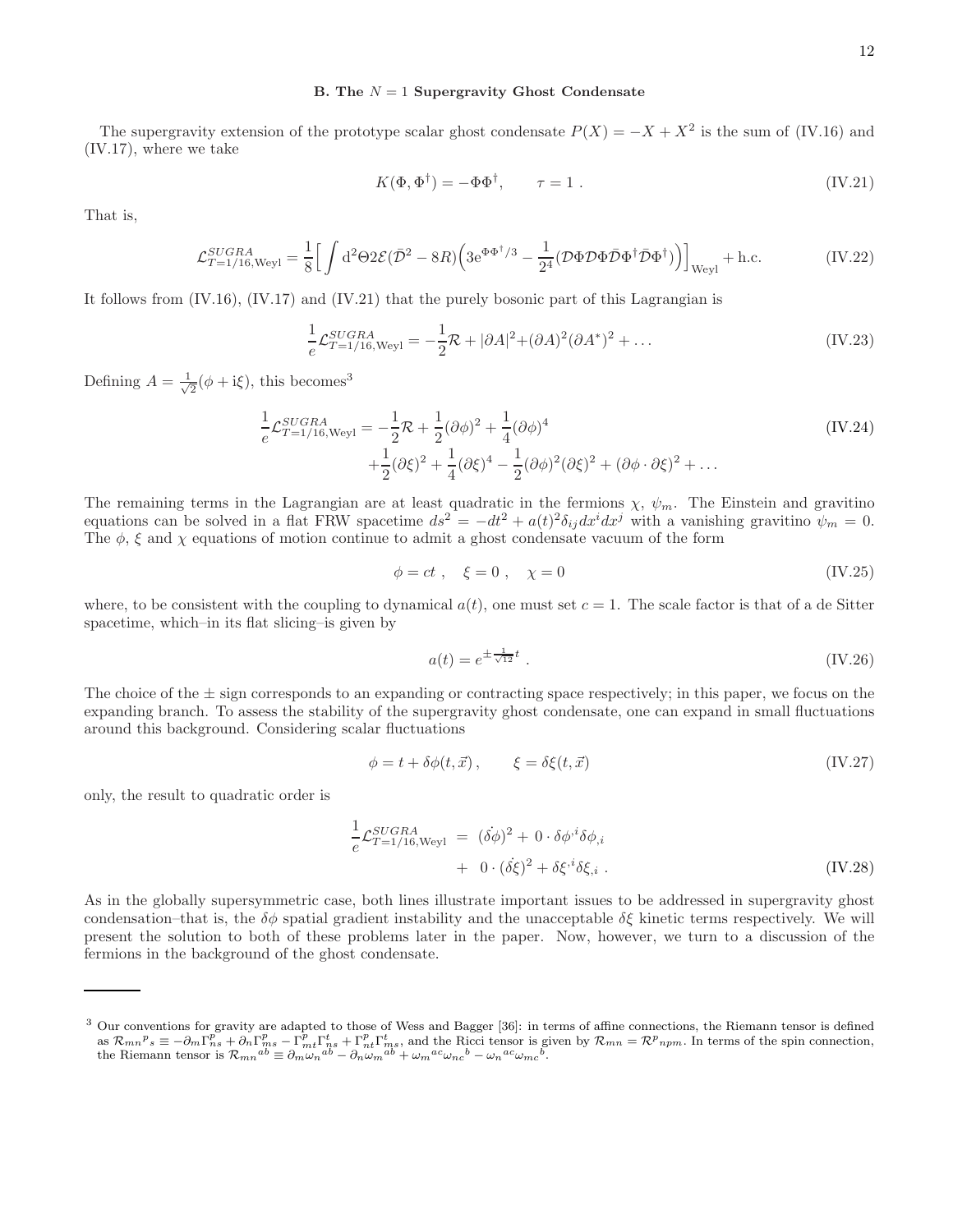### B. The $N = 1$ Supergravity Ghost Condensate

The supergravity extension of the prototype scalar ghost condensate $P(X) = -X + X^2$ is the sum of (IV.16) and (IV.17), where we take

$$K(\Phi, \Phi^\dagger) = -\Phi\Phi^\dagger, \qquad \tau = 1 \,. \tag{IV.21}$$

That is,

$$\mathcal{L}^{SUGRA}_{T=1/16,\text{Weyl}} = \frac{1}{8}\Big[\int \mathrm{d}^2\Theta 2\mathcal{E}(\bar{\mathcal{D}}^2 - 8R)\Big(3\mathrm{e}^{\Phi\Phi^\dagger/3} - \frac{1}{2^4}(\mathcal{D}\Phi\mathcal{D}\Phi\bar{\mathcal{D}}\Phi^\dagger\bar{\mathcal{D}}\Phi^\dagger)\Big)\Big]_{\text{Weyl}} + \text{h.c.} \tag{IV.22}$$

It follows from (IV.16), (IV.17) and (IV.21) that the purely bosonic part of this Lagrangian is

$$\frac{1}{e}\mathcal{L}^{SUGRA}_{T=1/16,\text{Weyl}} = -\frac{1}{2}\mathcal{R} + |\partial A|^2 + (\partial A)^2(\partial A^*)^2 + \ldots \tag{IV.23}$$

Defining $A = \frac{1}{\sqrt{2}}(\phi + \mathrm{i}\xi)$, this becomes[3]

$$\begin{aligned}\frac{1}{e}\mathcal{L}^{SUGRA}_{T=1/16,\text{Weyl}} = &-\frac{1}{2}\mathcal{R} + \frac{1}{2}(\partial\phi)^2 + \frac{1}{4}(\partial\phi)^4 \\ &+\frac{1}{2}(\partial\xi)^2 + \frac{1}{4}(\partial\xi)^4 - \frac{1}{2}(\partial\phi)^2(\partial\xi)^2 + (\partial\phi\cdot\partial\xi)^2 + \ldots\end{aligned} \tag{IV.24}$$

The remaining terms in the Lagrangian are at least quadratic in the fermions $\chi$, $\psi_m$. The Einstein and gravitino equations can be solved in a flat FRW spacetime $ds^2 = -dt^2 + a(t)^2\delta_{ij}dx^i dx^j$ with a vanishing gravitino $\psi_m = 0$. The $\phi$, $\xi$ and $\chi$ equations of motion continue to admit a ghost condensate vacuum of the form

$$\phi = ct\,, \quad \xi = 0\,, \quad \chi = 0 \tag{IV.25}$$

where, to be consistent with the coupling to dynamical $a(t)$, one must set $c = 1$. The scale factor is that of a de Sitter spacetime, which–in its flat slicing–is given by

$$a(t) = e^{\pm\frac{1}{\sqrt{12}}t}\,. \tag{IV.26}$$

The choice of the $\pm$ sign corresponds to an expanding or contracting space respectively; in this paper, we focus on the expanding branch. To assess the stability of the supergravity ghost condensate, one can expand in small fluctuations around this background. Considering scalar fluctuations

$$\phi = t + \delta\phi(t,\vec{x})\,, \qquad \xi = \delta\xi(t,\vec{x}) \tag{IV.27}$$

only, the result to quadratic order is

$$\begin{aligned}\frac{1}{e}\mathcal{L}^{SUGRA}_{T=1/16,\text{Weyl}} \;=\; &(\dot{\delta\phi})^2 + 0\cdot\delta\phi^{,i}\delta\phi_{,i} \\ &+\; 0\cdot(\dot{\delta\xi})^2 + \delta\xi^{,i}\delta\xi_{,i}\,.\end{aligned} \tag{IV.28}$$

As in the globally supersymmetric case, both lines illustrate important issues to be addressed in supergravity ghost condensation–that is, the $\delta\phi$ spatial gradient instability and the unacceptable $\delta\xi$ kinetic terms respectively. We will present the solution to both of these problems later in the paper. Now, however, we turn to a discussion of the fermions in the background of the ghost condensate.

---

[3] Our conventions for gravity are adapted to those of Wess and Bagger [36]: in terms of affine connections, the Riemann tensor is defined as $\mathcal{R}_{mn}{}^p{}_s \equiv -\partial_m\Gamma^p_{ns} + \partial_n\Gamma^p_{ms} - \Gamma^p_{mt}\Gamma^t_{ns} + \Gamma^p_{nt}\Gamma^t_{ms}$, and the Ricci tensor is given by $\mathcal{R}_{mn} = \mathcal{R}^p{}_{npm}$. In terms of the spin connection, the Riemann tensor is $\mathcal{R}_{mn}{}^{ab} \equiv \partial_m\omega_n{}^{ab} - \partial_n\omega_m{}^{ab} + \omega_m{}^{ac}\omega_{nc}{}^b - \omega_n{}^{ac}\omega_{mc}{}^b$.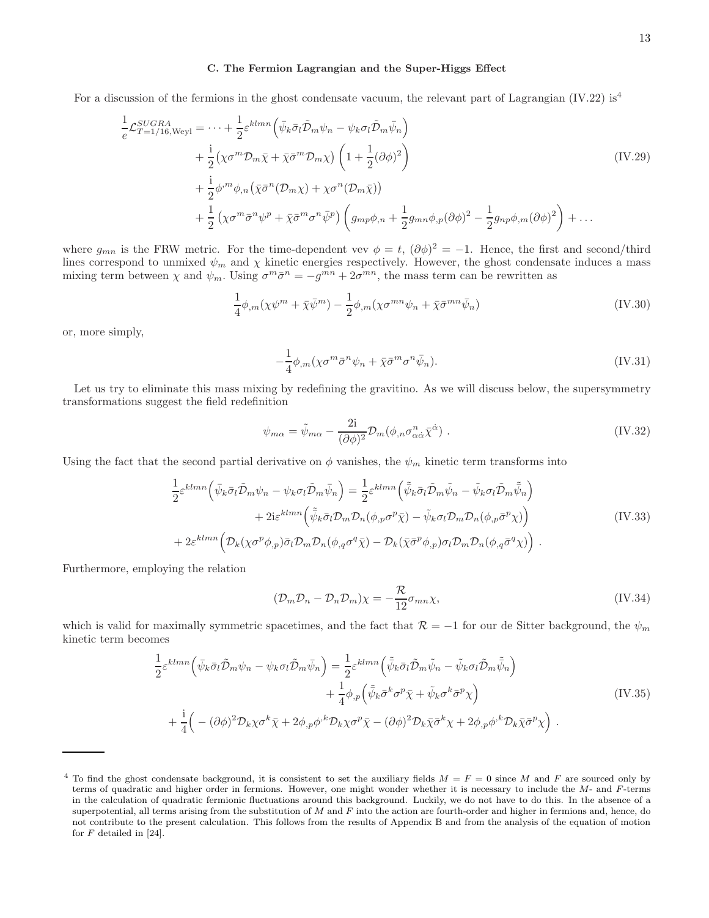### C. The Fermion Lagrangian and the Super-Higgs Effect

For a discussion of the fermions in the ghost condensate vacuum, the relevant part of Lagrangian (IV.22) is[4]

$$
\begin{aligned}
\frac{1}{e}\mathcal{L}^{SUGRA}_{T=1/16,\mathrm{Weyl}} = \cdots &+ \frac{1}{2}\varepsilon^{klmn}\Big(\bar{\psi}_k\bar{\sigma}_l\tilde{\mathcal{D}}_m\psi_n - \psi_k\sigma_l\tilde{\mathcal{D}}_m\bar{\psi}_n\Big) \\
&+ \frac{\mathrm{i}}{2}\big(\chi\sigma^m\mathcal{D}_m\bar{\chi} + \bar{\chi}\bar{\sigma}^m\mathcal{D}_m\chi\big)\left(1+\frac{1}{2}(\partial\phi)^2\right) \\
&+ \frac{\mathrm{i}}{2}\phi^{,m}\phi_{,n}\big(\bar{\chi}\bar{\sigma}^n(\mathcal{D}_m\chi) + \chi\sigma^n(\mathcal{D}_m\bar{\chi})\big) \\
&+ \frac{1}{2}\left(\chi\sigma^m\bar{\sigma}^n\psi^p + \bar{\chi}\bar{\sigma}^m\sigma^n\bar{\psi}^p\right)\left(g_{mp}\phi_{,n} + \frac{1}{2}g_{mn}\phi_{,p}(\partial\phi)^2 - \frac{1}{2}g_{np}\phi_{,m}(\partial\phi)^2\right) + \ldots
\end{aligned}
\tag{IV.29}
$$

where $g_{mn}$ is the FRW metric. For the time-dependent vev $\phi = t$, $(\partial\phi)^2 = -1$. Hence, the first and second/third lines correspond to unmixed $\psi_m$ and $\chi$ kinetic energies respectively. However, the ghost condensate induces a mass mixing term between $\chi$ and $\psi_m$. Using $\sigma^m\bar{\sigma}^n = -g^{mn} + 2\sigma^{mn}$, the mass term can be rewritten as

$$
\frac{1}{4}\phi_{,m}(\chi\psi^m + \bar{\chi}\bar{\psi}^m) - \frac{1}{2}\phi_{,m}(\chi\sigma^{mn}\psi_n + \bar{\chi}\bar{\sigma}^{mn}\bar{\psi}_n)
\tag{IV.30}
$$

or, more simply,

$$
-\frac{1}{4}\phi_{,m}(\chi\sigma^m\bar{\sigma}^n\psi_n + \bar{\chi}\bar{\sigma}^m\sigma^n\bar{\psi}_n).
\tag{IV.31}
$$

Let us try to eliminate this mass mixing by redefining the gravitino. As we will discuss below, the supersymmetry transformations suggest the field redefinition

$$
\psi_{m\alpha} = \tilde{\psi}_{m\alpha} - \frac{2\mathrm{i}}{(\partial\phi)^2}\mathcal{D}_m(\phi_{,n}\sigma^n_{\alpha\dot{\alpha}}\bar{\chi}^{\dot{\alpha}}) \ .
\tag{IV.32}
$$

Using the fact that the second partial derivative on $\phi$ vanishes, the $\psi_m$ kinetic term transforms into

$$
\begin{aligned}
\frac{1}{2}\varepsilon^{klmn}\Big(\bar{\psi}_k\bar{\sigma}_l\tilde{\mathcal{D}}_m\psi_n - \psi_k\sigma_l\tilde{\mathcal{D}}_m\bar{\psi}_n\Big) &= \frac{1}{2}\varepsilon^{klmn}\Big(\bar{\tilde{\psi}}_k\bar{\sigma}_l\tilde{\mathcal{D}}_m\tilde{\psi}_n - \tilde{\psi}_k\sigma_l\tilde{\mathcal{D}}_m\bar{\tilde{\psi}}_n\Big) \\
&\quad + 2\mathrm{i}\varepsilon^{klmn}\Big(\bar{\tilde{\psi}}_k\bar{\sigma}_l\mathcal{D}_m\mathcal{D}_n(\phi_{,p}\sigma^p\bar{\chi}) - \tilde{\psi}_k\sigma_l\mathcal{D}_m\mathcal{D}_n(\phi_{,p}\bar{\sigma}^p\chi)\Big) \\
+ 2\varepsilon^{klmn}\Big(\mathcal{D}_k(\chi\sigma^p\phi_{,p})\bar{\sigma}_l\mathcal{D}_m\mathcal{D}_n(\phi_{,q}\sigma^q\bar{\chi}) &- \mathcal{D}_k(\bar{\chi}\bar{\sigma}^p\phi_{,p})\sigma_l\mathcal{D}_m\mathcal{D}_n(\phi_{,q}\bar{\sigma}^q\chi)\Big) \ .
\end{aligned}
\tag{IV.33}
$$

Furthermore, employing the relation

$$
(\mathcal{D}_m\mathcal{D}_n - \mathcal{D}_n\mathcal{D}_m)\chi = -\frac{\mathcal{R}}{12}\sigma_{mn}\chi,
\tag{IV.34}
$$

which is valid for maximally symmetric spacetimes, and the fact that $\mathcal{R} = -1$ for our de Sitter background, the $\psi_m$ kinetic term becomes

$$
\begin{aligned}
\frac{1}{2}\varepsilon^{klmn}\Big(\bar{\psi}_k\bar{\sigma}_l\tilde{\mathcal{D}}_m\psi_n - \psi_k\sigma_l\tilde{\mathcal{D}}_m\bar{\psi}_n\Big) &= \frac{1}{2}\varepsilon^{klmn}\Big(\bar{\tilde{\psi}}_k\bar{\sigma}_l\tilde{\mathcal{D}}_m\tilde{\psi}_n - \tilde{\psi}_k\sigma_l\tilde{\mathcal{D}}_m\bar{\tilde{\psi}}_n\Big) \\
&\quad + \frac{1}{4}\phi_{,p}\Big(\bar{\tilde{\psi}}_k\bar{\sigma}^k\sigma^p\bar{\chi} + \tilde{\psi}_k\sigma^k\bar{\sigma}^p\chi\Big) \\
+ \frac{\mathrm{i}}{4}\Big(-(\partial\phi)^2\mathcal{D}_k\chi\sigma^k\bar{\chi} + 2\phi_{,p}\phi^{,k}\mathcal{D}_k\chi\sigma^p\bar{\chi} &- (\partial\phi)^2\mathcal{D}_k\bar{\chi}\bar{\sigma}^k\chi + 2\phi_{,p}\phi^{,k}\mathcal{D}_k\bar{\chi}\bar{\sigma}^p\chi\Big) \ .
\end{aligned}
\tag{IV.35}
$$

---

[4] To find the ghost condensate background, it is consistent to set the auxiliary fields $M = F = 0$ since $M$ and $F$ are sourced only by terms of quadratic and higher order in fermions. However, one might wonder whether it is necessary to include the $M$- and $F$-terms in the calculation of quadratic fermionic fluctuations around this background. Luckily, we do not have to do this. In the absence of a superpotential, all terms arising from the substitution of $M$ and $F$ into the action are fourth-order and higher in fermions and, hence, do not contribute to the present calculation. This follows from the results of Appendix B and from the analysis of the equation of motion for $F$ detailed in [24].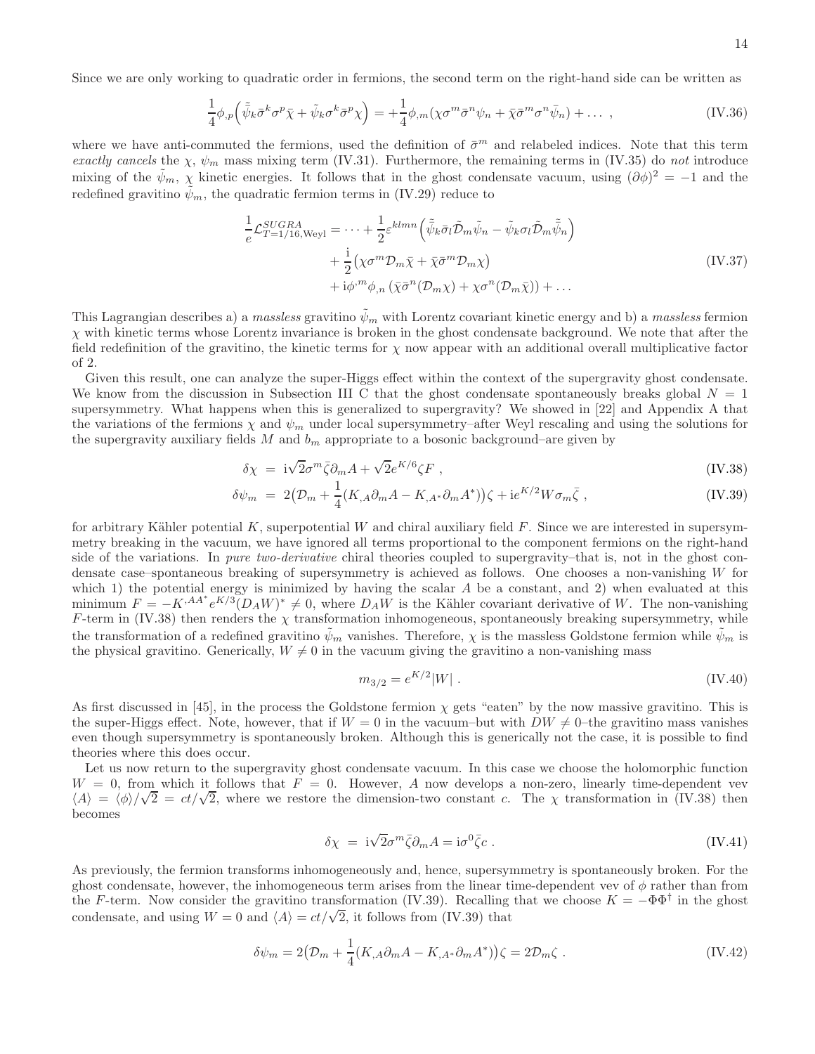Since we are only working to quadratic order in fermions, the second term on the right-hand side can be written as

$$\frac{1}{4}\phi_{,p}\Big(\bar{\tilde{\psi}}_k\bar{\sigma}^k\sigma^p\bar{\chi}+\tilde{\psi}_k\sigma^k\bar{\sigma}^p\chi\Big)=+\frac{1}{4}\phi_{,m}(\chi\sigma^m\bar{\sigma}^n\psi_n+\bar{\chi}\bar{\sigma}^m\sigma^n\bar{\psi}_n)+\dots\ , \tag{IV.36}$$

where we have anti-commuted the fermions, used the definition of $\bar{\sigma}^m$ and relabeled indices. Note that this term *exactly cancels* the $\chi$, $\psi_m$ mass mixing term (IV.31). Furthermore, the remaining terms in (IV.35) do *not* introduce mixing of the $\tilde{\psi}_m$, $\chi$ kinetic energies. It follows that in the ghost condensate vacuum, using $(\partial\phi)^2=-1$ and the redefined gravitino $\tilde{\psi}_m$, the quadratic fermion terms in (IV.29) reduce to

$$\begin{aligned}\frac{1}{e}\mathcal{L}^{SUGRA}_{T=1/16,\text{Weyl}}=\dots&+\frac{1}{2}\varepsilon^{klmn}\Big(\bar{\tilde{\psi}}_k\bar{\sigma}_l\tilde{\mathcal{D}}_m\tilde{\psi}_n-\tilde{\psi}_k\sigma_l\tilde{\mathcal{D}}_m\bar{\tilde{\psi}}_n\Big)\\&+\frac{\mathrm{i}}{2}\big(\chi\sigma^m\mathcal{D}_m\bar{\chi}+\bar{\chi}\bar{\sigma}^m\mathcal{D}_m\chi\big)\\&+\mathrm{i}\phi^{,m}\phi_{,n}\left(\bar{\chi}\bar{\sigma}^n(\mathcal{D}_m\chi)+\chi\sigma^n(\mathcal{D}_m\bar{\chi})\right)+\dots\end{aligned} \tag{IV.37}$$

This Lagrangian describes a) a *massless* gravitino $\tilde{\psi}_m$ with Lorentz covariant kinetic energy and b) a *massless* fermion $\chi$ with kinetic terms whose Lorentz invariance is broken in the ghost condensate background. We note that after the field redefinition of the gravitino, the kinetic terms for $\chi$ now appear with an additional overall multiplicative factor of 2.

Given this result, one can analyze the super-Higgs effect within the context of the supergravity ghost condensate. We know from the discussion in Subsection III C that the ghost condensate spontaneously breaks global $N=1$ supersymmetry. What happens when this is generalized to supergravity? We showed in [22] and Appendix A that the variations of the fermions $\chi$ and $\psi_m$ under local supersymmetry–after Weyl rescaling and using the solutions for the supergravity auxiliary fields $M$ and $b_m$ appropriate to a bosonic background–are given by

$$\delta\chi\ =\ \mathrm{i}\sqrt{2}\sigma^m\bar{\zeta}\partial_mA+\sqrt{2}e^{K/6}\zeta F\ , \tag{IV.38}$$

$$\delta\psi_m\ =\ 2\big(\mathcal{D}_m+\frac{1}{4}(K_{,A}\partial_mA-K_{,A^*}\partial_mA^*)\big)\zeta+\mathrm{i}e^{K/2}W\sigma_m\bar{\zeta}\ , \tag{IV.39}$$

for arbitrary Kähler potential $K$, superpotential $W$ and chiral auxiliary field $F$. Since we are interested in supersymmetry breaking in the vacuum, we have ignored all terms proportional to the component fermions on the right-hand side of the variations. In *pure two-derivative* chiral theories coupled to supergravity–that is, not in the ghost condensate case–spontaneous breaking of supersymmetry is achieved as follows. One chooses a non-vanishing $W$ for which 1) the potential energy is minimized by having the scalar $A$ be a constant, and 2) when evaluated at this minimum $F=-K^{,AA^*}e^{K/3}(D_AW)^*\neq0$, where $D_AW$ is the Kähler covariant derivative of $W$. The non-vanishing $F$-term in (IV.38) then renders the $\chi$ transformation inhomogeneous, spontaneously breaking supersymmetry, while the transformation of a redefined gravitino $\tilde{\psi}_m$ vanishes. Therefore, $\chi$ is the massless Goldstone fermion while $\tilde{\psi}_m$ is the physical gravitino. Generically, $W\neq0$ in the vacuum giving the gravitino a non-vanishing mass

$$m_{3/2}=e^{K/2}|W|\ . \tag{IV.40}$$

As first discussed in [45], in the process the Goldstone fermion $\chi$ gets "eaten" by the now massive gravitino. This is the super-Higgs effect. Note, however, that if $W=0$ in the vacuum–but with $DW\neq0$–the gravitino mass vanishes even though supersymmetry is spontaneously broken. Although this is generically not the case, it is possible to find theories where this does occur.

Let us now return to the supergravity ghost condensate vacuum. In this case we choose the holomorphic function $W=0$, from which it follows that $F=0$. However, $A$ now develops a non-zero, linearly time-dependent vev $\langle A\rangle=\langle\phi\rangle/\sqrt{2}=ct/\sqrt{2}$, where we restore the dimension-two constant $c$. The $\chi$ transformation in (IV.38) then becomes

$$\delta\chi\ =\ \mathrm{i}\sqrt{2}\sigma^m\bar{\zeta}\partial_mA=\mathrm{i}\sigma^0\bar{\zeta}c\ . \tag{IV.41}$$

As previously, the fermion transforms inhomogeneously and, hence, supersymmetry is spontaneously broken. For the ghost condensate, however, the inhomogeneous term arises from the linear time-dependent vev of $\phi$ rather than from the $F$-term. Now consider the gravitino transformation (IV.39). Recalling that we choose $K=-\Phi\Phi^\dagger$ in the ghost condensate, and using $W=0$ and $\langle A\rangle=ct/\sqrt{2}$, it follows from (IV.39) that

$$\delta\psi_m=2\big(\mathcal{D}_m+\frac{1}{4}(K_{,A}\partial_mA-K_{,A^*}\partial_mA^*)\big)\zeta=2\mathcal{D}_m\zeta\ . \tag{IV.42}$$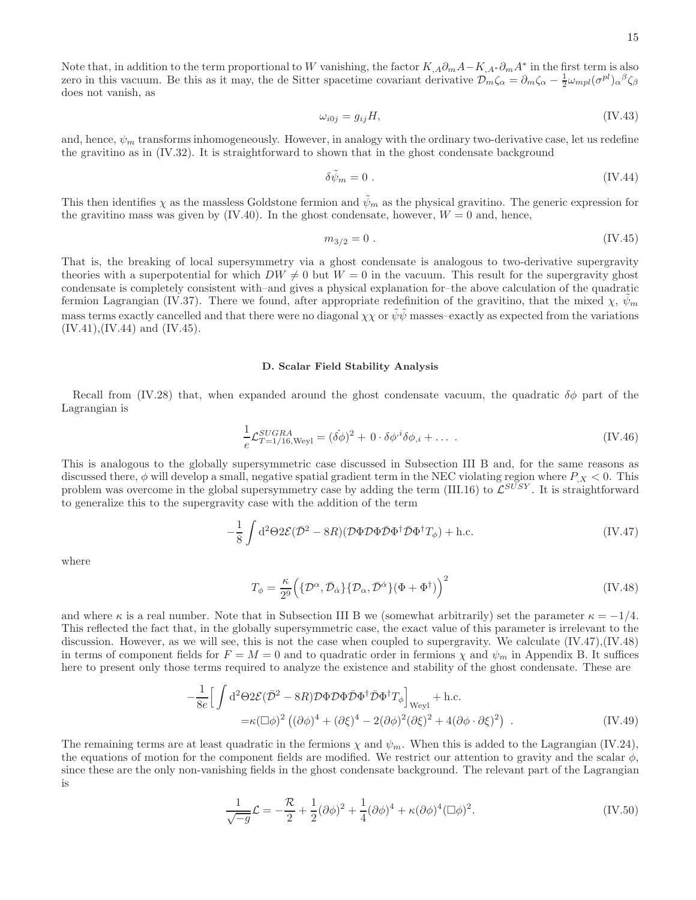Note that, in addition to the term proportional to $W$ vanishing, the factor $K_{,A}\partial_m A - K_{,A^*}\partial_m A^*$ in the first term is also zero in this vacuum. Be this as it may, the de Sitter spacetime covariant derivative $\mathcal{D}_m\zeta_\alpha = \partial_m\zeta_\alpha - \frac{1}{2}\omega_{mpl}(\sigma^{pl})_\alpha{}^\beta\zeta_\beta$ does not vanish, as

$$\omega_{i0j} = g_{ij}H, \tag{IV.43}$$

and, hence, $\psi_m$ transforms inhomogeneously. However, in analogy with the ordinary two-derivative case, let us redefine the gravitino as in (IV.32). It is straightforward to shown that in the ghost condensate background

$$\delta\tilde{\psi}_m = 0 \ . \tag{IV.44}$$

This then identifies $\chi$ as the massless Goldstone fermion and $\tilde{\psi}_m$ as the physical gravitino. The generic expression for the gravitino mass was given by (IV.40). In the ghost condensate, however, $W = 0$ and, hence,

$$m_{3/2} = 0 \ . \tag{IV.45}$$

That is, the breaking of local supersymmetry via a ghost condensate is analogous to two-derivative supergravity theories with a superpotential for which $DW \neq 0$ but $W = 0$ in the vacuum. This result for the supergravity ghost condensate is completely consistent with–and gives a physical explanation for–the above calculation of the quadratic fermion Lagrangian (IV.37). There we found, after appropriate redefinition of the gravitino, that the mixed $\chi$, $\tilde{\psi}_m$ mass terms exactly cancelled and that there were no diagonal $\chi\chi$ or $\tilde{\psi}\tilde{\psi}$ masses–exactly as expected from the variations (IV.41),(IV.44) and (IV.45).

### D. Scalar Field Stability Analysis

Recall from (IV.28) that, when expanded around the ghost condensate vacuum, the quadratic $\delta\phi$ part of the Lagrangian is

$$\frac{1}{e}\mathcal{L}^{SUGRA}_{T=1/16,\text{Weyl}} = (\dot{\delta\phi})^2 + 0\cdot\delta\phi^{,i}\delta\phi_{,i} + \dots \ . \tag{IV.46}$$

This is analogous to the globally supersymmetric case discussed in Subsection III B and, for the same reasons as discussed there, $\phi$ will develop a small, negative spatial gradient term in the NEC violating region where $P_{,X} < 0$. This problem was overcome in the global supersymmetry case by adding the term (III.16) to $\mathcal{L}^{SUSY}$. It is straightforward to generalize this to the supergravity case with the addition of the term

$$-\frac{1}{8}\int d^2\Theta 2\mathcal{E}(\bar{\mathcal{D}}^2 - 8R)(\mathcal{D}\Phi\mathcal{D}\Phi\bar{\mathcal{D}}\Phi^\dagger\bar{\mathcal{D}}\Phi^\dagger T_\phi) + \text{h.c.} \tag{IV.47}$$

where

$$T_\phi = \frac{\kappa}{2^9}\Big(\{\mathcal{D}^\alpha, \bar{\mathcal{D}}_{\dot{\alpha}}\}\{\mathcal{D}_\alpha, \bar{\mathcal{D}}^{\dot{\alpha}}\}(\Phi + \Phi^\dagger)\Big)^2 \tag{IV.48}$$

and where $\kappa$ is a real number. Note that in Subsection III B we (somewhat arbitrarily) set the parameter $\kappa = -1/4$. This reflected the fact that, in the globally supersymmetric case, the exact value of this parameter is irrelevant to the discussion. However, as we will see, this is not the case when coupled to supergravity. We calculate (IV.47),(IV.48) in terms of component fields for $F = M = 0$ and to quadratic order in fermions $\chi$ and $\psi_m$ in Appendix B. It suffices here to present only those terms required to analyze the existence and stability of the ghost condensate. These are

$$\begin{aligned}
-\frac{1}{8e}\Big[\int d^2\Theta 2\mathcal{E}(\bar{\mathcal{D}}^2 - 8R)\mathcal{D}\Phi\mathcal{D}\Phi\bar{\mathcal{D}}\Phi^\dagger\bar{\mathcal{D}}\Phi^\dagger T_\phi\Big]_{\text{Weyl}} + \text{h.c.}& \\
=\kappa(\Box\phi)^2\left((\partial\phi)^4 + (\partial\xi)^4 - 2(\partial\phi)^2(\partial\xi)^2 + 4(\partial\phi\cdot\partial\xi)^2\right)& \ .
\end{aligned} \tag{IV.49}$$

The remaining terms are at least quadratic in the fermions $\chi$ and $\psi_m$. When this is added to the Lagrangian (IV.24), the equations of motion for the component fields are modified. We restrict our attention to gravity and the scalar $\phi$, since these are the only non-vanishing fields in the ghost condensate background. The relevant part of the Lagrangian is

$$\frac{1}{\sqrt{-g}}\mathcal{L} = -\frac{\mathcal{R}}{2} + \frac{1}{2}(\partial\phi)^2 + \frac{1}{4}(\partial\phi)^4 + \kappa(\partial\phi)^4(\Box\phi)^2. \tag{IV.50}$$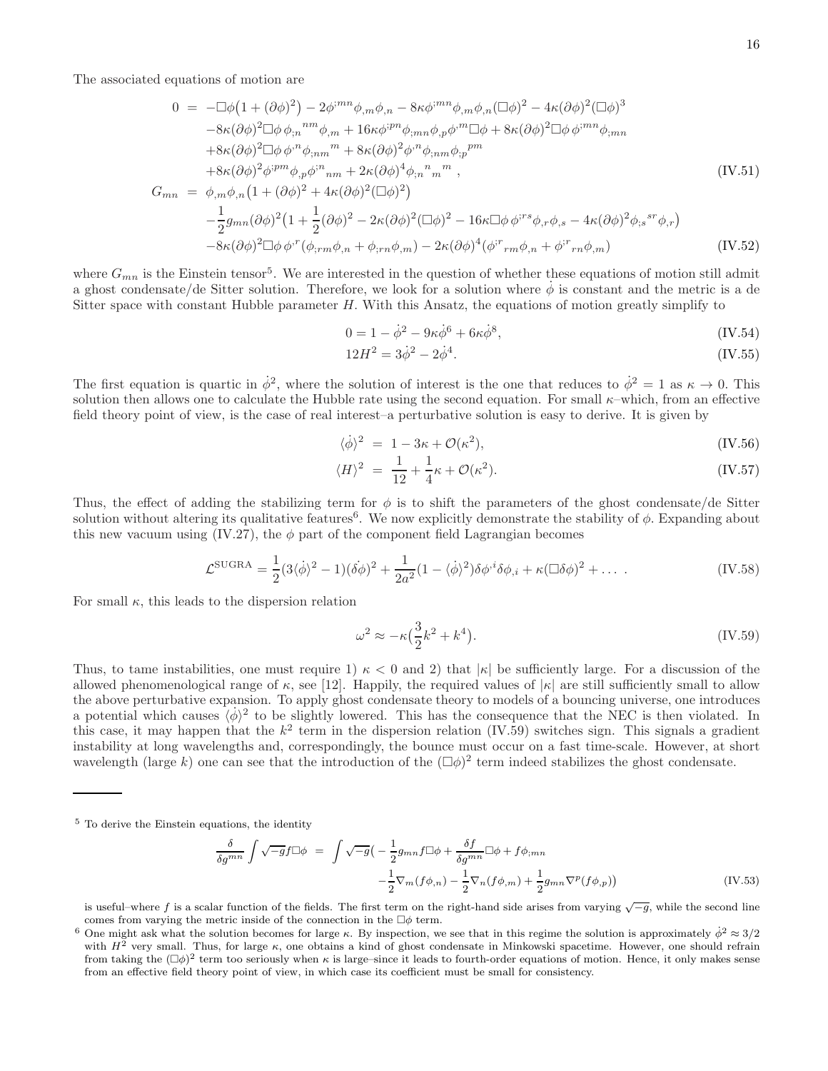The associated equations of motion are

$$
\begin{aligned}
0 \;=\; & -\Box\phi\big(1+(\partial\phi)^2\big) - 2\phi^{;mn}\phi_{,m}\phi_{,n} - 8\kappa\phi^{;mn}\phi_{,m}\phi_{,n}(\Box\phi)^2 - 4\kappa(\partial\phi)^2(\Box\phi)^3 \\
& -8\kappa(\partial\phi)^2\Box\phi\,\phi_{;n}{}^{nm}\phi_{,m} + 16\kappa\phi^{;pn}\phi_{;mn}\phi_{,p}\phi^{,m}\Box\phi + 8\kappa(\partial\phi)^2\Box\phi\,\phi^{;mn}\phi_{;mn} \\
& +8\kappa(\partial\phi)^2\Box\phi\,\phi^{,n}\phi_{;nm}{}^{m} + 8\kappa(\partial\phi)^2\phi^{,n}\phi_{;nm}\phi_{;p}{}^{pm} \\
& +8\kappa(\partial\phi)^2\phi^{;pm}\phi_{,p}\phi^{;n}{}_{nm} + 2\kappa(\partial\phi)^4\phi_{;n}{}^{n}{}_{m}{}^{m}\,, \qquad \text{(IV.51)}\\
G_{mn} \;=\; & \phi_{,m}\phi_{,n}\big(1+(\partial\phi)^2 + 4\kappa(\partial\phi)^2(\Box\phi)^2\big) \\
& -\frac{1}{2}g_{mn}(\partial\phi)^2\big(1+\frac{1}{2}(\partial\phi)^2 - 2\kappa(\partial\phi)^2(\Box\phi)^2 - 16\kappa\Box\phi\,\phi^{;rs}\phi_{,r}\phi_{,s} - 4\kappa(\partial\phi)^2\phi_{;s}{}^{sr}\phi_{,r}\big) \\
& -8\kappa(\partial\phi)^2\Box\phi\,\phi^{,r}(\phi_{;rm}\phi_{,n}+\phi_{;rn}\phi_{,m}) - 2\kappa(\partial\phi)^4(\phi^{;r}{}_{rm}\phi_{,n}+\phi^{;r}{}_{rn}\phi_{,m}) \qquad \text{(IV.52)}
\end{aligned}
$$

where $G_{mn}$ is the Einstein tensor[5]. We are interested in the question of whether these equations of motion still admit a ghost condensate/de Sitter solution. Therefore, we look for a solution where $\dot{\phi}$ is constant and the metric is a de Sitter space with constant Hubble parameter $H$. With this Ansatz, the equations of motion greatly simplify to

$$
0 = 1 - \dot{\phi}^2 - 9\kappa\dot{\phi}^6 + 6\kappa\dot{\phi}^8, \qquad \text{(IV.54)}
$$

$$
12H^2 = 3\dot{\phi}^2 - 2\dot{\phi}^4. \qquad \text{(IV.55)}
$$

The first equation is quartic in $\dot{\phi}^2$, where the solution of interest is the one that reduces to $\dot{\phi}^2 = 1$ as $\kappa \to 0$. This solution then allows one to calculate the Hubble rate using the second equation. For small $\kappa$–which, from an effective field theory point of view, is the case of real interest–a perturbative solution is easy to derive. It is given by

$$
\langle\dot{\phi}\rangle^2 = 1 - 3\kappa + \mathcal{O}(\kappa^2), \qquad \text{(IV.56)}
$$

$$
\langle H\rangle^2 = \frac{1}{12} + \frac{1}{4}\kappa + \mathcal{O}(\kappa^2). \qquad \text{(IV.57)}
$$

Thus, the effect of adding the stabilizing term for $\phi$ is to shift the parameters of the ghost condensate/de Sitter solution without altering its qualitative features[6]. We now explicitly demonstrate the stability of $\phi$. Expanding about this new vacuum using (IV.27), the $\phi$ part of the component field Lagrangian becomes

$$
\mathcal{L}^{\mathrm{SUGRA}} = \frac{1}{2}(3\langle\dot{\phi}\rangle^2 - 1)(\dot{\delta\phi})^2 + \frac{1}{2a^2}(1-\langle\dot{\phi}\rangle^2)\delta\phi^{,i}\delta\phi_{,i} + \kappa(\Box\delta\phi)^2 + \dots\,. \qquad \text{(IV.58)}
$$

For small $\kappa$, this leads to the dispersion relation

$$
\omega^2 \approx -\kappa\big(\frac{3}{2}k^2 + k^4\big). \qquad \text{(IV.59)}
$$

Thus, to tame instabilities, one must require 1) $\kappa < 0$ and 2) that $|\kappa|$ be sufficiently large. For a discussion of the allowed phenomenological range of $\kappa$, see [12]. Happily, the required values of $|\kappa|$ are still sufficiently small to allow the above perturbative expansion. To apply ghost condensate theory to models of a bouncing universe, one introduces a potential which causes $\langle\dot{\phi}\rangle^2$ to be slightly lowered. This has the consequence that the NEC is then violated. In this case, it may happen that the $k^2$ term in the dispersion relation (IV.59) switches sign. This signals a gradient instability at long wavelengths and, correspondingly, the bounce must occur on a fast time-scale. However, at short wavelength (large $k$) one can see that the introduction of the $(\Box\phi)^2$ term indeed stabilizes the ghost condensate.

---

[5] To derive the Einstein equations, the identity

$$
\begin{aligned}
\frac{\delta}{\delta g^{mn}}\int\sqrt{-g}f\Box\phi \;=\; & \int\sqrt{-g}\Big(-\frac{1}{2}g_{mn}f\Box\phi + \frac{\delta f}{\delta g^{mn}}\Box\phi + f\phi_{;mn} \\
& -\frac{1}{2}\nabla_m(f\phi_{,n}) - \frac{1}{2}\nabla_n(f\phi_{,m}) + \frac{1}{2}g_{mn}\nabla^p(f\phi_{,p})\Big) \qquad \text{(IV.53)}
\end{aligned}
$$

is useful–where $f$ is a scalar function of the fields. The first term on the right-hand side arises from varying $\sqrt{-g}$, while the second line comes from varying the metric inside of the connection in the $\Box\phi$ term.

[6] One might ask what the solution becomes for large $\kappa$. By inspection, we see that in this regime the solution is approximately $\dot{\phi}^2 \approx 3/2$ with $H^2$ very small. Thus, for large $\kappa$, one obtains a kind of ghost condensate in Minkowski spacetime. However, one should refrain from taking the $(\Box\phi)^2$ term too seriously when $\kappa$ is large–since it leads to fourth-order equations of motion. Hence, it only makes sense from an effective field theory point of view, in which case its coefficient must be small for consistency.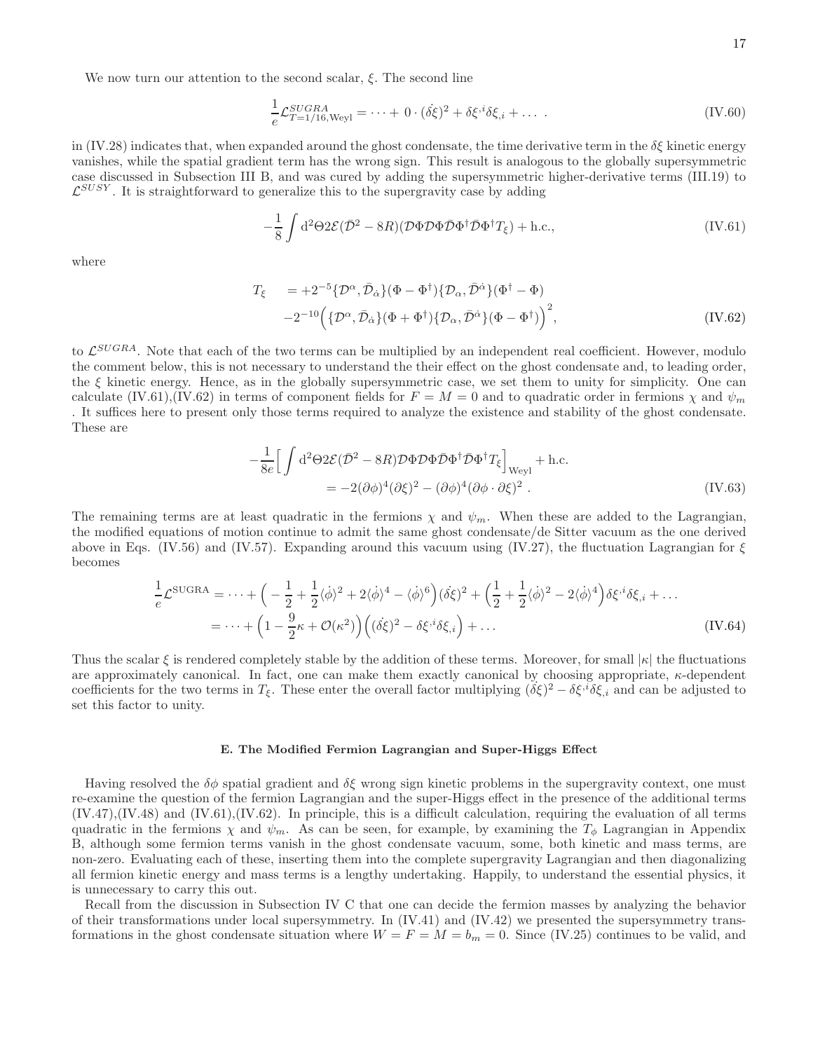We now turn our attention to the second scalar, $\xi$. The second line

$$\frac{1}{e}\mathcal{L}^{SUGRA}_{T=1/16,\text{Weyl}} = \cdots + 0 \cdot (\dot{\delta\xi})^2 + \delta\xi^{,i}\delta\xi_{,i} + \dots \ . \tag{IV.60}$$

in (IV.28) indicates that, when expanded around the ghost condensate, the time derivative term in the $\delta\xi$ kinetic energy vanishes, while the spatial gradient term has the wrong sign. This result is analogous to the globally supersymmetric case discussed in Subsection III B, and was cured by adding the supersymmetric higher-derivative terms (III.19) to $\mathcal{L}^{SUSY}$. It is straightforward to generalize this to the supergravity case by adding

$$-\frac{1}{8}\int d^2\Theta 2\mathcal{E}(\bar{\mathcal{D}}^2 - 8R)(\mathcal{D}\Phi\mathcal{D}\Phi\bar{\mathcal{D}}\Phi^\dagger\bar{\mathcal{D}}\Phi^\dagger T_\xi) + \text{h.c.}, \tag{IV.61}$$

where

$$\begin{aligned} T_\xi \quad &= +2^{-5}\{\mathcal{D}^\alpha, \bar{\mathcal{D}}_{\dot\alpha}\}(\Phi - \Phi^\dagger)\{\mathcal{D}_\alpha, \bar{\mathcal{D}}^{\dot\alpha}\}(\Phi^\dagger - \Phi) \\ &\quad -2^{-10}\Big(\{\mathcal{D}^\alpha, \bar{\mathcal{D}}_{\dot\alpha}\}(\Phi + \Phi^\dagger)\{\mathcal{D}_\alpha, \bar{\mathcal{D}}^{\dot\alpha}\}(\Phi - \Phi^\dagger)\Big)^2, \end{aligned} \tag{IV.62}$$

to $\mathcal{L}^{SUGRA}$. Note that each of the two terms can be multiplied by an independent real coefficient. However, modulo the comment below, this is not necessary to understand the their effect on the ghost condensate and, to leading order, the $\xi$ kinetic energy. Hence, as in the globally supersymmetric case, we set them to unity for simplicity. One can calculate (IV.61),(IV.62) in terms of component fields for $F = M = 0$ and to quadratic order in fermions $\chi$ and $\psi_m$ . It suffices here to present only those terms required to analyze the existence and stability of the ghost condensate. These are

$$\begin{aligned} -\frac{1}{8e}\Big[\int d^2\Theta 2\mathcal{E}(\bar{\mathcal{D}}^2 - 8R)\mathcal{D}\Phi\mathcal{D}\Phi\bar{\mathcal{D}}\Phi^\dagger\bar{\mathcal{D}}\Phi^\dagger T_\xi\Big]_{\text{Weyl}} + \text{h.c.} \\ = -2(\partial\phi)^4(\partial\xi)^2 - (\partial\phi)^4(\partial\phi\cdot\partial\xi)^2 \ . \end{aligned} \tag{IV.63}$$

The remaining terms are at least quadratic in the fermions $\chi$ and $\psi_m$. When these are added to the Lagrangian, the modified equations of motion continue to admit the same ghost condensate/de Sitter vacuum as the one derived above in Eqs. (IV.56) and (IV.57). Expanding around this vacuum using (IV.27), the fluctuation Lagrangian for $\xi$ becomes

$$\begin{aligned} \frac{1}{e}\mathcal{L}^{\text{SUGRA}} &= \cdots + \Big(-\frac{1}{2} + \frac{1}{2}\langle\dot\phi\rangle^2 + 2\langle\dot\phi\rangle^4 - \langle\dot\phi\rangle^6\Big)(\dot{\delta\xi})^2 + \Big(\frac{1}{2} + \frac{1}{2}\langle\dot\phi\rangle^2 - 2\langle\dot\phi\rangle^4\Big)\delta\xi^{,i}\delta\xi_{,i} + \dots \\ &= \cdots + \Big(1 - \frac{9}{2}\kappa + \mathcal{O}(\kappa^2)\Big)\Big((\dot{\delta\xi})^2 - \delta\xi^{,i}\delta\xi_{,i}\Big) + \dots \end{aligned} \tag{IV.64}$$

Thus the scalar $\xi$ is rendered completely stable by the addition of these terms. Moreover, for small $|\kappa|$ the fluctuations are approximately canonical. In fact, one can make them exactly canonical by choosing appropriate, $\kappa$-dependent coefficients for the two terms in $T_\xi$. These enter the overall factor multiplying $(\dot{\delta\xi})^2 - \delta\xi^{,i}\delta\xi_{,i}$ and can be adjusted to set this factor to unity.

### E. The Modified Fermion Lagrangian and Super-Higgs Effect

Having resolved the $\delta\phi$ spatial gradient and $\delta\xi$ wrong sign kinetic problems in the supergravity context, one must re-examine the question of the fermion Lagrangian and the super-Higgs effect in the presence of the additional terms (IV.47),(IV.48) and (IV.61),(IV.62). In principle, this is a difficult calculation, requiring the evaluation of all terms quadratic in the fermions $\chi$ and $\psi_m$. As can be seen, for example, by examining the $T_\phi$ Lagrangian in Appendix B, although some fermion terms vanish in the ghost condensate vacuum, some, both kinetic and mass terms, are non-zero. Evaluating each of these, inserting them into the complete supergravity Lagrangian and then diagonalizing all fermion kinetic energy and mass terms is a lengthy undertaking. Happily, to understand the essential physics, it is unnecessary to carry this out.

Recall from the discussion in Subsection IV C that one can decide the fermion masses by analyzing the behavior of their transformations under local supersymmetry. In (IV.41) and (IV.42) we presented the supersymmetry transformations in the ghost condensate situation where $W = F = M = b_m = 0$. Since (IV.25) continues to be valid, and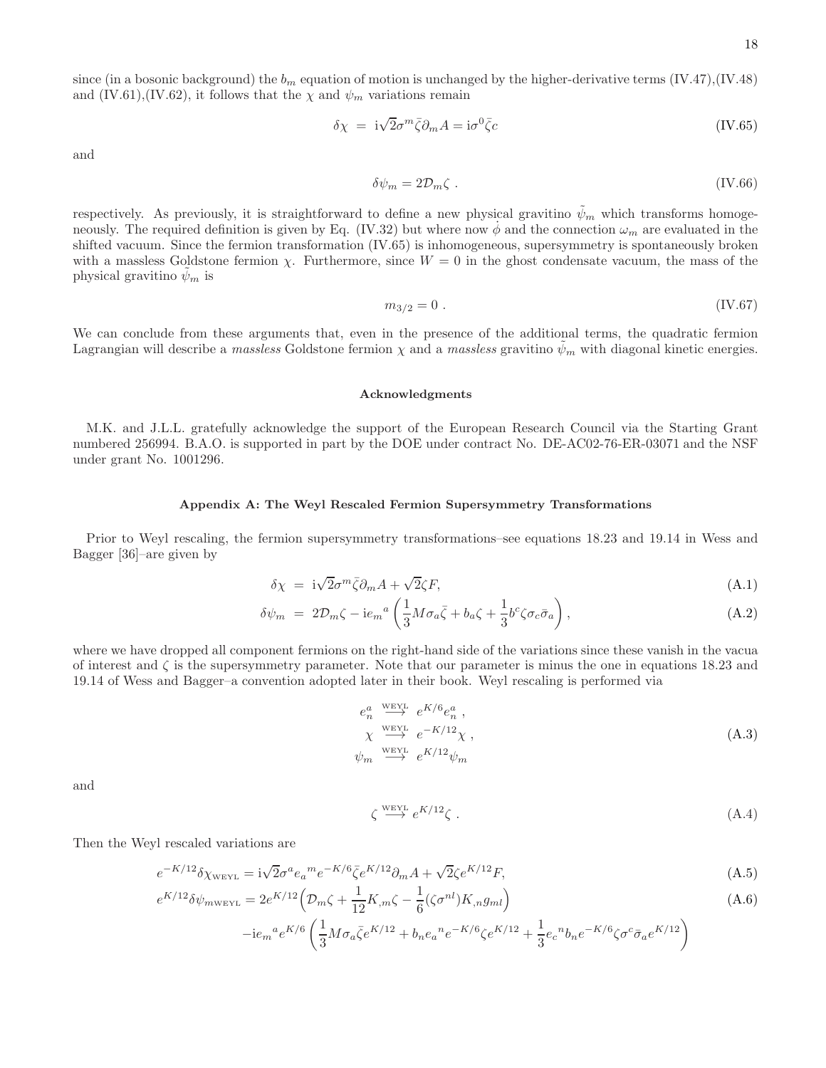since (in a bosonic background) the $b_m$ equation of motion is unchanged by the higher-derivative terms (IV.47),(IV.48) and (IV.61),(IV.62), it follows that the $\chi$ and $\psi_m$ variations remain

$$\delta\chi \ = \ \mathrm{i}\sqrt{2}\sigma^m\bar{\zeta}\partial_m A = \mathrm{i}\sigma^0\bar{\zeta}c \tag{IV.65}$$

and

$$\delta\psi_m = 2\mathcal{D}_m\zeta \ . \tag{IV.66}$$

respectively. As previously, it is straightforward to define a new physical gravitino $\tilde{\psi}_m$ which transforms homogeneously. The required definition is given by Eq. (IV.32) but where now $\dot{\phi}$ and the connection $\omega_m$ are evaluated in the shifted vacuum. Since the fermion transformation (IV.65) is inhomogeneous, supersymmetry is spontaneously broken with a massless Goldstone fermion $\chi$. Furthermore, since $W=0$ in the ghost condensate vacuum, the mass of the physical gravitino $\tilde{\psi}_m$ is

$$m_{3/2} = 0 \ . \tag{IV.67}$$

We can conclude from these arguments that, even in the presence of the additional terms, the quadratic fermion Lagrangian will describe a *massless* Goldstone fermion $\chi$ and a *massless* gravitino $\tilde{\psi}_m$ with diagonal kinetic energies.

### Acknowledgments

M.K. and J.L.L. gratefully acknowledge the support of the European Research Council via the Starting Grant numbered 256994. B.A.O. is supported in part by the DOE under contract No. DE-AC02-76-ER-03071 and the NSF under grant No. 1001296.

### Appendix A: The Weyl Rescaled Fermion Supersymmetry Transformations

Prior to Weyl rescaling, the fermion supersymmetry transformations–see equations 18.23 and 19.14 in Wess and Bagger [36]–are given by

$$\delta\chi \ = \ \mathrm{i}\sqrt{2}\sigma^m\bar{\zeta}\partial_m A + \sqrt{2}\zeta F, \tag{A.1}$$

$$\delta\psi_m \ = \ 2\mathcal{D}_m\zeta - \mathrm{i}e_m{}^a\left(\frac{1}{3}M\sigma_a\bar{\zeta} + b_a\zeta + \frac{1}{3}b^c\zeta\sigma_c\bar{\sigma}_a\right), \tag{A.2}$$

where we have dropped all component fermions on the right-hand side of the variations since these vanish in the vacua of interest and $\zeta$ is the supersymmetry parameter. Note that our parameter is minus the one in equations 18.23 and 19.14 of Wess and Bagger–a convention adopted later in their book. Weyl rescaling is performed via

$$\begin{aligned} e_n^a \ &\stackrel{\text{WEYL}}{\longrightarrow} \ e^{K/6}e_n^a \ , \\ \chi \ &\stackrel{\text{WEYL}}{\longrightarrow} \ e^{-K/12}\chi \ , \\ \psi_m \ &\stackrel{\text{WEYL}}{\longrightarrow} \ e^{K/12}\psi_m \end{aligned} \tag{A.3}$$

and

$$\zeta \stackrel{\text{WEYL}}{\longrightarrow} e^{K/12}\zeta \ . \tag{A.4}$$

Then the Weyl rescaled variations are

$$e^{-K/12}\delta\chi_{\text{WEYL}} = \mathrm{i}\sqrt{2}\sigma^a e_a{}^m e^{-K/6}\bar{\zeta}e^{K/12}\partial_m A + \sqrt{2}\zeta e^{K/12}F, \tag{A.5}$$

$$\begin{aligned} e^{K/12}\delta\psi_{m\text{WEYL}} &= 2e^{K/12}\Big(\mathcal{D}_m\zeta + \frac{1}{12}K_{,m}\zeta - \frac{1}{6}(\zeta\sigma^{nl})K_{,n}g_{ml}\Big) \\ &\quad -\mathrm{i}e_m{}^a e^{K/6}\left(\frac{1}{3}M\sigma_a\bar{\zeta}e^{K/12} + b_n e_a{}^n e^{-K/6}\zeta e^{K/12} + \frac{1}{3}e_c{}^n b_n e^{-K/6}\zeta\sigma^c\bar{\sigma}_a e^{K/12}\right) \end{aligned} \tag{A.6}$$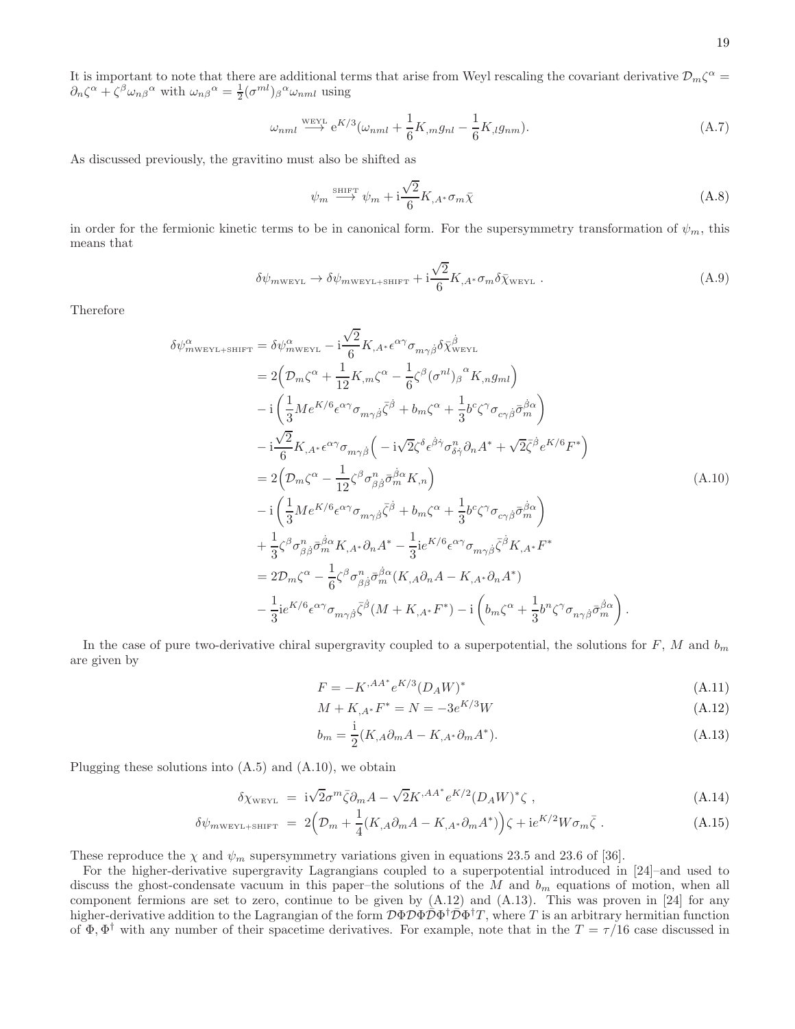It is important to note that there are additional terms that arise from Weyl rescaling the covariant derivative $\mathcal{D}_m\zeta^\alpha = \partial_n\zeta^\alpha + \zeta^\beta\omega_{n\beta}{}^\alpha$ with $\omega_{n\beta}{}^\alpha = \frac{1}{2}(\sigma^{ml})_\beta{}^\alpha\omega_{nml}$ using

$$\omega_{nml} \stackrel{\text{WEYL}}{\longrightarrow} e^{K/3}(\omega_{nml} + \frac{1}{6}K_{,m}g_{nl} - \frac{1}{6}K_{,l}g_{nm}). \tag{A.7}$$

As discussed previously, the gravitino must also be shifted as

$$\psi_m \stackrel{\text{SHIFT}}{\longrightarrow} \psi_m + \mathrm{i}\frac{\sqrt{2}}{6}K_{,A^*}\sigma_m\bar{\chi} \tag{A.8}$$

in order for the fermionic kinetic terms to be in canonical form. For the supersymmetry transformation of $\psi_m$, this means that

$$\delta\psi_{m\text{WEYL}} \to \delta\psi_{m\text{WEYL+SHIFT}} + \mathrm{i}\frac{\sqrt{2}}{6}K_{,A^*}\sigma_m\delta\bar{\chi}_{\text{WEYL}}\ . \tag{A.9}$$

Therefore

$$\begin{aligned}
\delta\psi^\alpha_{m\text{WEYL+SHIFT}} &= \delta\psi^\alpha_{m\text{WEYL}} - \mathrm{i}\frac{\sqrt{2}}{6}K_{,A^*}\epsilon^{\alpha\gamma}\sigma_{m\gamma\dot{\beta}}\delta\bar{\chi}^{\dot{\beta}}_{\text{WEYL}} \\
&= 2\Big(\mathcal{D}_m\zeta^\alpha + \frac{1}{12}K_{,m}\zeta^\alpha - \frac{1}{6}\zeta^\beta(\sigma^{nl})_\beta{}^\alpha K_{,n}g_{ml}\Big) \\
&\quad - \mathrm{i}\left(\frac{1}{3}Me^{K/6}\epsilon^{\alpha\gamma}\sigma_{m\gamma\dot{\beta}}\bar{\zeta}^{\dot{\beta}} + b_m\zeta^\alpha + \frac{1}{3}b^c\zeta^\gamma\sigma_{c\gamma\dot{\beta}}\bar{\sigma}_m^{\dot{\beta}\alpha}\right) \\
&\quad - \mathrm{i}\frac{\sqrt{2}}{6}K_{,A^*}\epsilon^{\alpha\gamma}\sigma_{m\gamma\dot{\beta}}\Big(-\mathrm{i}\sqrt{2}\zeta^\delta\epsilon^{\dot{\beta}\dot{\gamma}}\sigma^n_{\delta\dot{\gamma}}\partial_n A^* + \sqrt{2}\bar{\zeta}^{\dot{\beta}}e^{K/6}F^*\Big) \\
&= 2\Big(\mathcal{D}_m\zeta^\alpha - \frac{1}{12}\zeta^\beta\sigma^n_{\beta\dot{\beta}}\bar{\sigma}_m^{\dot{\beta}\alpha}K_{,n}\Big) \\
&\quad - \mathrm{i}\left(\frac{1}{3}Me^{K/6}\epsilon^{\alpha\gamma}\sigma_{m\gamma\dot{\beta}}\bar{\zeta}^{\dot{\beta}} + b_m\zeta^\alpha + \frac{1}{3}b^c\zeta^\gamma\sigma_{c\gamma\dot{\beta}}\bar{\sigma}_m^{\dot{\beta}\alpha}\right) \\
&\quad + \frac{1}{3}\zeta^\beta\sigma^n_{\beta\dot{\beta}}\bar{\sigma}_m^{\dot{\beta}\alpha}K_{,A^*}\partial_n A^* - \frac{1}{3}\mathrm{i}e^{K/6}\epsilon^{\alpha\gamma}\sigma_{m\gamma\dot{\beta}}\bar{\zeta}^{\dot{\beta}}K_{,A^*}F^* \\
&= 2\mathcal{D}_m\zeta^\alpha - \frac{1}{6}\zeta^\beta\sigma^n_{\beta\dot{\beta}}\bar{\sigma}_m^{\dot{\beta}\alpha}(K_{,A}\partial_n A - K_{,A^*}\partial_n A^*) \\
&\quad - \frac{1}{3}\mathrm{i}e^{K/6}\epsilon^{\alpha\gamma}\sigma_{m\gamma\dot{\beta}}\bar{\zeta}^{\dot{\beta}}(M + K_{,A^*}F^*) - \mathrm{i}\left(b_m\zeta^\alpha + \frac{1}{3}b^n\zeta^\gamma\sigma_{n\gamma\dot{\beta}}\bar{\sigma}_m^{\dot{\beta}\alpha}\right).
\end{aligned} \tag{A.10}$$

In the case of pure two-derivative chiral supergravity coupled to a superpotential, the solutions for $F$, $M$ and $b_m$ are given by

$$F = -K^{,AA^*}e^{K/3}(D_AW)^* \tag{A.11}$$

$$M + K_{,A^*}F^* = N = -3e^{K/3}W \tag{A.12}$$

$$b_m = \frac{\mathrm{i}}{2}(K_{,A}\partial_m A - K_{,A^*}\partial_m A^*). \tag{A.13}$$

Plugging these solutions into (A.5) and (A.10), we obtain

$$\delta\chi_{\text{WEYL}} \ = \ \mathrm{i}\sqrt{2}\sigma^m\bar{\zeta}\partial_m A - \sqrt{2}K^{,AA^*}e^{K/2}(D_AW)^*\zeta\ , \tag{A.14}$$

$$\delta\psi_{m\text{WEYL+SHIFT}} \ = \ 2\Big(\mathcal{D}_m + \frac{1}{4}(K_{,A}\partial_m A - K_{,A^*}\partial_m A^*)\Big)\zeta + \mathrm{i}e^{K/2}W\sigma_m\bar{\zeta}\ . \tag{A.15}$$

These reproduce the $\chi$ and $\psi_m$ supersymmetry variations given in equations 23.5 and 23.6 of [36].

For the higher-derivative supergravity Lagrangians coupled to a superpotential introduced in [24]–and used to discuss the ghost-condensate vacuum in this paper–the solutions of the $M$ and $b_m$ equations of motion, when all component fermions are set to zero, continue to be given by (A.12) and (A.13). This was proven in [24] for any higher-derivative addition to the Lagrangian of the form $\mathcal{D}\Phi\mathcal{D}\Phi\bar{\mathcal{D}}\Phi^\dagger\bar{\mathcal{D}}\Phi^\dagger T$, where $T$ is an arbitrary hermitian function of $\Phi, \Phi^\dagger$ with any number of their spacetime derivatives. For example, note that in the $T = \tau/16$ case discussed in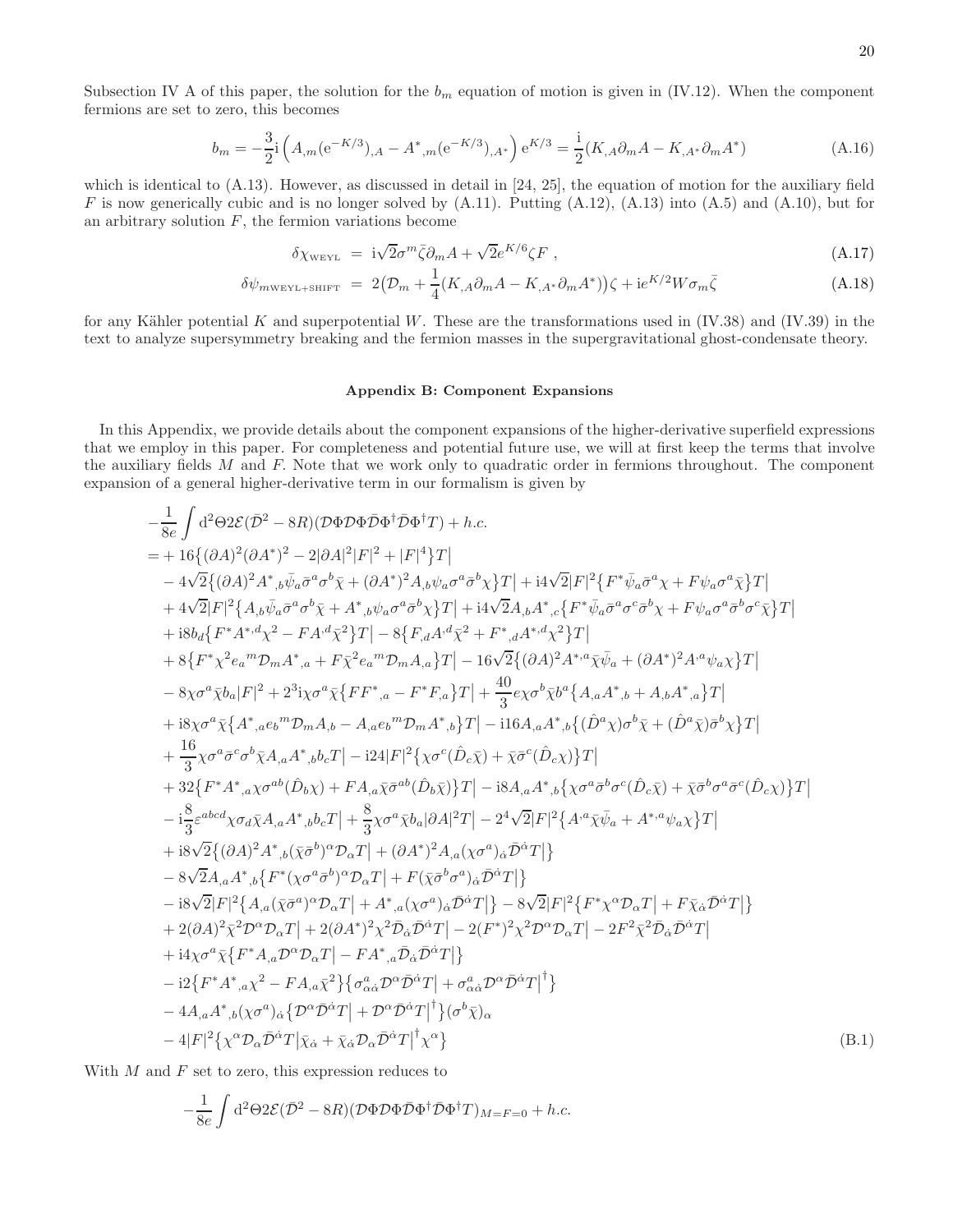Subsection IV A of this paper, the solution for the $b_m$ equation of motion is given in (IV.12). When the component fermions are set to zero, this becomes

$$b_m = -\frac{3}{2}\mathrm{i}\left(A_{,m}(\mathrm{e}^{-K/3})_{,A} - A^*{}_{,m}(\mathrm{e}^{-K/3})_{,A^*}\right)\mathrm{e}^{K/3} = \frac{\mathrm{i}}{2}(K_{,A}\partial_m A - K_{,A^*}\partial_m A^*) \tag{A.16}$$

which is identical to (A.13). However, as discussed in detail in [24, 25], the equation of motion for the auxiliary field $F$ is now generically cubic and is no longer solved by (A.11). Putting (A.12), (A.13) into (A.5) and (A.10), but for an arbitrary solution $F$, the fermion variations become

$$\delta\chi_{\text{WEYL}} = \mathrm{i}\sqrt{2}\sigma^m\bar{\zeta}\partial_m A + \sqrt{2}e^{K/6}\zeta F\ , \tag{A.17}$$

$$\delta\psi_{m\text{WEYL+SHIFT}} = 2\big(\mathcal{D}_m + \frac{1}{4}(K_{,A}\partial_m A - K_{,A^*}\partial_m A^*)\big)\zeta + \mathrm{i}e^{K/2}W\sigma_m\bar{\zeta} \tag{A.18}$$

for any Kähler potential $K$ and superpotential $W$. These are the transformations used in (IV.38) and (IV.39) in the text to analyze supersymmetry breaking and the fermion masses in the supergravitational ghost-condensate theory.

## Appendix B: Component Expansions

In this Appendix, we provide details about the component expansions of the higher-derivative superfield expressions that we employ in this paper. For completeness and potential future use, we will at first keep the terms that involve the auxiliary fields $M$ and $F$. Note that we work only to quadratic order in fermions throughout. The component expansion of a general higher-derivative term in our formalism is given by

$$\begin{aligned}
&-\frac{1}{8e}\int \mathrm{d}^2\Theta 2\mathcal{E}(\bar{\mathcal{D}}^2 - 8R)(\mathcal{D}\Phi\mathcal{D}\Phi\bar{\mathcal{D}}\Phi^\dagger\bar{\mathcal{D}}\Phi^\dagger T) + h.c. \\
&= +16\big\{(\partial A)^2(\partial A^*)^2 - 2|\partial A|^2|F|^2 + |F|^4\big\}T\big| \\
&\quad - 4\sqrt{2}\big\{(\partial A)^2 A^*{}_{,b}\bar{\psi}_a\bar{\sigma}^a\sigma^b\bar{\chi} + (\partial A^*)^2 A_{,b}\psi_a\sigma^a\bar{\sigma}^b\chi\big\}T\big| + \mathrm{i}4\sqrt{2}|F|^2\big\{F^*\bar{\psi}_a\bar{\sigma}^a\chi + F\psi_a\sigma^a\bar{\chi}\big\}T\big| \\
&\quad + 4\sqrt{2}|F|^2\big\{A_{,b}\bar{\psi}_a\bar{\sigma}^a\sigma^b\bar{\chi} + A^*{}_{,b}\psi_a\sigma^a\bar{\sigma}^b\chi\big\}T\big| + \mathrm{i}4\sqrt{2}A_{,b}A^*{}_{,c}\big\{F^*\bar{\psi}_a\bar{\sigma}^a\sigma^c\bar{\sigma}^b\chi + F\psi_a\sigma^a\bar{\sigma}^b\sigma^c\bar{\chi}\big\}T\big| \\
&\quad + \mathrm{i}8b_d\big\{F^*A^{*,d}\chi^2 - FA^{,d}\bar{\chi}^2\big\}T\big| - 8\big\{F_{,d}A^{,d}\bar{\chi}^2 + F^*{}_{,d}A^{*,d}\chi^2\big\}T\big| \\
&\quad + 8\big\{F^*\chi^2 e_a{}^m\mathcal{D}_m A^*{}_{,a} + F\bar{\chi}^2 e_a{}^m\mathcal{D}_m A_{,a}\big\}T\big| - 16\sqrt{2}\big\{(\partial A)^2 A^{*,a}\bar{\chi}\bar{\psi}_a + (\partial A^*)^2 A^{,a}\psi_a\chi\big\}T\big| \\
&\quad - 8\chi\sigma^a\bar{\chi}b_a|F|^2 + 2^3\mathrm{i}\chi\sigma^a\bar{\chi}\big\{FF^*{}_{,a} - F^*F_{,a}\big\}T\big| + \frac{40}{3}e\chi\sigma^b\bar{\chi}b^a\big\{A_{,a}A^*{}_{,b} + A_{,b}A^*{}_{,a}\big\}T\big| \\
&\quad + \mathrm{i}8\chi\sigma^a\bar{\chi}\big\{A^*{}_{,a}e_b{}^m\mathcal{D}_m A_{,b} - A_{,a}e_b{}^m\mathcal{D}_m A^*{}_{,b}\big\}T\big| - \mathrm{i}16A_{,a}A^*{}_{,b}\big\{(\hat{D}^a\chi)\sigma^b\bar{\chi} + (\hat{D}^a\bar{\chi})\bar{\sigma}^b\chi\big\}T\big| \\
&\quad + \frac{16}{3}\chi\sigma^a\bar{\sigma}^c\sigma^b\bar{\chi}A_{,a}A^*{}_{,b}b_c T\big| - \mathrm{i}24|F|^2\big\{\chi\sigma^c(\hat{D}_c\bar{\chi}) + \bar{\chi}\bar{\sigma}^c(\hat{D}_c\chi)\big\}T\big| \\
&\quad + 32\big\{F^*A^*{}_{,a}\chi\sigma^{ab}(\hat{D}_b\chi) + FA_{,a}\bar{\chi}\bar{\sigma}^{ab}(\hat{D}_b\bar{\chi})\big\}T\big| - \mathrm{i}8A_{,a}A^*{}_{,b}\big\{\chi\sigma^a\bar{\sigma}^b\sigma^c(\hat{D}_c\bar{\chi}) + \bar{\chi}\bar{\sigma}^b\sigma^a\bar{\sigma}^c(\hat{D}_c\chi)\big\}T\big| \\
&\quad - \mathrm{i}\frac{8}{3}\varepsilon^{abcd}\chi\sigma_d\bar{\chi}A_{,a}A^*{}_{,b}b_c T\big| + \frac{8}{3}\chi\sigma^a\bar{\chi}b_a|\partial A|^2 T\big| - 2^4\sqrt{2}|F|^2\big\{A^{,a}\bar{\chi}\bar{\psi}_a + A^{*,a}\psi_a\chi\big\}T\big| \\
&\quad + \mathrm{i}8\sqrt{2}\big\{(\partial A)^2 A^*{}_{,b}(\bar{\chi}\bar{\sigma}^b)^\alpha\mathcal{D}_\alpha T\big| + (\partial A^*)^2 A_{,a}(\chi\sigma^a)_{\dot{\alpha}}\bar{\mathcal{D}}^{\dot{\alpha}}T\big|\big\} \\
&\quad - 8\sqrt{2}A_{,a}A^*{}_{,b}\big\{F^*(\chi\sigma^a\bar{\sigma}^b)^\alpha\mathcal{D}_\alpha T\big| + F(\bar{\chi}\bar{\sigma}^b\sigma^a)_{\dot{\alpha}}\bar{\mathcal{D}}^{\dot{\alpha}}T\big|\big\} \\
&\quad - \mathrm{i}8\sqrt{2}|F|^2\big\{A_{,a}(\bar{\chi}\bar{\sigma}^a)^\alpha\mathcal{D}_\alpha T\big| + A^*{}_{,a}(\chi\sigma^a)_{\dot{\alpha}}\bar{\mathcal{D}}^{\dot{\alpha}}T\big|\big\} - 8\sqrt{2}|F|^2\big\{F^*\chi^\alpha\mathcal{D}_\alpha T\big| + F\bar{\chi}_{\dot{\alpha}}\bar{\mathcal{D}}^{\dot{\alpha}}T\big|\big\} \\
&\quad + 2(\partial A)^2\bar{\chi}^2\mathcal{D}^\alpha\mathcal{D}_\alpha T\big| + 2(\partial A^*)^2\chi^2\bar{\mathcal{D}}_{\dot{\alpha}}\bar{\mathcal{D}}^{\dot{\alpha}}T\big| - 2(F^*)^2\chi^2\mathcal{D}^\alpha\mathcal{D}_\alpha T\big| - 2F^2\bar{\chi}^2\bar{\mathcal{D}}_{\dot{\alpha}}\bar{\mathcal{D}}^{\dot{\alpha}}T\big| \\
&\quad + \mathrm{i}4\chi\sigma^a\bar{\chi}\big\{F^*A_{,a}\mathcal{D}^\alpha\mathcal{D}_\alpha T\big| - FA^*{}_{,a}\bar{\mathcal{D}}_{\dot{\alpha}}\bar{\mathcal{D}}^{\dot{\alpha}}T\big|\big\} \\
&\quad - \mathrm{i}2\big\{F^*A^*{}_{,a}\chi^2 - FA_{,a}\bar{\chi}^2\big\}\big\{\sigma^a_{\alpha\dot{\alpha}}\mathcal{D}^\alpha\bar{\mathcal{D}}^{\dot{\alpha}}T\big| + \sigma^a_{\alpha\dot{\alpha}}\mathcal{D}^\alpha\bar{\mathcal{D}}^{\dot{\alpha}}T\big|^\dagger\big\} \\
&\quad - 4A_{,a}A^*{}_{,b}(\chi\sigma^a)_{\dot{\alpha}}\big\{\mathcal{D}^\alpha\bar{\mathcal{D}}^{\dot{\alpha}}T\big| + \mathcal{D}^\alpha\bar{\mathcal{D}}^{\dot{\alpha}}T\big|^\dagger\big\}(\sigma^b\bar{\chi})_\alpha \\
&\quad - 4|F|^2\big\{\chi^\alpha\mathcal{D}_\alpha\bar{\mathcal{D}}^{\dot{\alpha}}T\big|\bar{\chi}_{\dot{\alpha}} + \bar{\chi}_{\dot{\alpha}}\mathcal{D}_\alpha\bar{\mathcal{D}}^{\dot{\alpha}}T\big|^\dagger\chi^\alpha\big\}
\end{aligned} \tag{B.1}$$

With $M$ and $F$ set to zero, this expression reduces to

$$-\frac{1}{8e}\int \mathrm{d}^2\Theta 2\mathcal{E}(\bar{\mathcal{D}}^2 - 8R)(\mathcal{D}\Phi\mathcal{D}\Phi\bar{\mathcal{D}}\Phi^\dagger\bar{\mathcal{D}}\Phi^\dagger T)_{M=F=0} + h.c.$$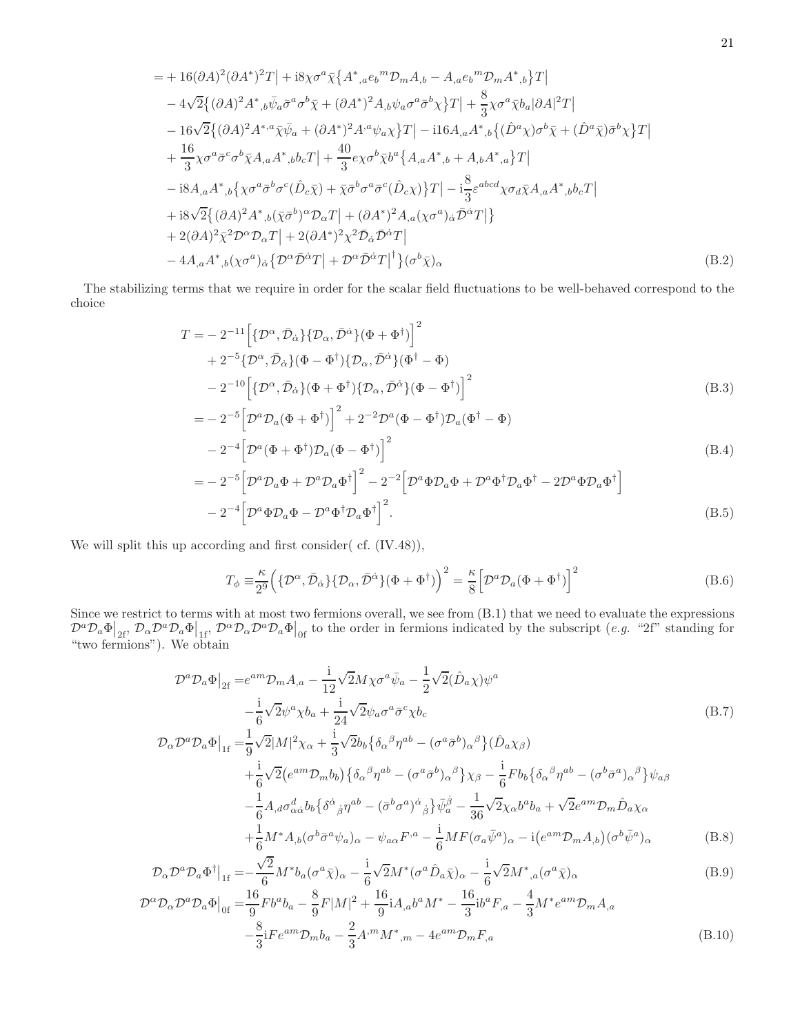$$
\begin{aligned}
=& + 16(\partial A)^2(\partial A^*)^2 T\big| + \mathrm{i}8\chi\sigma^a\bar{\chi}\big\{A^*{}_{,a}e_b{}^m\mathcal{D}_m A_{,b} - A_{,a}e_b{}^m\mathcal{D}_m A^*{}_{,b}\big\}T\big| \\
& - 4\sqrt{2}\big\{(\partial A)^2 A^*{}_{,b}\bar{\psi}_a\bar{\sigma}^a\sigma^b\bar{\chi} + (\partial A^*)^2 A_{,b}\psi_a\sigma^a\bar{\sigma}^b\chi\big\}T\big| + \frac{8}{3}\chi\sigma^a\bar{\chi}b_a|\partial A|^2 T\big| \\
& - 16\sqrt{2}\big\{(\partial A)^2 A^{*,a}\bar{\chi}\bar{\psi}_a + (\partial A^*)^2 A^{,a}\psi_a\chi\big\}T\big| - \mathrm{i}16 A_{,a}A^*{}_{,b}\big\{(\hat{D}^a\chi)\sigma^b\bar{\chi} + (\hat{D}^a\bar{\chi})\bar{\sigma}^b\chi\big\}T\big| \\
& + \frac{16}{3}\chi\sigma^a\bar{\sigma}^c\sigma^b\bar{\chi}A_{,a}A^*{}_{,b}b_c T\big| + \frac{40}{3}e\chi\sigma^b\bar{\chi}b^a\big\{A_{,a}A^*{}_{,b} + A_{,b}A^*{}_{,a}\big\}T\big| \\
& - \mathrm{i}8 A_{,a}A^*{}_{,b}\big\{\chi\sigma^a\bar{\sigma}^b\sigma^c(\hat{D}_c\bar{\chi}) + \bar{\chi}\bar{\sigma}^b\sigma^a\bar{\sigma}^c(\hat{D}_c\chi)\big\}T\big| - \mathrm{i}\frac{8}{3}\varepsilon^{abcd}\chi\sigma_d\bar{\chi}A_{,a}A^*{}_{,b}b_c T\big| \\
& + \mathrm{i}8\sqrt{2}\big\{(\partial A)^2 A^*{}_{,b}(\bar{\chi}\bar{\sigma}^b)^\alpha\mathcal{D}_\alpha T\big| + (\partial A^*)^2 A_{,a}(\chi\sigma^a)_{\dot{\alpha}}\bar{\mathcal{D}}^{\dot{\alpha}}T\big|\big\} \\
& + 2(\partial A)^2\bar{\chi}^2\mathcal{D}^\alpha\mathcal{D}_\alpha T\big| + 2(\partial A^*)^2\chi^2\bar{\mathcal{D}}_{\dot{\alpha}}\bar{\mathcal{D}}^{\dot{\alpha}}T\big| \\
& - 4A_{,a}A^*{}_{,b}(\chi\sigma^a)_{\dot{\alpha}}\big\{\mathcal{D}^\alpha\bar{\mathcal{D}}^{\dot{\alpha}}T\big| + \mathcal{D}^\alpha\bar{\mathcal{D}}^{\dot{\alpha}}T\big|^\dagger\big\}(\sigma^b\bar{\chi})_\alpha
\end{aligned}
\tag{B.2}
$$

The stabilizing terms that we require in order for the scalar field fluctuations to be well-behaved correspond to the choice

$$
\begin{aligned}
T =& - 2^{-11}\Big[\{\mathcal{D}^\alpha,\bar{\mathcal{D}}_{\dot{\alpha}}\}\{\mathcal{D}_\alpha,\bar{\mathcal{D}}^{\dot{\alpha}}\}(\Phi+\Phi^\dagger)\Big]^2 \\
& + 2^{-5}\{\mathcal{D}^\alpha,\bar{\mathcal{D}}_{\dot{\alpha}}\}(\Phi-\Phi^\dagger)\{\mathcal{D}_\alpha,\bar{\mathcal{D}}^{\dot{\alpha}}\}(\Phi^\dagger-\Phi) \\
& - 2^{-10}\Big[\{\mathcal{D}^\alpha,\bar{\mathcal{D}}_{\dot{\alpha}}\}(\Phi+\Phi^\dagger)\{\mathcal{D}_\alpha,\bar{\mathcal{D}}^{\dot{\alpha}}\}(\Phi-\Phi^\dagger)\Big]^2
\end{aligned}
\tag{B.3}
$$

$$
\begin{aligned}
=& - 2^{-5}\Big[\mathcal{D}^a\mathcal{D}_a(\Phi+\Phi^\dagger)\Big]^2 + 2^{-2}\mathcal{D}^a(\Phi-\Phi^\dagger)\mathcal{D}_a(\Phi^\dagger-\Phi) \\
& - 2^{-4}\Big[\mathcal{D}^a(\Phi+\Phi^\dagger)\mathcal{D}_a(\Phi-\Phi^\dagger)\Big]^2
\end{aligned}
\tag{B.4}
$$

$$
\begin{aligned}
=& - 2^{-5}\Big[\mathcal{D}^a\mathcal{D}_a\Phi + \mathcal{D}^a\mathcal{D}_a\Phi^\dagger\Big]^2 - 2^{-2}\Big[\mathcal{D}^a\Phi\mathcal{D}_a\Phi + \mathcal{D}^a\Phi^\dagger\mathcal{D}_a\Phi^\dagger - 2\mathcal{D}^a\Phi\mathcal{D}_a\Phi^\dagger\Big] \\
& - 2^{-4}\Big[\mathcal{D}^a\Phi\mathcal{D}_a\Phi - \mathcal{D}^a\Phi^\dagger\mathcal{D}_a\Phi^\dagger\Big]^2.
\end{aligned}
\tag{B.5}
$$

We will split this up according and first consider( cf. (IV.48)),

$$
T_\phi \equiv \frac{\kappa}{2^9}\Big(\{\mathcal{D}^\alpha,\bar{\mathcal{D}}_{\dot{\alpha}}\}\{\mathcal{D}_\alpha,\bar{\mathcal{D}}^{\dot{\alpha}}\}(\Phi+\Phi^\dagger)\Big)^2 = \frac{\kappa}{8}\Big[\mathcal{D}^a\mathcal{D}_a(\Phi+\Phi^\dagger)\Big]^2
\tag{B.6}
$$

Since we restrict to terms with at most two fermions overall, we see from (B.1) that we need to evaluate the expressions $\mathcal{D}^a\mathcal{D}_a\Phi\big|_{2\mathrm{f}}$, $\mathcal{D}_\alpha\mathcal{D}^a\mathcal{D}_a\Phi\big|_{1\mathrm{f}}$, $\mathcal{D}^\alpha\mathcal{D}_\alpha\mathcal{D}^a\mathcal{D}_a\Phi\big|_{0\mathrm{f}}$ to the order in fermions indicated by the subscript (*e.g.* "2f" standing for "two fermions"). We obtain

$$
\begin{aligned}
\mathcal{D}^a\mathcal{D}_a\Phi\big|_{2\mathrm{f}} =& e^{am}\mathcal{D}_m A_{,a} - \frac{\mathrm{i}}{12}\sqrt{2}M\chi\sigma^a\bar{\psi}_a - \frac{1}{2}\sqrt{2}(\hat{D}_a\chi)\psi^a \\
& - \frac{\mathrm{i}}{6}\sqrt{2}\psi^a\chi b_a + \frac{\mathrm{i}}{24}\sqrt{2}\psi_a\sigma^a\bar{\sigma}^c\chi b_c
\end{aligned}
\tag{B.7}
$$

$$
\begin{aligned}
\mathcal{D}_\alpha\mathcal{D}^a\mathcal{D}_a\Phi\big|_{1\mathrm{f}} =& \frac{1}{9}\sqrt{2}|M|^2\chi_\alpha + \frac{\mathrm{i}}{3}\sqrt{2}b_b\big\{\delta_\alpha{}^\beta\eta^{ab} - (\sigma^a\bar{\sigma}^b)_\alpha{}^\beta\big\}(\hat{D}_a\chi_\beta) \\
& + \frac{\mathrm{i}}{6}\sqrt{2}\big(e^{am}\mathcal{D}_m b_b\big)\big\{\delta_\alpha{}^\beta\eta^{ab} - (\sigma^a\bar{\sigma}^b)_\alpha{}^\beta\big\}\chi_\beta - \frac{\mathrm{i}}{6}Fb_b\big\{\delta_\alpha{}^\beta\eta^{ab} - (\sigma^b\bar{\sigma}^a)_\alpha{}^\beta\big\}\psi_{a\beta} \\
& - \frac{1}{6}A_{,d}\sigma^d_{\alpha\dot{\alpha}}b_b\big\{\delta^{\dot{\alpha}}{}_{\dot{\beta}}\eta^{ab} - (\bar{\sigma}^b\sigma^a)^{\dot{\alpha}}{}_{\dot{\beta}}\big\}\bar{\psi}_a^{\dot{\beta}} - \frac{1}{36}\sqrt{2}\chi_\alpha b^a b_a + \sqrt{2}e^{am}\mathcal{D}_m\hat{D}_a\chi_\alpha \\
& + \frac{1}{6}M^*A_{,b}(\sigma^b\bar{\sigma}^a\psi_a)_\alpha - \psi_{a\alpha}F^{,a} - \frac{\mathrm{i}}{6}MF(\sigma_a\bar{\psi}^a)_\alpha - \mathrm{i}\big(e^{am}\mathcal{D}_m A_{,b}\big)(\sigma^b\bar{\psi}^a)_\alpha
\end{aligned}
\tag{B.8}
$$

$$
\mathcal{D}_\alpha\mathcal{D}^a\mathcal{D}_a\Phi^\dagger\big|_{1\mathrm{f}} = -\frac{\sqrt{2}}{6}M^*b_a(\sigma^a\bar{\chi})_\alpha - \frac{\mathrm{i}}{6}\sqrt{2}M^*(\sigma^a\hat{D}_a\bar{\chi})_\alpha - \frac{\mathrm{i}}{6}\sqrt{2}M^*{}_{,a}(\sigma^a\bar{\chi})_\alpha
\tag{B.9}
$$

$$
\begin{aligned}
\mathcal{D}^\alpha\mathcal{D}_\alpha\mathcal{D}^a\mathcal{D}_a\Phi\big|_{0\mathrm{f}} =& \frac{16}{9}Fb^a b_a - \frac{8}{9}F|M|^2 + \frac{16}{9}\mathrm{i}A_{,a}b^a M^* - \frac{16}{3}\mathrm{i}b^a F_{,a} - \frac{4}{3}M^*e^{am}\mathcal{D}_m A_{,a} \\
& - \frac{8}{3}\mathrm{i}Fe^{am}\mathcal{D}_m b_a - \frac{2}{3}A^{,m}M^*{}_{,m} - 4e^{am}\mathcal{D}_m F_{,a}
\end{aligned}
\tag{B.10}
$$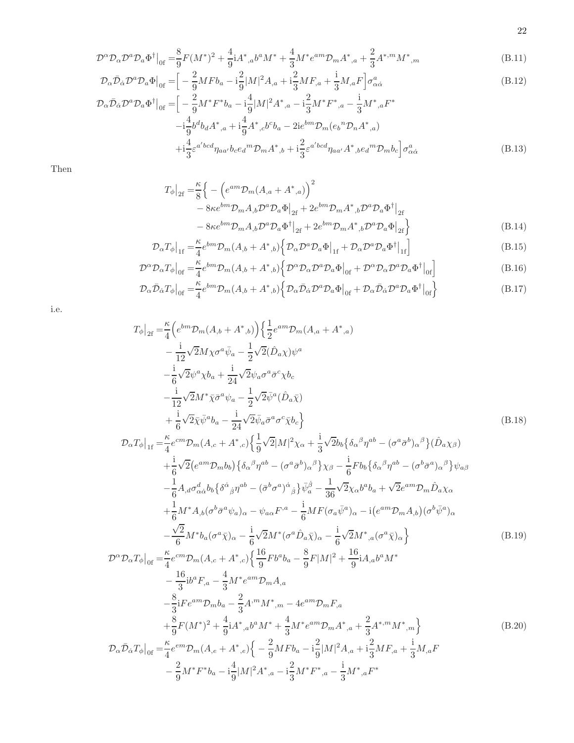$$
\mathcal{D}^\alpha\mathcal{D}_\alpha\mathcal{D}^a\mathcal{D}_a\Phi^\dagger\big|_{0\mathrm{f}} = \frac{8}{9}F(M^*)^2 + \frac{4}{9}\mathrm{i}A^*{}_{,a}b^aM^* + \frac{4}{3}M^*e^{am}\mathcal{D}_mA^*{}_{,a} + \frac{2}{3}A^{*,m}M^*{}_{,m} \tag{B.11}
$$

$$
\mathcal{D}_\alpha\bar{\mathcal{D}}_{\dot\alpha}\mathcal{D}^a\mathcal{D}_a\Phi\big|_{0\mathrm{f}} = \Big[-\frac{2}{9}MFb_a - \mathrm{i}\frac{2}{9}|M|^2A_{,a} + \mathrm{i}\frac{2}{3}MF_{,a} + \frac{\mathrm{i}}{3}M_{,a}F\Big]\sigma^a_{\alpha\dot\alpha} \tag{B.12}
$$

$$
\begin{aligned}
\mathcal{D}_\alpha\bar{\mathcal{D}}_{\dot\alpha}\mathcal{D}^a\mathcal{D}_a\Phi^\dagger\big|_{0\mathrm{f}} = \Big[&-\frac{2}{9}M^*F^*b_a - \mathrm{i}\frac{4}{9}|M|^2A^*{}_{,a} - \mathrm{i}\frac{2}{3}M^*F^*{}_{,a} - \frac{\mathrm{i}}{3}M^*{}_{,a}F^* \\
&-\mathrm{i}\frac{4}{9}b^db_dA^*{}_{,a} + \mathrm{i}\frac{4}{9}A^*{}_{,c}b^cb_a - 2\mathrm{i}e^{bm}\mathcal{D}_m(e_b{}^n\mathcal{D}_nA^*{}_{,a}) \\
&+\mathrm{i}\frac{4}{3}\varepsilon^{a'bcd}\eta_{aa'}b_ce_d{}^m\mathcal{D}_mA^*{}_{,b} + \mathrm{i}\frac{2}{3}\varepsilon^{a'bcd}\eta_{aa'}A^*{}_{,b}e_d{}^m\mathcal{D}_mb_c\Big]\sigma^a_{\alpha\dot\alpha}
\end{aligned} \tag{B.13}
$$

Then

$$
\begin{aligned}
T_\phi\big|_{2\mathrm{f}} = \frac{\kappa}{8}\Big\{&-\Big(e^{am}\mathcal{D}_m(A_{,a}+A^*{}_{,a})\Big)^2 \\
&-8\kappa e^{bm}\mathcal{D}_mA_{,b}\mathcal{D}^a\mathcal{D}_a\Phi\big|_{2\mathrm{f}} + 2e^{bm}\mathcal{D}_mA^*{}_{,b}\mathcal{D}^a\mathcal{D}_a\Phi^\dagger\big|_{2\mathrm{f}} \\
&-8\kappa e^{bm}\mathcal{D}_mA_{,b}\mathcal{D}^a\mathcal{D}_a\Phi^\dagger\big|_{2\mathrm{f}} + 2e^{bm}\mathcal{D}_mA^*{}_{,b}\mathcal{D}^a\mathcal{D}_a\Phi\big|_{2\mathrm{f}}\Big\}
\end{aligned} \tag{B.14}
$$

$$
\mathcal{D}_\alpha T_\phi\big|_{1\mathrm{f}} = \frac{\kappa}{4}e^{bm}\mathcal{D}_m(A_{,b}+A^*{}_{,b})\Big\{\mathcal{D}_\alpha\mathcal{D}^a\mathcal{D}_a\Phi\big|_{1\mathrm{f}} + \mathcal{D}_\alpha\mathcal{D}^a\mathcal{D}_a\Phi^\dagger\big|_{1\mathrm{f}}\Big] \tag{B.15}
$$

$$
\mathcal{D}^\alpha\mathcal{D}_\alpha T_\phi\big|_{0\mathrm{f}} = \frac{\kappa}{4}e^{bm}\mathcal{D}_m(A_{,b}+A^*{}_{,b})\Big\{\mathcal{D}^\alpha\mathcal{D}_\alpha\mathcal{D}^a\mathcal{D}_a\Phi\big|_{0\mathrm{f}} + \mathcal{D}^\alpha\mathcal{D}_\alpha\mathcal{D}^a\mathcal{D}_a\Phi^\dagger\big|_{0\mathrm{f}}\Big] \tag{B.16}
$$

$$
\mathcal{D}_\alpha\bar{\mathcal{D}}_{\dot\alpha} T_\phi\big|_{0\mathrm{f}} = \frac{\kappa}{4}e^{bm}\mathcal{D}_m(A_{,b}+A^*{}_{,b})\Big\{\mathcal{D}_\alpha\bar{\mathcal{D}}_{\dot\alpha}\mathcal{D}^a\mathcal{D}_a\Phi\big|_{0\mathrm{f}} + \mathcal{D}_\alpha\bar{\mathcal{D}}_{\dot\alpha}\mathcal{D}^a\mathcal{D}_a\Phi^\dagger\big|_{0\mathrm{f}}\Big\} \tag{B.17}
$$

i.e.

$$
\begin{aligned}
T_\phi\big|_{2\mathrm{f}} = \frac{\kappa}{4}\Big(e^{bm}\mathcal{D}_m(A_{,b}+A^*{}_{,b})\Big)\Big\{&\frac{1}{2}e^{am}\mathcal{D}_m(A_{,a}+A^*{}_{,a}) \\
&-\frac{\mathrm{i}}{12}\sqrt{2}M\chi\sigma^a\bar\psi_a - \frac{1}{2}\sqrt{2}(\hat D_a\chi)\psi^a \\
&-\frac{\mathrm{i}}{6}\sqrt{2}\psi^a\chi b_a + \frac{\mathrm{i}}{24}\sqrt{2}\psi_a\sigma^a\bar\sigma^c\chi b_c \\
&-\frac{\mathrm{i}}{12}\sqrt{2}M^*\bar\chi\bar\sigma^a\psi_a - \frac{1}{2}\sqrt{2}\bar\psi^a(\hat D_a\bar\chi) \\
&+\frac{\mathrm{i}}{6}\sqrt{2}\bar\chi\bar\psi^ab_a - \frac{\mathrm{i}}{24}\sqrt{2}\bar\psi_a\bar\sigma^a\sigma^c\bar\chi b_c\Big\}
\end{aligned} \tag{B.18}
$$

$$
\begin{aligned}
\mathcal{D}_\alpha T_\phi\big|_{1\mathrm{f}} = \frac{\kappa}{4}e^{cm}\mathcal{D}_m(A_{,c}+A^*{}_{,c})\Big\{&\frac{1}{9}\sqrt{2}|M|^2\chi_\alpha + \frac{\mathrm{i}}{3}\sqrt{2}b_b\big\{\delta_\alpha{}^\beta\eta^{ab} - (\sigma^a\bar\sigma^b)_\alpha{}^\beta\big\}(\hat D_a\chi_\beta) \\
&+\frac{\mathrm{i}}{6}\sqrt{2}\big(e^{am}\mathcal{D}_mb_b\big)\big\{\delta_\alpha{}^\beta\eta^{ab} - (\sigma^a\bar\sigma^b)_\alpha{}^\beta\big\}\chi_\beta - \frac{\mathrm{i}}{6}Fb_b\big\{\delta_\alpha{}^\beta\eta^{ab} - (\sigma^b\bar\sigma^a)_\alpha{}^\beta\big\}\psi_{a\beta} \\
&-\frac{1}{6}A_{,d}\sigma^d_{\alpha\dot\alpha}b_b\big\{\delta^{\dot\alpha}{}_{\dot\beta}\eta^{ab} - (\bar\sigma^b\sigma^a)^{\dot\alpha}{}_{\dot\beta}\big\}\bar\psi_a^{\dot\beta} - \frac{1}{36}\sqrt{2}\chi_\alpha b^ab_a + \sqrt{2}e^{am}\mathcal{D}_m\hat D_a\chi_\alpha \\
&+\frac{1}{6}M^*A_{,b}(\sigma^b\bar\sigma^a\psi_a)_\alpha - \psi_{a\alpha}F^{,a} - \frac{\mathrm{i}}{6}MF(\sigma_a\bar\psi^a)_\alpha - \mathrm{i}\big(e^{am}\mathcal{D}_mA_{,b}\big)(\sigma^b\bar\psi^a)_\alpha \\
&-\frac{\sqrt{2}}{6}M^*b_a(\sigma^a\bar\chi)_\alpha - \frac{\mathrm{i}}{6}\sqrt{2}M^*(\sigma^a\hat D_a\bar\chi)_\alpha - \frac{\mathrm{i}}{6}\sqrt{2}M^*{}_{,a}(\sigma^a\bar\chi)_\alpha\Big\}
\end{aligned} \tag{B.19}
$$

$$
\begin{aligned}
\mathcal{D}^\alpha\mathcal{D}_\alpha T_\phi\big|_{0\mathrm{f}} = \frac{\kappa}{4}e^{cm}\mathcal{D}_m(A_{,c}+A^*{}_{,c})\Big\{&\frac{16}{9}Fb^ab_a - \frac{8}{9}F|M|^2 + \frac{16}{9}\mathrm{i}A_{,a}b^aM^* \\
&-\frac{16}{3}\mathrm{i}b^aF_{,a} - \frac{4}{3}M^*e^{am}\mathcal{D}_mA_{,a} \\
&-\frac{8}{3}\mathrm{i}Fe^{am}\mathcal{D}_mb_a - \frac{2}{3}A^{,m}M^*{}_{,m} - 4e^{am}\mathcal{D}_mF_{,a} \\
&+\frac{8}{9}F(M^*)^2 + \frac{4}{9}\mathrm{i}A^*{}_{,a}b^aM^* + \frac{4}{3}M^*e^{am}\mathcal{D}_mA^*{}_{,a} + \frac{2}{3}A^{*,m}M^*{}_{,m}\Big\}
\end{aligned} \tag{B.20}
$$

$$
\begin{aligned}
\mathcal{D}_\alpha\bar{\mathcal{D}}_{\dot\alpha}T_\phi\big|_{0\mathrm{f}} = \frac{\kappa}{4}e^{em}\mathcal{D}_m(A_{,e}+A^*{}_{,e})\Big\{&-\frac{2}{9}MFb_a - \mathrm{i}\frac{2}{9}|M|^2A_{,a} + \mathrm{i}\frac{2}{3}MF_{,a} + \frac{\mathrm{i}}{3}M_{,a}F \\
&-\frac{2}{9}M^*F^*b_a - \mathrm{i}\frac{4}{9}|M|^2A^*{}_{,a} - \mathrm{i}\frac{2}{3}M^*F^*{}_{,a} - \frac{\mathrm{i}}{3}M^*{}_{,a}F^*
\end{aligned}
$$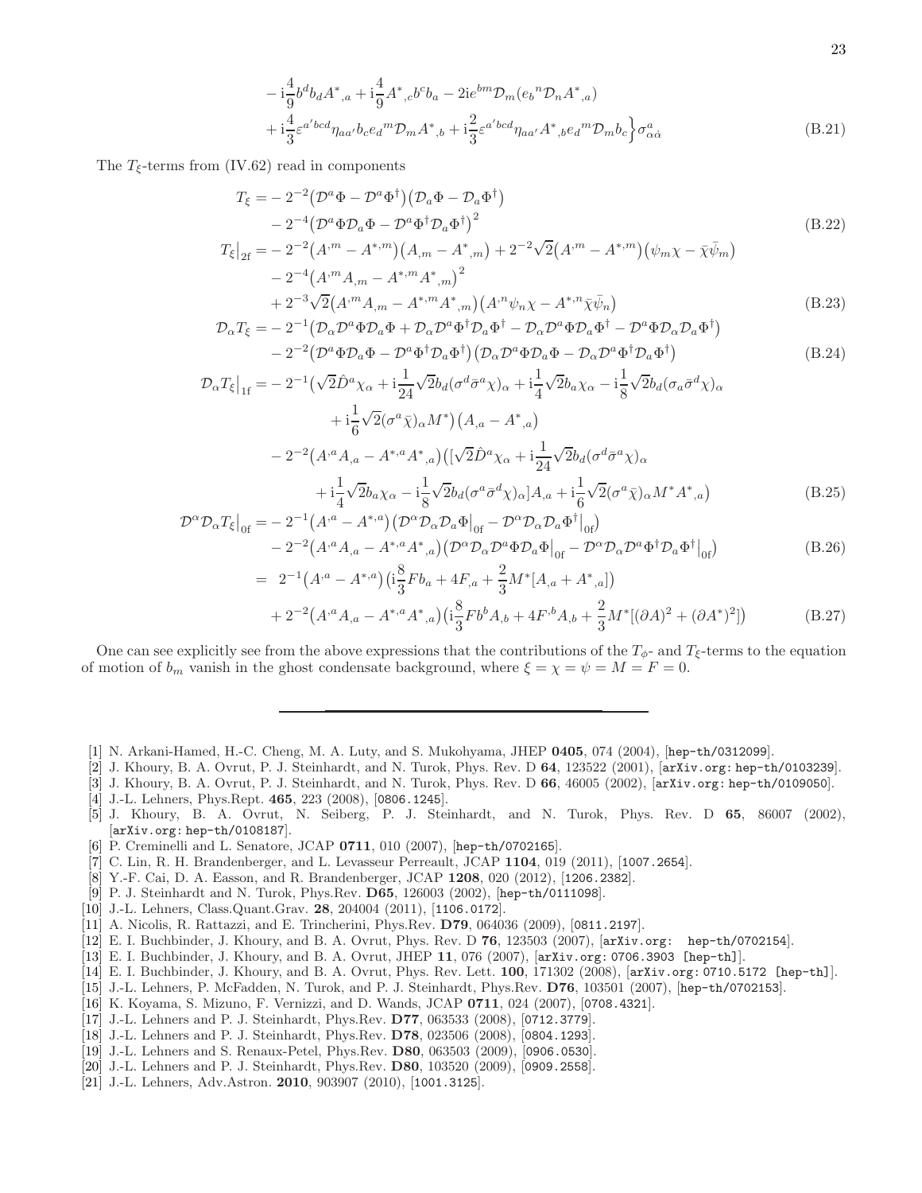$$
\begin{aligned}
& - \mathrm{i}\frac{4}{9} b^d b_d A^*{}_{,a} + \mathrm{i}\frac{4}{9} A^*{}_{,c} b^c b_a - 2\mathrm{i} e^{bm} \mathcal{D}_m (e_b{}^n \mathcal{D}_n A^*{}_{,a}) \\
& + \mathrm{i}\frac{4}{3} \varepsilon^{a'bcd} \eta_{aa'} b_c e_d{}^m \mathcal{D}_m A^*{}_{,b} + \mathrm{i}\frac{2}{3} \varepsilon^{a'bcd} \eta_{aa'} A^*{}_{,b} e_d{}^m \mathcal{D}_m b_c \Big\} \sigma^a_{\alpha\dot{\alpha}}
\end{aligned} \tag{B.21}
$$

The $T_\xi$-terms from (IV.62) read in components

$$
\begin{aligned}
T_\xi = & - 2^{-2} \big(\mathcal{D}^a \Phi - \mathcal{D}^a \Phi^\dagger\big)\big(\mathcal{D}_a \Phi - \mathcal{D}_a \Phi^\dagger\big) \\
& - 2^{-4} \big(\mathcal{D}^a \Phi \mathcal{D}_a \Phi - \mathcal{D}^a \Phi^\dagger \mathcal{D}_a \Phi^\dagger\big)^2
\end{aligned} \tag{B.22}
$$

$$
\begin{aligned}
T_\xi\big|_{2\mathrm{f}} = & - 2^{-2} \big(A^{,m} - A^{*,m}\big)\big(A_{,m} - A^*{}_{,m}\big) + 2^{-2}\sqrt{2}\big(A^{,m} - A^{*,m}\big)\big(\psi_m \chi - \bar{\chi}\bar{\psi}_m\big) \\
& - 2^{-4}\big(A^{,m} A_{,m} - A^{*,m} A^*{}_{,m}\big)^2 \\
& + 2^{-3}\sqrt{2}\big(A^{,m} A_{,m} - A^{*,m} A^*{}_{,m}\big)\big(A^{,n} \psi_n \chi - A^{*,n} \bar{\chi} \bar{\psi}_n\big)
\end{aligned} \tag{B.23}
$$

$$
\begin{aligned}
\mathcal{D}_\alpha T_\xi = & - 2^{-1}\big(\mathcal{D}_\alpha \mathcal{D}^a \Phi \mathcal{D}_a \Phi + \mathcal{D}_\alpha \mathcal{D}^a \Phi^\dagger \mathcal{D}_a \Phi^\dagger - \mathcal{D}_\alpha \mathcal{D}^a \Phi \mathcal{D}_a \Phi^\dagger - \mathcal{D}^a \Phi \mathcal{D}_\alpha \mathcal{D}_a \Phi^\dagger\big) \\
& - 2^{-2}\big(\mathcal{D}^a \Phi \mathcal{D}_a \Phi - \mathcal{D}^a \Phi^\dagger \mathcal{D}_a \Phi^\dagger\big)\big(\mathcal{D}_\alpha \mathcal{D}^a \Phi \mathcal{D}_a \Phi - \mathcal{D}_\alpha \mathcal{D}^a \Phi^\dagger \mathcal{D}_a \Phi^\dagger\big)
\end{aligned} \tag{B.24}
$$

$$
\begin{aligned}
\mathcal{D}_\alpha T_\xi\big|_{1\mathrm{f}} = & - 2^{-1}\big(\sqrt{2}\hat{D}^a \chi_\alpha + \mathrm{i}\frac{1}{24}\sqrt{2} b_d (\sigma^d \bar{\sigma}^a \chi)_\alpha + \mathrm{i}\frac{1}{4}\sqrt{2} b_a \chi_\alpha - \mathrm{i}\frac{1}{8}\sqrt{2} b_d (\sigma_a \bar{\sigma}^d \chi)_\alpha \\
& \qquad + \mathrm{i}\frac{1}{6}\sqrt{2}(\sigma^a \bar{\chi})_\alpha M^*\big)\big(A_{,a} - A^*{}_{,a}\big) \\
& - 2^{-2}\big(A^{,a} A_{,a} - A^{*,a} A^*{}_{,a}\big)\big([\sqrt{2}\hat{D}^a \chi_\alpha + \mathrm{i}\frac{1}{24}\sqrt{2} b_d (\sigma^d \bar{\sigma}^a \chi)_\alpha \\
& \qquad + \mathrm{i}\frac{1}{4}\sqrt{2} b_a \chi_\alpha - \mathrm{i}\frac{1}{8}\sqrt{2} b_d (\sigma^a \bar{\sigma}^d \chi)_\alpha] A_{,a} + \mathrm{i}\frac{1}{6}\sqrt{2}(\sigma^a \bar{\chi})_\alpha M^* A^*{}_{,a}\big)
\end{aligned} \tag{B.25}
$$

$$
\begin{aligned}
\mathcal{D}^\alpha \mathcal{D}_\alpha T_\xi\big|_{0\mathrm{f}} = & - 2^{-1}\big(A^{,a} - A^{*,a}\big)\big(\mathcal{D}^\alpha \mathcal{D}_\alpha \mathcal{D}_a \Phi\big|_{0\mathrm{f}} - \mathcal{D}^\alpha \mathcal{D}_\alpha \mathcal{D}_a \Phi^\dagger\big|_{0\mathrm{f}}\big) \\
& - 2^{-2}\big(A^{,a} A_{,a} - A^{*,a} A^*{}_{,a}\big)\big(\mathcal{D}^\alpha \mathcal{D}_\alpha \mathcal{D}^a \Phi \mathcal{D}_a \Phi\big|_{0\mathrm{f}} - \mathcal{D}^\alpha \mathcal{D}_\alpha \mathcal{D}^a \Phi^\dagger \mathcal{D}_a \Phi^\dagger\big|_{0\mathrm{f}}\big)
\end{aligned} \tag{B.26}
$$

$$
\begin{aligned}
= & \ 2^{-1}\big(A^{,a} - A^{*,a}\big)\big(\mathrm{i}\frac{8}{3} F b_a + 4F_{,a} + \frac{2}{3} M^* [A_{,a} + A^*{}_{,a}]\big) \\
& + 2^{-2}\big(A^{,a} A_{,a} - A^{*,a} A^*{}_{,a}\big)\big(\mathrm{i}\frac{8}{3} F b^b A_{,b} + 4F^{,b} A_{,b} + \frac{2}{3} M^* [(\partial A)^2 + (\partial A^*)^2]\big)
\end{aligned} \tag{B.27}
$$

One can see explicitly see from the above expressions that the contributions of the $T_\phi$- and $T_\xi$-terms to the equation of motion of $b_m$ vanish in the ghost condensate background, where $\xi = \chi = \psi = M = F = 0$.

---

[1] N. Arkani-Hamed, H.-C. Cheng, M. A. Luty, and S. Mukohyama, JHEP **0405**, 074 (2004), [hep-th/0312099].
[2] J. Khoury, B. A. Ovrut, P. J. Steinhardt, and N. Turok, Phys. Rev. D **64**, 123522 (2001), [arXiv.org: hep-th/0103239].
[3] J. Khoury, B. A. Ovrut, P. J. Steinhardt, and N. Turok, Phys. Rev. D **66**, 46005 (2002), [arXiv.org: hep-th/0109050].
[4] J.-L. Lehners, Phys.Rept. **465**, 223 (2008), [0806.1245].
[5] J. Khoury, B. A. Ovrut, N. Seiberg, P. J. Steinhardt, and N. Turok, Phys. Rev. D **65**, 86007 (2002), [arXiv.org: hep-th/0108187].
[6] P. Creminelli and L. Senatore, JCAP **0711**, 010 (2007), [hep-th/0702165].
[7] C. Lin, R. H. Brandenberger, and L. Levasseur Perreault, JCAP **1104**, 019 (2011), [1007.2654].
[8] Y.-F. Cai, D. A. Easson, and R. Brandenberger, JCAP **1208**, 020 (2012), [1206.2382].
[9] P. J. Steinhardt and N. Turok, Phys.Rev. **D65**, 126003 (2002), [hep-th/0111098].
[10] J.-L. Lehners, Class.Quant.Grav. **28**, 204004 (2011), [1106.0172].
[11] A. Nicolis, R. Rattazzi, and E. Trincherini, Phys.Rev. **D79**, 064036 (2009), [0811.2197].
[12] E. I. Buchbinder, J. Khoury, and B. A. Ovrut, Phys. Rev. D **76**, 123503 (2007), [arXiv.org: hep-th/0702154].
[13] E. I. Buchbinder, J. Khoury, and B. A. Ovrut, JHEP **11**, 076 (2007), [arXiv.org: 0706.3903 [hep-th]].
[14] E. I. Buchbinder, J. Khoury, and B. A. Ovrut, Phys. Rev. Lett. **100**, 171302 (2008), [arXiv.org: 0710.5172 [hep-th]].
[15] J.-L. Lehners, P. McFadden, N. Turok, and P. J. Steinhardt, Phys.Rev. **D76**, 103501 (2007), [hep-th/0702153].
[16] K. Koyama, S. Mizuno, F. Vernizzi, and D. Wands, JCAP **0711**, 024 (2007), [0708.4321].
[17] J.-L. Lehners and P. J. Steinhardt, Phys.Rev. **D77**, 063533 (2008), [0712.3779].
[18] J.-L. Lehners and P. J. Steinhardt, Phys.Rev. **D78**, 023506 (2008), [0804.1293].
[19] J.-L. Lehners and S. Renaux-Petel, Phys.Rev. **D80**, 063503 (2009), [0906.0530].
[20] J.-L. Lehners and P. J. Steinhardt, Phys.Rev. **D80**, 103520 (2009), [0909.2558].
[21] J.-L. Lehners, Adv.Astron. **2010**, 903907 (2010), [1001.3125].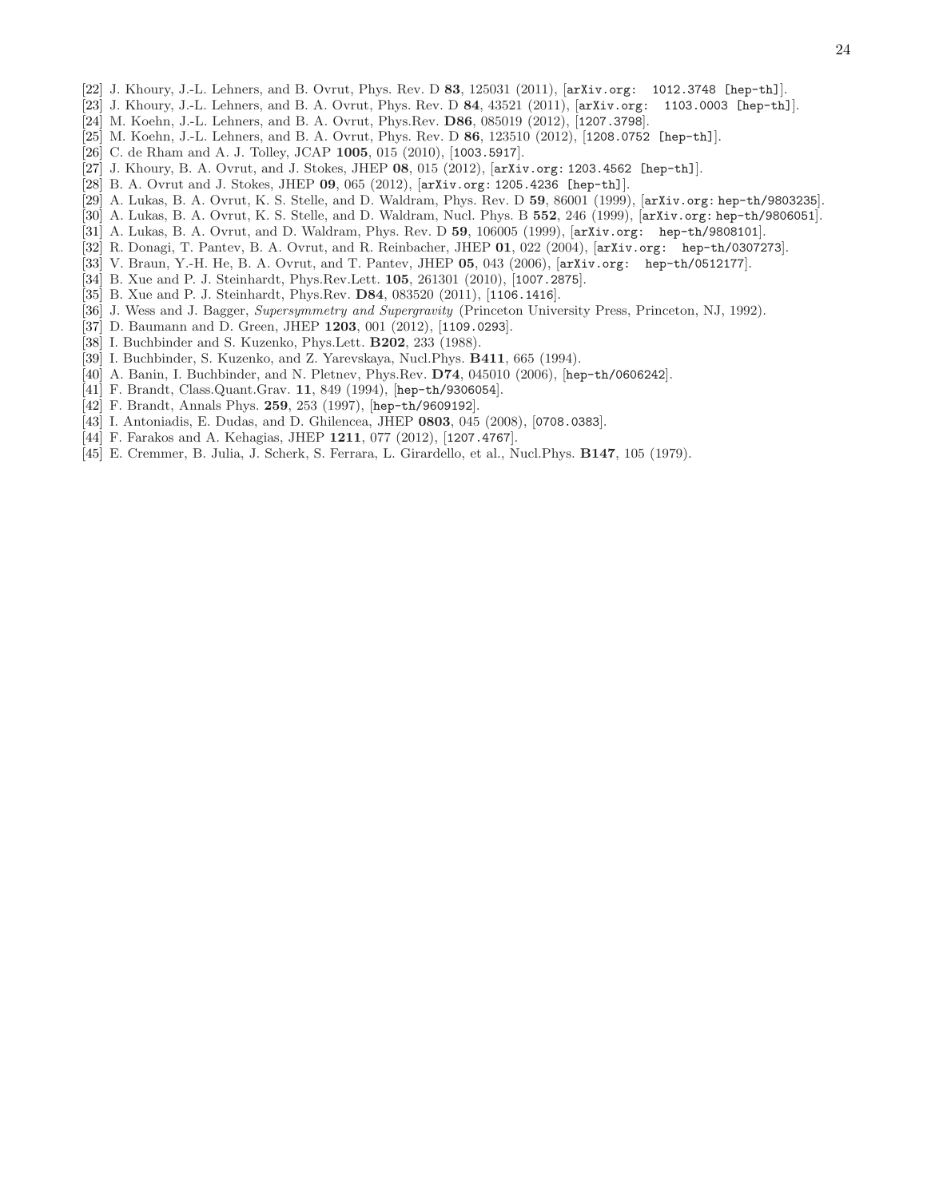[22] J. Khoury, J.-L. Lehners, and B. Ovrut, Phys. Rev. D **83**, 125031 (2011), [arXiv.org: 1012.3748 [hep-th]].
[23] J. Khoury, J.-L. Lehners, and B. A. Ovrut, Phys. Rev. D **84**, 43521 (2011), [arXiv.org: 1103.0003 [hep-th]].
[24] M. Koehn, J.-L. Lehners, and B. A. Ovrut, Phys.Rev. **D86**, 085019 (2012), [1207.3798].
[25] M. Koehn, J.-L. Lehners, and B. A. Ovrut, Phys. Rev. D **86**, 123510 (2012), [1208.0752 [hep-th]].
[26] C. de Rham and A. J. Tolley, JCAP **1005**, 015 (2010), [1003.5917].
[27] J. Khoury, B. A. Ovrut, and J. Stokes, JHEP **08**, 015 (2012), [arXiv.org: 1203.4562 [hep-th]].
[28] B. A. Ovrut and J. Stokes, JHEP **09**, 065 (2012), [arXiv.org: 1205.4236 [hep-th]].
[29] A. Lukas, B. A. Ovrut, K. S. Stelle, and D. Waldram, Phys. Rev. D **59**, 86001 (1999), [arXiv.org: hep-th/9803235].
[30] A. Lukas, B. A. Ovrut, K. S. Stelle, and D. Waldram, Nucl. Phys. B **552**, 246 (1999), [arXiv.org: hep-th/9806051].
[31] A. Lukas, B. A. Ovrut, and D. Waldram, Phys. Rev. D **59**, 106005 (1999), [arXiv.org: hep-th/9808101].
[32] R. Donagi, T. Pantev, B. A. Ovrut, and R. Reinbacher, JHEP **01**, 022 (2004), [arXiv.org: hep-th/0307273].
[33] V. Braun, Y.-H. He, B. A. Ovrut, and T. Pantev, JHEP **05**, 043 (2006), [arXiv.org: hep-th/0512177].
[34] B. Xue and P. J. Steinhardt, Phys.Rev.Lett. **105**, 261301 (2010), [1007.2875].
[35] B. Xue and P. J. Steinhardt, Phys.Rev. **D84**, 083520 (2011), [1106.1416].
[36] J. Wess and J. Bagger, *Supersymmetry and Supergravity* (Princeton University Press, Princeton, NJ, 1992).
[37] D. Baumann and D. Green, JHEP **1203**, 001 (2012), [1109.0293].
[38] I. Buchbinder and S. Kuzenko, Phys.Lett. **B202**, 233 (1988).
[39] I. Buchbinder, S. Kuzenko, and Z. Yarevskaya, Nucl.Phys. **B411**, 665 (1994).
[40] A. Banin, I. Buchbinder, and N. Pletnev, Phys.Rev. **D74**, 045010 (2006), [hep-th/0606242].
[41] F. Brandt, Class.Quant.Grav. **11**, 849 (1994), [hep-th/9306054].
[42] F. Brandt, Annals Phys. **259**, 253 (1997), [hep-th/9609192].
[43] I. Antoniadis, E. Dudas, and D. Ghilencea, JHEP **0803**, 045 (2008), [0708.0383].
[44] F. Farakos and A. Kehagias, JHEP **1211**, 077 (2012), [1207.4767].
[45] E. Cremmer, B. Julia, J. Scherk, S. Ferrara, L. Girardello, et al., Nucl.Phys. **B147**, 105 (1979).